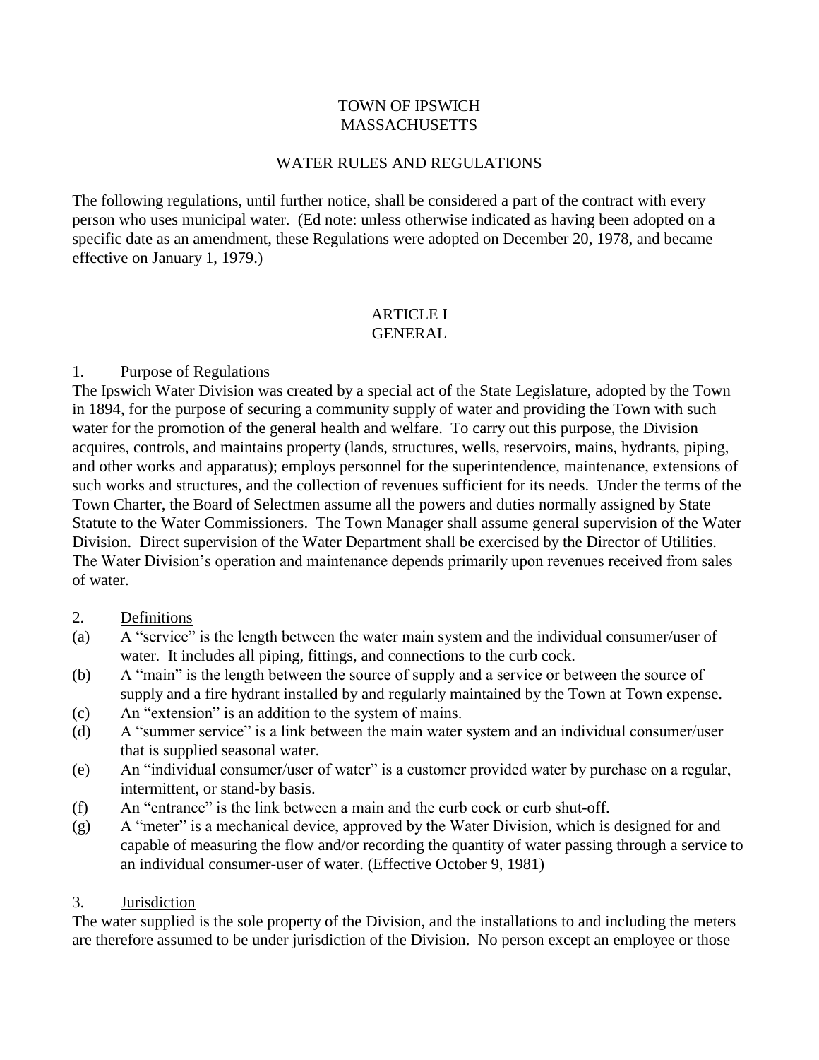# TOWN OF IPSWICH
# MASSACHUSETTS

## WATER RULES AND REGULATIONS

The following regulations, until further notice, shall be considered a part of the contract with every person who uses municipal water. (Ed note: unless otherwise indicated as having been adopted on a specific date as an amendment, these Regulations were adopted on December 20, 1978, and became effective on January 1, 1979.)

## ARTICLE I
## GENERAL

### 1. Purpose of Regulations

The Ipswich Water Division was created by a special act of the State Legislature, adopted by the Town in 1894, for the purpose of securing a community supply of water and providing the Town with such water for the promotion of the general health and welfare. To carry out this purpose, the Division acquires, controls, and maintains property (lands, structures, wells, reservoirs, mains, hydrants, piping, and other works and apparatus); employs personnel for the superintendence, maintenance, extensions of such works and structures, and the collection of revenues sufficient for its needs. Under the terms of the Town Charter, the Board of Selectmen assume all the powers and duties normally assigned by State Statute to the Water Commissioners. The Town Manager shall assume general supervision of the Water Division. Direct supervision of the Water Department shall be exercised by the Director of Utilities. The Water Division's operation and maintenance depends primarily upon revenues received from sales of water.

### 2. Definitions

(a) A "service" is the length between the water main system and the individual consumer/user of water. It includes all piping, fittings, and connections to the curb cock.

(b) A "main" is the length between the source of supply and a service or between the source of supply and a fire hydrant installed by and regularly maintained by the Town at Town expense.

(c) An "extension" is an addition to the system of mains.

(d) A "summer service" is a link between the main water system and an individual consumer/user that is supplied seasonal water.

(e) An "individual consumer/user of water" is a customer provided water by purchase on a regular, intermittent, or stand-by basis.

(f) An "entrance" is the link between a main and the curb cock or curb shut-off.

(g) A "meter" is a mechanical device, approved by the Water Division, which is designed for and capable of measuring the flow and/or recording the quantity of water passing through a service to an individual consumer-user of water. (Effective October 9, 1981)

### 3. Jurisdiction

The water supplied is the sole property of the Division, and the installations to and including the meters are therefore assumed to be under jurisdiction of the Division. No person except an employee or those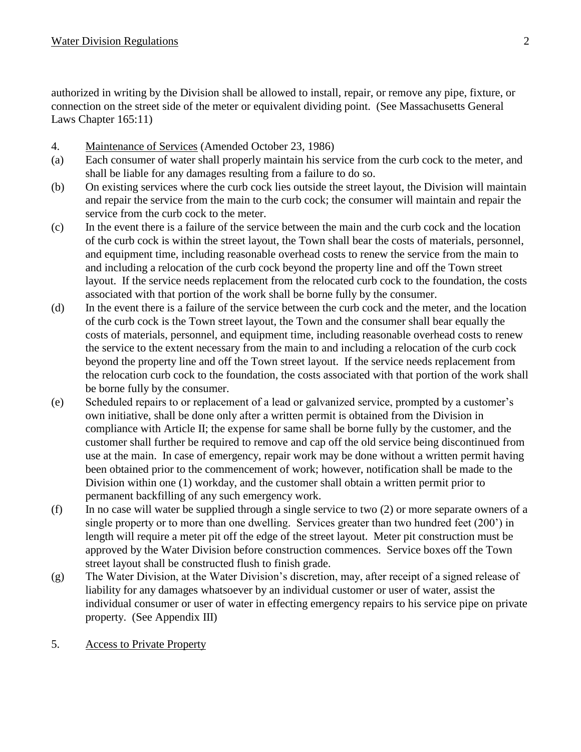authorized in writing by the Division shall be allowed to install, repair, or remove any pipe, fixture, or connection on the street side of the meter or equivalent dividing point. (See Massachusetts General Laws Chapter 165:11)

4. Maintenance of Services (Amended October 23, 1986)

(a) Each consumer of water shall properly maintain his service from the curb cock to the meter, and shall be liable for any damages resulting from a failure to do so.

(b) On existing services where the curb cock lies outside the street layout, the Division will maintain and repair the service from the main to the curb cock; the consumer will maintain and repair the service from the curb cock to the meter.

(c) In the event there is a failure of the service between the main and the curb cock and the location of the curb cock is within the street layout, the Town shall bear the costs of materials, personnel, and equipment time, including reasonable overhead costs to renew the service from the main to and including a relocation of the curb cock beyond the property line and off the Town street layout. If the service needs replacement from the relocated curb cock to the foundation, the costs associated with that portion of the work shall be borne fully by the consumer.

(d) In the event there is a failure of the service between the curb cock and the meter, and the location of the curb cock is the Town street layout, the Town and the consumer shall bear equally the costs of materials, personnel, and equipment time, including reasonable overhead costs to renew the service to the extent necessary from the main to and including a relocation of the curb cock beyond the property line and off the Town street layout. If the service needs replacement from the relocation curb cock to the foundation, the costs associated with that portion of the work shall be borne fully by the consumer.

(e) Scheduled repairs to or replacement of a lead or galvanized service, prompted by a customer's own initiative, shall be done only after a written permit is obtained from the Division in compliance with Article II; the expense for same shall be borne fully by the customer, and the customer shall further be required to remove and cap off the old service being discontinued from use at the main. In case of emergency, repair work may be done without a written permit having been obtained prior to the commencement of work; however, notification shall be made to the Division within one (1) workday, and the customer shall obtain a written permit prior to permanent backfilling of any such emergency work.

(f) In no case will water be supplied through a single service to two (2) or more separate owners of a single property or to more than one dwelling. Services greater than two hundred feet (200') in length will require a meter pit off the edge of the street layout. Meter pit construction must be approved by the Water Division before construction commences. Service boxes off the Town street layout shall be constructed flush to finish grade.

(g) The Water Division, at the Water Division's discretion, may, after receipt of a signed release of liability for any damages whatsoever by an individual customer or user of water, assist the individual consumer or user of water in effecting emergency repairs to his service pipe on private property. (See Appendix III)

5. Access to Private Property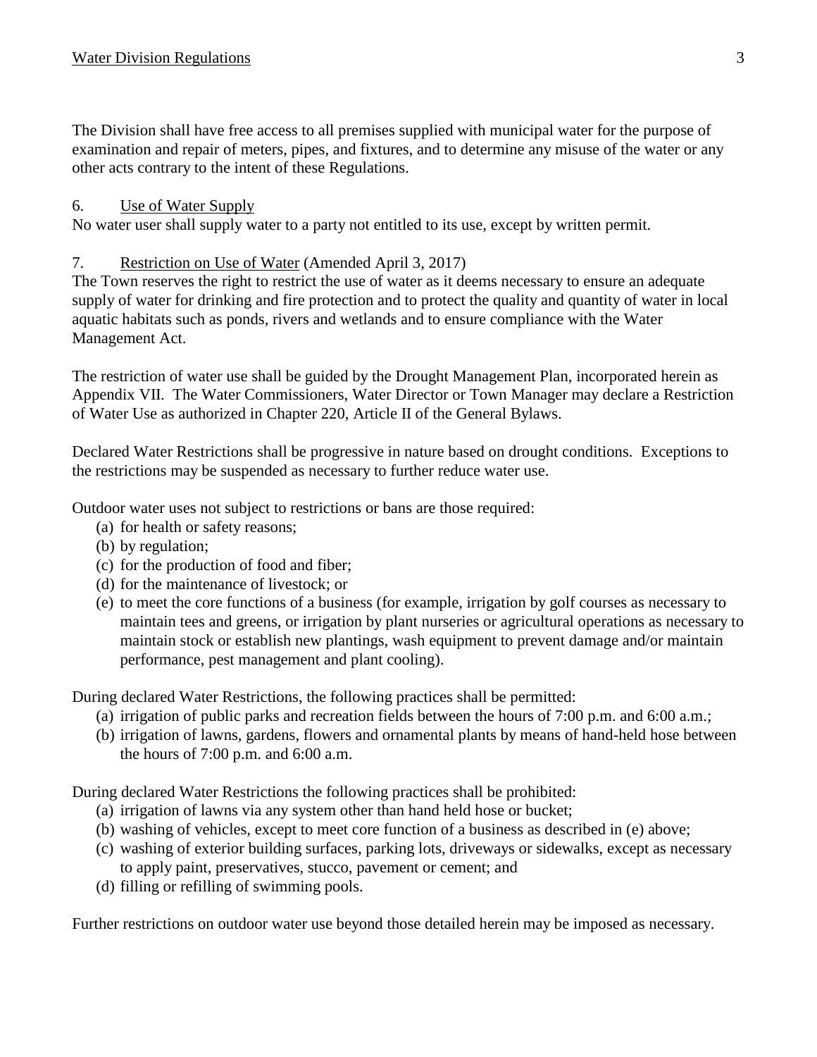The Division shall have free access to all premises supplied with municipal water for the purpose of examination and repair of meters, pipes, and fixtures, and to determine any misuse of the water or any other acts contrary to the intent of these Regulations.

## 6. Use of Water Supply

No water user shall supply water to a party not entitled to its use, except by written permit.

## 7. Restriction on Use of Water (Amended April 3, 2017)

The Town reserves the right to restrict the use of water as it deems necessary to ensure an adequate supply of water for drinking and fire protection and to protect the quality and quantity of water in local aquatic habitats such as ponds, rivers and wetlands and to ensure compliance with the Water Management Act.

The restriction of water use shall be guided by the Drought Management Plan, incorporated herein as Appendix VII. The Water Commissioners, Water Director or Town Manager may declare a Restriction of Water Use as authorized in Chapter 220, Article II of the General Bylaws.

Declared Water Restrictions shall be progressive in nature based on drought conditions. Exceptions to the restrictions may be suspended as necessary to further reduce water use.

Outdoor water uses not subject to restrictions or bans are those required:

(a) for health or safety reasons;
(b) by regulation;
(c) for the production of food and fiber;
(d) for the maintenance of livestock; or
(e) to meet the core functions of a business (for example, irrigation by golf courses as necessary to maintain tees and greens, or irrigation by plant nurseries or agricultural operations as necessary to maintain stock or establish new plantings, wash equipment to prevent damage and/or maintain performance, pest management and plant cooling).

During declared Water Restrictions, the following practices shall be permitted:

(a) irrigation of public parks and recreation fields between the hours of 7:00 p.m. and 6:00 a.m.;
(b) irrigation of lawns, gardens, flowers and ornamental plants by means of hand-held hose between the hours of 7:00 p.m. and 6:00 a.m.

During declared Water Restrictions the following practices shall be prohibited:

(a) irrigation of lawns via any system other than hand held hose or bucket;
(b) washing of vehicles, except to meet core function of a business as described in (e) above;
(c) washing of exterior building surfaces, parking lots, driveways or sidewalks, except as necessary to apply paint, preservatives, stucco, pavement or cement; and
(d) filling or refilling of swimming pools.

Further restrictions on outdoor water use beyond those detailed herein may be imposed as necessary.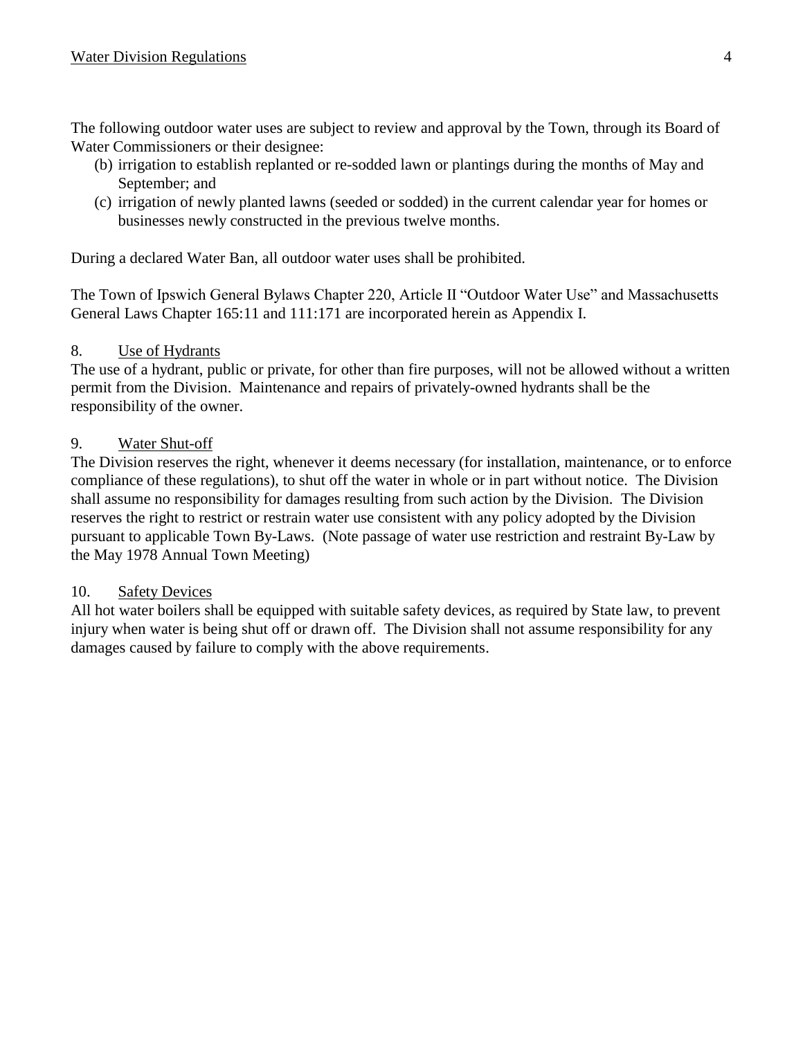The following outdoor water uses are subject to review and approval by the Town, through its Board of Water Commissioners or their designee:

(b) irrigation to establish replanted or re-sodded lawn or plantings during the months of May and September; and
(c) irrigation of newly planted lawns (seeded or sodded) in the current calendar year for homes or businesses newly constructed in the previous twelve months.

During a declared Water Ban, all outdoor water uses shall be prohibited.

The Town of Ipswich General Bylaws Chapter 220, Article II "Outdoor Water Use" and Massachusetts General Laws Chapter 165:11 and 111:171 are incorporated herein as Appendix I.

## 8. Use of Hydrants

The use of a hydrant, public or private, for other than fire purposes, will not be allowed without a written permit from the Division. Maintenance and repairs of privately-owned hydrants shall be the responsibility of the owner.

## 9. Water Shut-off

The Division reserves the right, whenever it deems necessary (for installation, maintenance, or to enforce compliance of these regulations), to shut off the water in whole or in part without notice. The Division shall assume no responsibility for damages resulting from such action by the Division. The Division reserves the right to restrict or restrain water use consistent with any policy adopted by the Division pursuant to applicable Town By-Laws. (Note passage of water use restriction and restraint By-Law by the May 1978 Annual Town Meeting)

## 10. Safety Devices

All hot water boilers shall be equipped with suitable safety devices, as required by State law, to prevent injury when water is being shut off or drawn off. The Division shall not assume responsibility for any damages caused by failure to comply with the above requirements.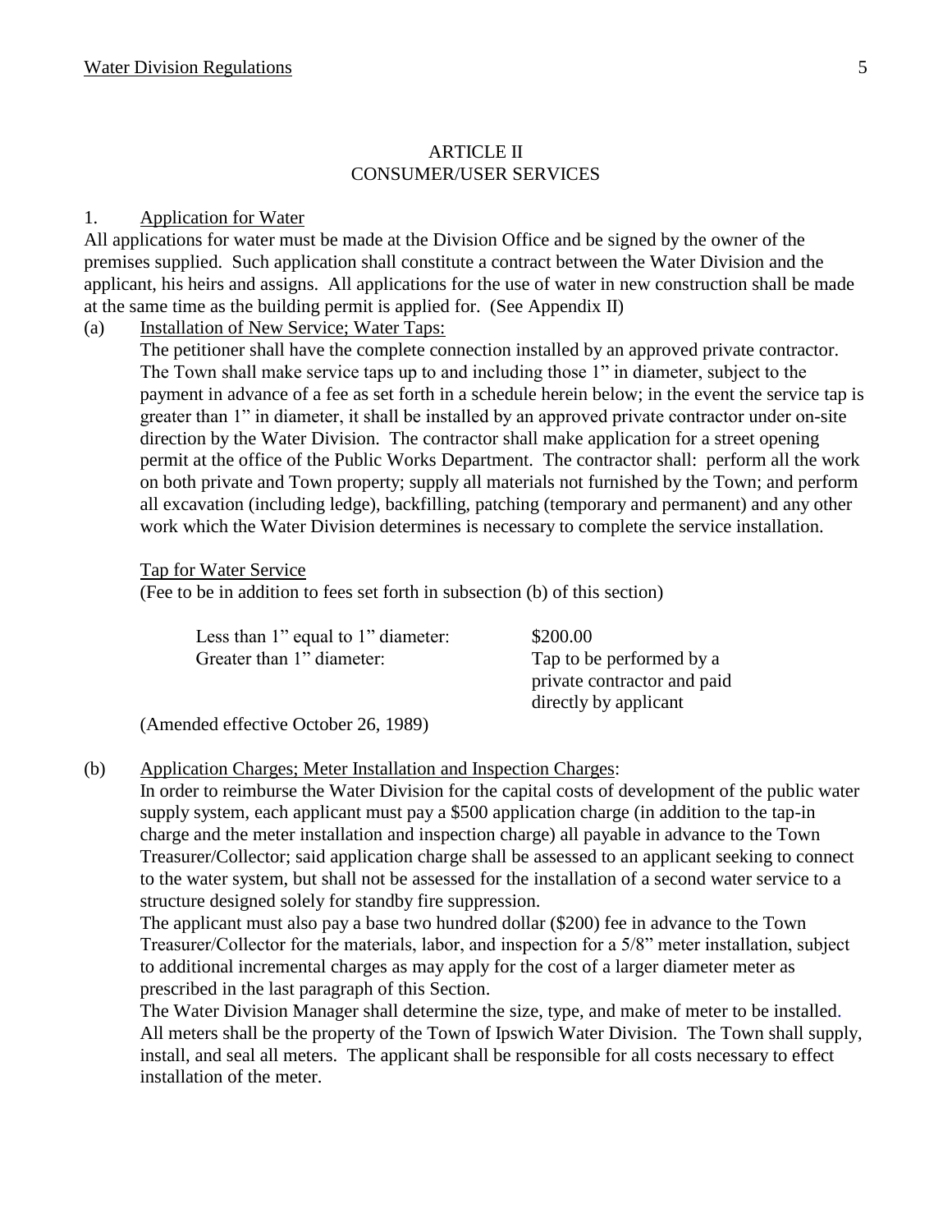## ARTICLE II
## CONSUMER/USER SERVICES

1. Application for Water

All applications for water must be made at the Division Office and be signed by the owner of the premises supplied. Such application shall constitute a contract between the Water Division and the applicant, his heirs and assigns. All applications for the use of water in new construction shall be made at the same time as the building permit is applied for. (See Appendix II)

(a) Installation of New Service; Water Taps:

The petitioner shall have the complete connection installed by an approved private contractor. The Town shall make service taps up to and including those 1" in diameter, subject to the payment in advance of a fee as set forth in a schedule herein below; in the event the service tap is greater than 1" in diameter, it shall be installed by an approved private contractor under on-site direction by the Water Division. The contractor shall make application for a street opening permit at the office of the Public Works Department. The contractor shall: perform all the work on both private and Town property; supply all materials not furnished by the Town; and perform all excavation (including ledge), backfilling, patching (temporary and permanent) and any other work which the Water Division determines is necessary to complete the service installation.

Tap for Water Service

(Fee to be in addition to fees set forth in subsection (b) of this section)

| | |
|---|---|
| Less than 1" equal to 1" diameter: | $200.00 |
| Greater than 1" diameter: | Tap to be performed by a private contractor and paid directly by applicant |

(Amended effective October 26, 1989)

(b) Application Charges; Meter Installation and Inspection Charges:

In order to reimburse the Water Division for the capital costs of development of the public water supply system, each applicant must pay a $500 application charge (in addition to the tap-in charge and the meter installation and inspection charge) all payable in advance to the Town Treasurer/Collector; said application charge shall be assessed to an applicant seeking to connect to the water system, but shall not be assessed for the installation of a second water service to a structure designed solely for standby fire suppression.

The applicant must also pay a base two hundred dollar ($200) fee in advance to the Town Treasurer/Collector for the materials, labor, and inspection for a 5/8" meter installation, subject to additional incremental charges as may apply for the cost of a larger diameter meter as prescribed in the last paragraph of this Section.

The Water Division Manager shall determine the size, type, and make of meter to be installed. All meters shall be the property of the Town of Ipswich Water Division. The Town shall supply, install, and seal all meters. The applicant shall be responsible for all costs necessary to effect installation of the meter.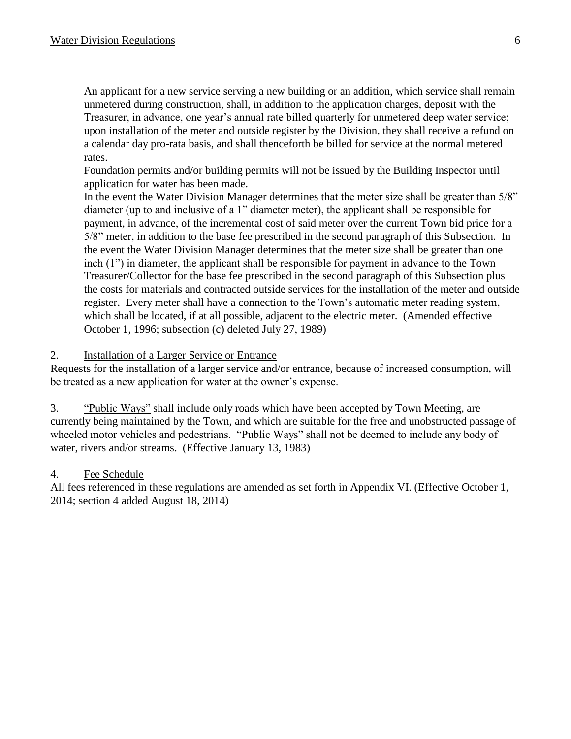An applicant for a new service serving a new building or an addition, which service shall remain unmetered during construction, shall, in addition to the application charges, deposit with the Treasurer, in advance, one year's annual rate billed quarterly for unmetered deep water service; upon installation of the meter and outside register by the Division, they shall receive a refund on a calendar day pro-rata basis, and shall thenceforth be billed for service at the normal metered rates.

Foundation permits and/or building permits will not be issued by the Building Inspector until application for water has been made.

In the event the Water Division Manager determines that the meter size shall be greater than 5/8" diameter (up to and inclusive of a 1" diameter meter), the applicant shall be responsible for payment, in advance, of the incremental cost of said meter over the current Town bid price for a 5/8" meter, in addition to the base fee prescribed in the second paragraph of this Subsection. In the event the Water Division Manager determines that the meter size shall be greater than one inch (1") in diameter, the applicant shall be responsible for payment in advance to the Town Treasurer/Collector for the base fee prescribed in the second paragraph of this Subsection plus the costs for materials and contracted outside services for the installation of the meter and outside register. Every meter shall have a connection to the Town's automatic meter reading system, which shall be located, if at all possible, adjacent to the electric meter. (Amended effective October 1, 1996; subsection (c) deleted July 27, 1989)

2. Installation of a Larger Service or Entrance

Requests for the installation of a larger service and/or entrance, because of increased consumption, will be treated as a new application for water at the owner's expense.

3. "Public Ways" shall include only roads which have been accepted by Town Meeting, are currently being maintained by the Town, and which are suitable for the free and unobstructed passage of wheeled motor vehicles and pedestrians. "Public Ways" shall not be deemed to include any body of water, rivers and/or streams. (Effective January 13, 1983)

4. Fee Schedule

All fees referenced in these regulations are amended as set forth in Appendix VI. (Effective October 1, 2014; section 4 added August 18, 2014)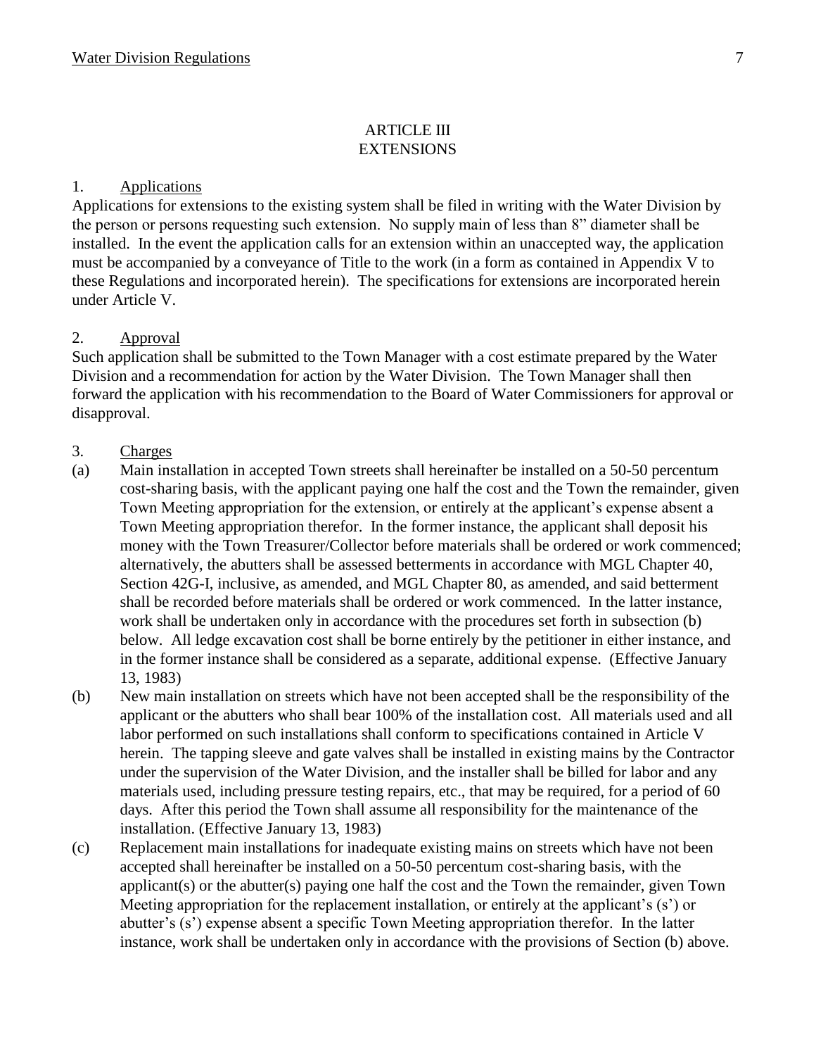# ARTICLE III
# EXTENSIONS

1. Applications

Applications for extensions to the existing system shall be filed in writing with the Water Division by the person or persons requesting such extension. No supply main of less than 8" diameter shall be installed. In the event the application calls for an extension within an unaccepted way, the application must be accompanied by a conveyance of Title to the work (in a form as contained in Appendix V to these Regulations and incorporated herein). The specifications for extensions are incorporated herein under Article V.

2. Approval

Such application shall be submitted to the Town Manager with a cost estimate prepared by the Water Division and a recommendation for action by the Water Division. The Town Manager shall then forward the application with his recommendation to the Board of Water Commissioners for approval or disapproval.

3. Charges

(a) Main installation in accepted Town streets shall hereinafter be installed on a 50-50 percentum cost-sharing basis, with the applicant paying one half the cost and the Town the remainder, given Town Meeting appropriation for the extension, or entirely at the applicant's expense absent a Town Meeting appropriation therefor. In the former instance, the applicant shall deposit his money with the Town Treasurer/Collector before materials shall be ordered or work commenced; alternatively, the abutters shall be assessed betterments in accordance with MGL Chapter 40, Section 42G-I, inclusive, as amended, and MGL Chapter 80, as amended, and said betterment shall be recorded before materials shall be ordered or work commenced. In the latter instance, work shall be undertaken only in accordance with the procedures set forth in subsection (b) below. All ledge excavation cost shall be borne entirely by the petitioner in either instance, and in the former instance shall be considered as a separate, additional expense. (Effective January 13, 1983)

(b) New main installation on streets which have not been accepted shall be the responsibility of the applicant or the abutters who shall bear 100% of the installation cost. All materials used and all labor performed on such installations shall conform to specifications contained in Article V herein. The tapping sleeve and gate valves shall be installed in existing mains by the Contractor under the supervision of the Water Division, and the installer shall be billed for labor and any materials used, including pressure testing repairs, etc., that may be required, for a period of 60 days. After this period the Town shall assume all responsibility for the maintenance of the installation. (Effective January 13, 1983)

(c) Replacement main installations for inadequate existing mains on streets which have not been accepted shall hereinafter be installed on a 50-50 percentum cost-sharing basis, with the applicant(s) or the abutter(s) paying one half the cost and the Town the remainder, given Town Meeting appropriation for the replacement installation, or entirely at the applicant's (s') or abutter's (s') expense absent a specific Town Meeting appropriation therefor. In the latter instance, work shall be undertaken only in accordance with the provisions of Section (b) above.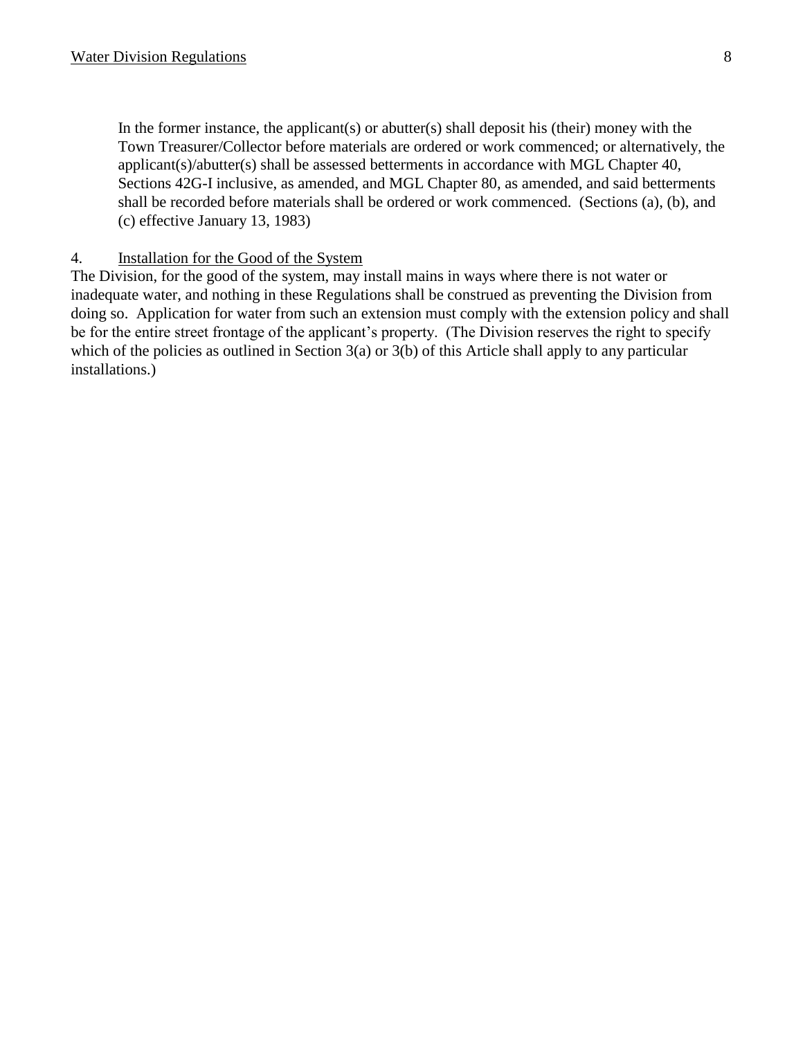In the former instance, the applicant(s) or abutter(s) shall deposit his (their) money with the Town Treasurer/Collector before materials are ordered or work commenced; or alternatively, the applicant(s)/abutter(s) shall be assessed betterments in accordance with MGL Chapter 40, Sections 42G-I inclusive, as amended, and MGL Chapter 80, as amended, and said betterments shall be recorded before materials shall be ordered or work commenced. (Sections (a), (b), and (c) effective January 13, 1983)

4. Installation for the Good of the System

The Division, for the good of the system, may install mains in ways where there is not water or inadequate water, and nothing in these Regulations shall be construed as preventing the Division from doing so. Application for water from such an extension must comply with the extension policy and shall be for the entire street frontage of the applicant's property. (The Division reserves the right to specify which of the policies as outlined in Section 3(a) or 3(b) of this Article shall apply to any particular installations.)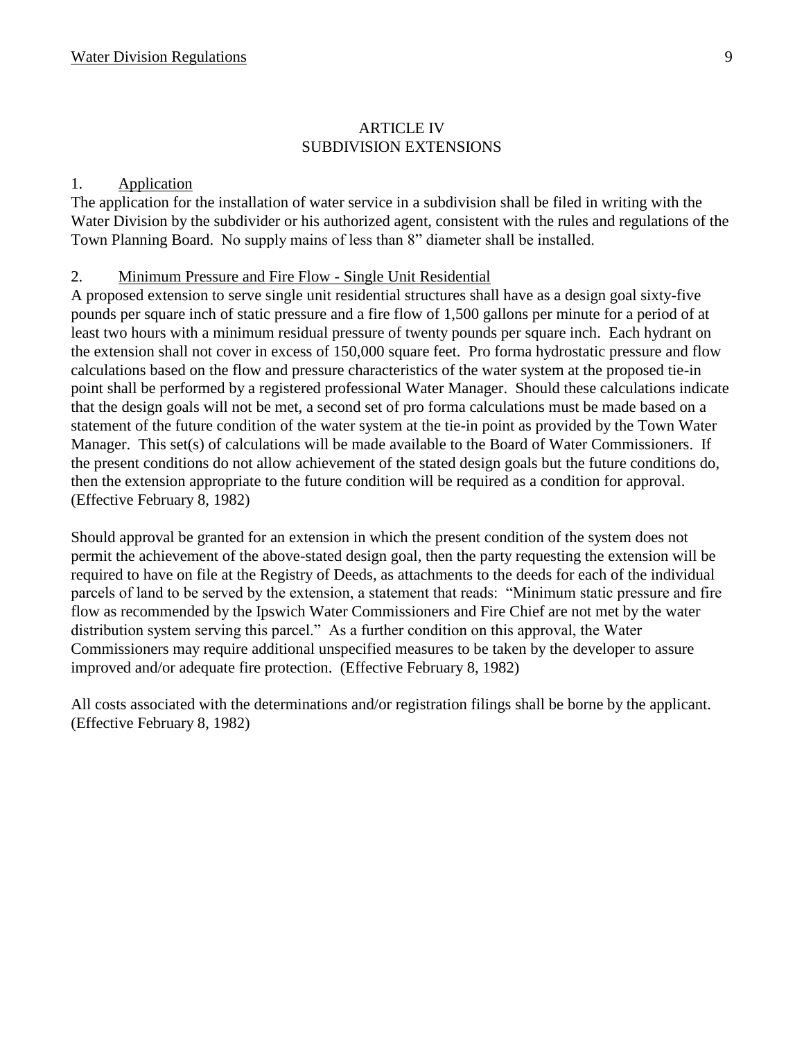# ARTICLE IV
# SUBDIVISION EXTENSIONS

## 1. Application

The application for the installation of water service in a subdivision shall be filed in writing with the Water Division by the subdivider or his authorized agent, consistent with the rules and regulations of the Town Planning Board. No supply mains of less than 8" diameter shall be installed.

## 2. Minimum Pressure and Fire Flow - Single Unit Residential

A proposed extension to serve single unit residential structures shall have as a design goal sixty-five pounds per square inch of static pressure and a fire flow of 1,500 gallons per minute for a period of at least two hours with a minimum residual pressure of twenty pounds per square inch. Each hydrant on the extension shall not cover in excess of 150,000 square feet. Pro forma hydrostatic pressure and flow calculations based on the flow and pressure characteristics of the water system at the proposed tie-in point shall be performed by a registered professional Water Manager. Should these calculations indicate that the design goals will not be met, a second set of pro forma calculations must be made based on a statement of the future condition of the water system at the tie-in point as provided by the Town Water Manager. This set(s) of calculations will be made available to the Board of Water Commissioners. If the present conditions do not allow achievement of the stated design goals but the future conditions do, then the extension appropriate to the future condition will be required as a condition for approval. (Effective February 8, 1982)

Should approval be granted for an extension in which the present condition of the system does not permit the achievement of the above-stated design goal, then the party requesting the extension will be required to have on file at the Registry of Deeds, as attachments to the deeds for each of the individual parcels of land to be served by the extension, a statement that reads: "Minimum static pressure and fire flow as recommended by the Ipswich Water Commissioners and Fire Chief are not met by the water distribution system serving this parcel." As a further condition on this approval, the Water Commissioners may require additional unspecified measures to be taken by the developer to assure improved and/or adequate fire protection. (Effective February 8, 1982)

All costs associated with the determinations and/or registration filings shall be borne by the applicant. (Effective February 8, 1982)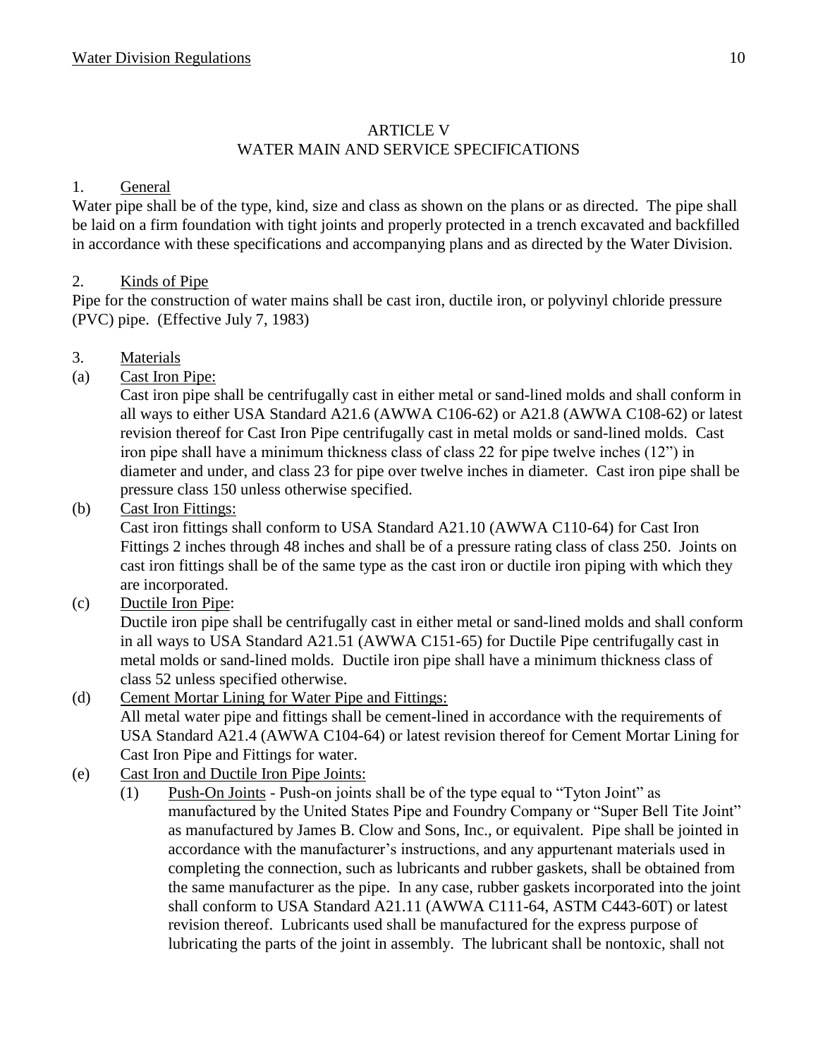## ARTICLE V
## WATER MAIN AND SERVICE SPECIFICATIONS

1. General

Water pipe shall be of the type, kind, size and class as shown on the plans or as directed. The pipe shall be laid on a firm foundation with tight joints and properly protected in a trench excavated and backfilled in accordance with these specifications and accompanying plans and as directed by the Water Division.

2. Kinds of Pipe

Pipe for the construction of water mains shall be cast iron, ductile iron, or polyvinyl chloride pressure (PVC) pipe. (Effective July 7, 1983)

3. Materials

(a) Cast Iron Pipe:

Cast iron pipe shall be centrifugally cast in either metal or sand-lined molds and shall conform in all ways to either USA Standard A21.6 (AWWA C106-62) or A21.8 (AWWA C108-62) or latest revision thereof for Cast Iron Pipe centrifugally cast in metal molds or sand-lined molds. Cast iron pipe shall have a minimum thickness class of class 22 for pipe twelve inches (12") in diameter and under, and class 23 for pipe over twelve inches in diameter. Cast iron pipe shall be pressure class 150 unless otherwise specified.

(b) Cast Iron Fittings:

Cast iron fittings shall conform to USA Standard A21.10 (AWWA C110-64) for Cast Iron Fittings 2 inches through 48 inches and shall be of a pressure rating class of class 250. Joints on cast iron fittings shall be of the same type as the cast iron or ductile iron piping with which they are incorporated.

(c) Ductile Iron Pipe:

Ductile iron pipe shall be centrifugally cast in either metal or sand-lined molds and shall conform in all ways to USA Standard A21.51 (AWWA C151-65) for Ductile Pipe centrifugally cast in metal molds or sand-lined molds. Ductile iron pipe shall have a minimum thickness class of class 52 unless specified otherwise.

(d) Cement Mortar Lining for Water Pipe and Fittings:

All metal water pipe and fittings shall be cement-lined in accordance with the requirements of USA Standard A21.4 (AWWA C104-64) or latest revision thereof for Cement Mortar Lining for Cast Iron Pipe and Fittings for water.

(e) Cast Iron and Ductile Iron Pipe Joints:

(1) Push-On Joints - Push-on joints shall be of the type equal to "Tyton Joint" as manufactured by the United States Pipe and Foundry Company or "Super Bell Tite Joint" as manufactured by James B. Clow and Sons, Inc., or equivalent. Pipe shall be jointed in accordance with the manufacturer's instructions, and any appurtenant materials used in completing the connection, such as lubricants and rubber gaskets, shall be obtained from the same manufacturer as the pipe. In any case, rubber gaskets incorporated into the joint shall conform to USA Standard A21.11 (AWWA C111-64, ASTM C443-60T) or latest revision thereof. Lubricants used shall be manufactured for the express purpose of lubricating the parts of the joint in assembly. The lubricant shall be nontoxic, shall not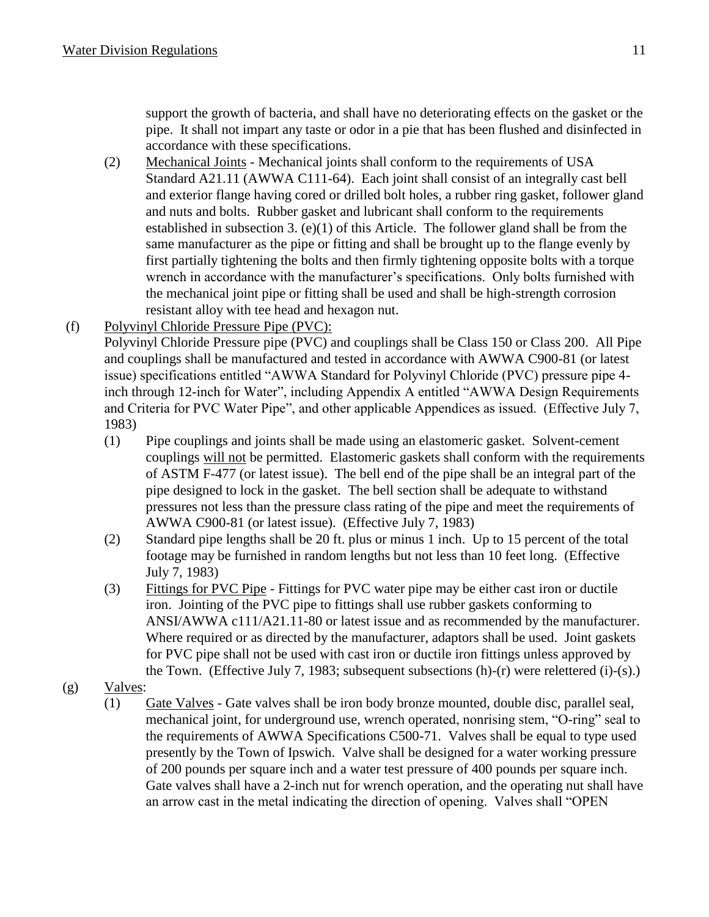support the growth of bacteria, and shall have no deteriorating effects on the gasket or the pipe. It shall not impart any taste or odor in a pie that has been flushed and disinfected in accordance with these specifications.

(2) Mechanical Joints - Mechanical joints shall conform to the requirements of USA Standard A21.11 (AWWA C111-64). Each joint shall consist of an integrally cast bell and exterior flange having cored or drilled bolt holes, a rubber ring gasket, follower gland and nuts and bolts. Rubber gasket and lubricant shall conform to the requirements established in subsection 3. (e)(1) of this Article. The follower gland shall be from the same manufacturer as the pipe or fitting and shall be brought up to the flange evenly by first partially tightening the bolts and then firmly tightening opposite bolts with a torque wrench in accordance with the manufacturer's specifications. Only bolts furnished with the mechanical joint pipe or fitting shall be used and shall be high-strength corrosion resistant alloy with tee head and hexagon nut.

(f) Polyvinyl Chloride Pressure Pipe (PVC):

Polyvinyl Chloride Pressure pipe (PVC) and couplings shall be Class 150 or Class 200. All Pipe and couplings shall be manufactured and tested in accordance with AWWA C900-81 (or latest issue) specifications entitled "AWWA Standard for Polyvinyl Chloride (PVC) pressure pipe 4-inch through 12-inch for Water", including Appendix A entitled "AWWA Design Requirements and Criteria for PVC Water Pipe", and other applicable Appendices as issued. (Effective July 7, 1983)

(1) Pipe couplings and joints shall be made using an elastomeric gasket. Solvent-cement couplings will not be permitted. Elastomeric gaskets shall conform with the requirements of ASTM F-477 (or latest issue). The bell end of the pipe shall be an integral part of the pipe designed to lock in the gasket. The bell section shall be adequate to withstand pressures not less than the pressure class rating of the pipe and meet the requirements of AWWA C900-81 (or latest issue). (Effective July 7, 1983)

(2) Standard pipe lengths shall be 20 ft. plus or minus 1 inch. Up to 15 percent of the total footage may be furnished in random lengths but not less than 10 feet long. (Effective July 7, 1983)

(3) Fittings for PVC Pipe - Fittings for PVC water pipe may be either cast iron or ductile iron. Jointing of the PVC pipe to fittings shall use rubber gaskets conforming to ANSI/AWWA c111/A21.11-80 or latest issue and as recommended by the manufacturer. Where required or as directed by the manufacturer, adaptors shall be used. Joint gaskets for PVC pipe shall not be used with cast iron or ductile iron fittings unless approved by the Town. (Effective July 7, 1983; subsequent subsections (h)-(r) were relettered (i)-(s).)

(g) Valves:

(1) Gate Valves - Gate valves shall be iron body bronze mounted, double disc, parallel seal, mechanical joint, for underground use, wrench operated, nonrising stem, "O-ring" seal to the requirements of AWWA Specifications C500-71. Valves shall be equal to type used presently by the Town of Ipswich. Valve shall be designed for a water working pressure of 200 pounds per square inch and a water test pressure of 400 pounds per square inch. Gate valves shall have a 2-inch nut for wrench operation, and the operating nut shall have an arrow cast in the metal indicating the direction of opening. Valves shall "OPEN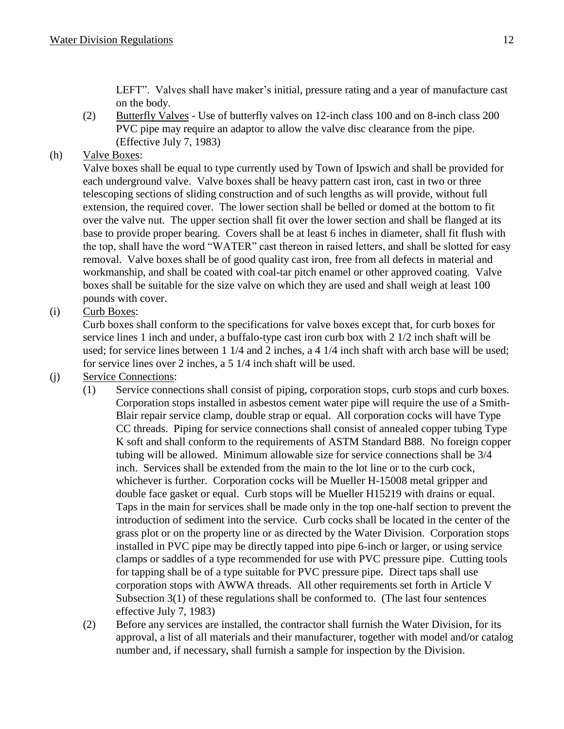LEFT". Valves shall have maker's initial, pressure rating and a year of manufacture cast on the body.

(2) Butterfly Valves - Use of butterfly valves on 12-inch class 100 and on 8-inch class 200 PVC pipe may require an adaptor to allow the valve disc clearance from the pipe. (Effective July 7, 1983)

(h) Valve Boxes:

Valve boxes shall be equal to type currently used by Town of Ipswich and shall be provided for each underground valve. Valve boxes shall be heavy pattern cast iron, cast in two or three telescoping sections of sliding construction and of such lengths as will provide, without full extension, the required cover. The lower section shall be belled or domed at the bottom to fit over the valve nut. The upper section shall fit over the lower section and shall be flanged at its base to provide proper bearing. Covers shall be at least 6 inches in diameter, shall fit flush with the top, shall have the word "WATER" cast thereon in raised letters, and shall be slotted for easy removal. Valve boxes shall be of good quality cast iron, free from all defects in material and workmanship, and shall be coated with coal-tar pitch enamel or other approved coating. Valve boxes shall be suitable for the size valve on which they are used and shall weigh at least 100 pounds with cover.

(i) Curb Boxes:

Curb boxes shall conform to the specifications for valve boxes except that, for curb boxes for service lines 1 inch and under, a buffalo-type cast iron curb box with 2 1/2 inch shaft will be used; for service lines between 1 1/4 and 2 inches, a 4 1/4 inch shaft with arch base will be used; for service lines over 2 inches, a 5 1/4 inch shaft will be used.

(j) Service Connections:

(1) Service connections shall consist of piping, corporation stops, curb stops and curb boxes. Corporation stops installed in asbestos cement water pipe will require the use of a Smith-Blair repair service clamp, double strap or equal. All corporation cocks will have Type CC threads. Piping for service connections shall consist of annealed copper tubing Type K soft and shall conform to the requirements of ASTM Standard B88. No foreign copper tubing will be allowed. Minimum allowable size for service connections shall be 3/4 inch. Services shall be extended from the main to the lot line or to the curb cock, whichever is further. Corporation cocks will be Mueller H-15008 metal gripper and double face gasket or equal. Curb stops will be Mueller H15219 with drains or equal. Taps in the main for services shall be made only in the top one-half section to prevent the introduction of sediment into the service. Curb cocks shall be located in the center of the grass plot or on the property line or as directed by the Water Division. Corporation stops installed in PVC pipe may be directly tapped into pipe 6-inch or larger, or using service clamps or saddles of a type recommended for use with PVC pressure pipe. Cutting tools for tapping shall be of a type suitable for PVC pressure pipe. Direct taps shall use corporation stops with AWWA threads. All other requirements set forth in Article V Subsection 3(1) of these regulations shall be conformed to. (The last four sentences effective July 7, 1983)

(2) Before any services are installed, the contractor shall furnish the Water Division, for its approval, a list of all materials and their manufacturer, together with model and/or catalog number and, if necessary, shall furnish a sample for inspection by the Division.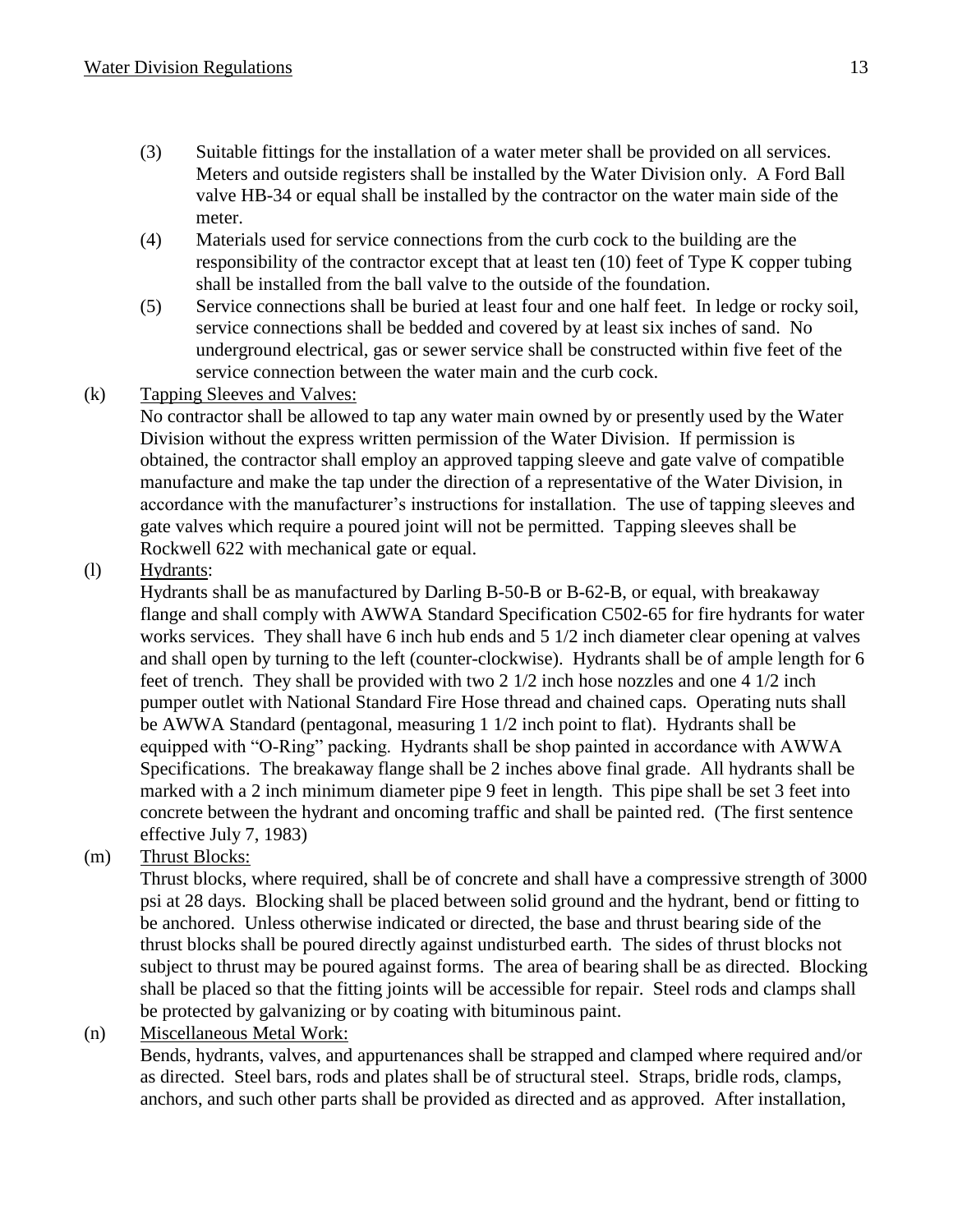(3) Suitable fittings for the installation of a water meter shall be provided on all services. Meters and outside registers shall be installed by the Water Division only. A Ford Ball valve HB-34 or equal shall be installed by the contractor on the water main side of the meter.

(4) Materials used for service connections from the curb cock to the building are the responsibility of the contractor except that at least ten (10) feet of Type K copper tubing shall be installed from the ball valve to the outside of the foundation.

(5) Service connections shall be buried at least four and one half feet. In ledge or rocky soil, service connections shall be bedded and covered by at least six inches of sand. No underground electrical, gas or sewer service shall be constructed within five feet of the service connection between the water main and the curb cock.

(k) <u>Tapping Sleeves and Valves:</u>

No contractor shall be allowed to tap any water main owned by or presently used by the Water Division without the express written permission of the Water Division. If permission is obtained, the contractor shall employ an approved tapping sleeve and gate valve of compatible manufacture and make the tap under the direction of a representative of the Water Division, in accordance with the manufacturer's instructions for installation. The use of tapping sleeves and gate valves which require a poured joint will not be permitted. Tapping sleeves shall be Rockwell 622 with mechanical gate or equal.

(l) <u>Hydrants</u>:

Hydrants shall be as manufactured by Darling B-50-B or B-62-B, or equal, with breakaway flange and shall comply with AWWA Standard Specification C502-65 for fire hydrants for water works services. They shall have 6 inch hub ends and 5 1/2 inch diameter clear opening at valves and shall open by turning to the left (counter-clockwise). Hydrants shall be of ample length for 6 feet of trench. They shall be provided with two 2 1/2 inch hose nozzles and one 4 1/2 inch pumper outlet with National Standard Fire Hose thread and chained caps. Operating nuts shall be AWWA Standard (pentagonal, measuring 1 1/2 inch point to flat). Hydrants shall be equipped with "O-Ring" packing. Hydrants shall be shop painted in accordance with AWWA Specifications. The breakaway flange shall be 2 inches above final grade. All hydrants shall be marked with a 2 inch minimum diameter pipe 9 feet in length. This pipe shall be set 3 feet into concrete between the hydrant and oncoming traffic and shall be painted red. (The first sentence effective July 7, 1983)

(m) <u>Thrust Blocks:</u>

Thrust blocks, where required, shall be of concrete and shall have a compressive strength of 3000 psi at 28 days. Blocking shall be placed between solid ground and the hydrant, bend or fitting to be anchored. Unless otherwise indicated or directed, the base and thrust bearing side of the thrust blocks shall be poured directly against undisturbed earth. The sides of thrust blocks not subject to thrust may be poured against forms. The area of bearing shall be as directed. Blocking shall be placed so that the fitting joints will be accessible for repair. Steel rods and clamps shall be protected by galvanizing or by coating with bituminous paint.

(n) <u>Miscellaneous Metal Work:</u>

Bends, hydrants, valves, and appurtenances shall be strapped and clamped where required and/or as directed. Steel bars, rods and plates shall be of structural steel. Straps, bridle rods, clamps, anchors, and such other parts shall be provided as directed and as approved. After installation,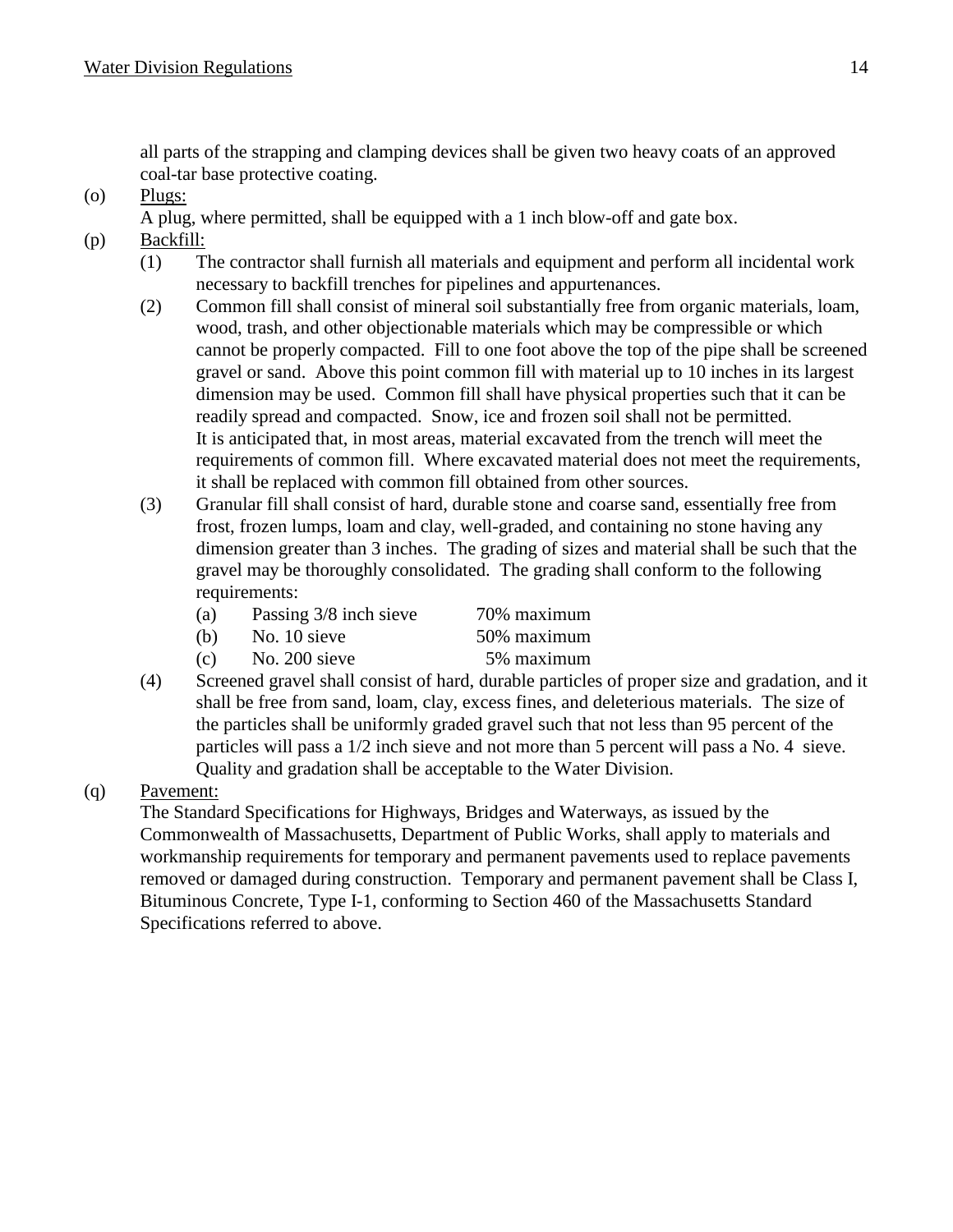all parts of the strapping and clamping devices shall be given two heavy coats of an approved coal-tar base protective coating.

(o) Plugs:

A plug, where permitted, shall be equipped with a 1 inch blow-off and gate box.

(p) Backfill:

(1) The contractor shall furnish all materials and equipment and perform all incidental work necessary to backfill trenches for pipelines and appurtenances.

(2) Common fill shall consist of mineral soil substantially free from organic materials, loam, wood, trash, and other objectionable materials which may be compressible or which cannot be properly compacted. Fill to one foot above the top of the pipe shall be screened gravel or sand. Above this point common fill with material up to 10 inches in its largest dimension may be used. Common fill shall have physical properties such that it can be readily spread and compacted. Snow, ice and frozen soil shall not be permitted.
It is anticipated that, in most areas, material excavated from the trench will meet the requirements of common fill. Where excavated material does not meet the requirements, it shall be replaced with common fill obtained from other sources.

(3) Granular fill shall consist of hard, durable stone and coarse sand, essentially free from frost, frozen lumps, loam and clay, well-graded, and containing no stone having any dimension greater than 3 inches. The grading of sizes and material shall be such that the gravel may be thoroughly consolidated. The grading shall conform to the following requirements:

   (a) Passing 3/8 inch sieve — 70% maximum
   (b) No. 10 sieve — 50% maximum
   (c) No. 200 sieve — 5% maximum

(4) Screened gravel shall consist of hard, durable particles of proper size and gradation, and it shall be free from sand, loam, clay, excess fines, and deleterious materials. The size of the particles shall be uniformly graded gravel such that not less than 95 percent of the particles will pass a 1/2 inch sieve and not more than 5 percent will pass a No. 4 sieve. Quality and gradation shall be acceptable to the Water Division.

(q) Pavement:

The Standard Specifications for Highways, Bridges and Waterways, as issued by the Commonwealth of Massachusetts, Department of Public Works, shall apply to materials and workmanship requirements for temporary and permanent pavements used to replace pavements removed or damaged during construction. Temporary and permanent pavement shall be Class I, Bituminous Concrete, Type I-1, conforming to Section 460 of the Massachusetts Standard Specifications referred to above.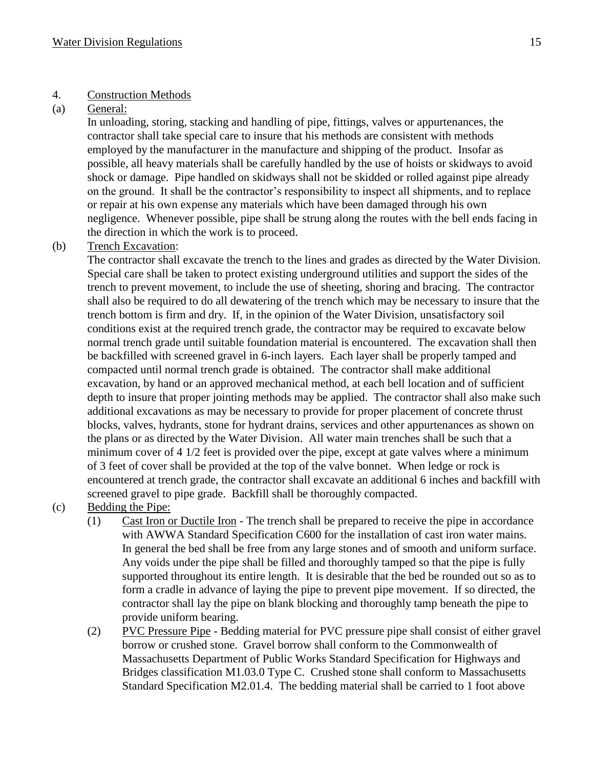4. Construction Methods

(a) General:

In unloading, storing, stacking and handling of pipe, fittings, valves or appurtenances, the contractor shall take special care to insure that his methods are consistent with methods employed by the manufacturer in the manufacture and shipping of the product. Insofar as possible, all heavy materials shall be carefully handled by the use of hoists or skidways to avoid shock or damage. Pipe handled on skidways shall not be skidded or rolled against pipe already on the ground. It shall be the contractor's responsibility to inspect all shipments, and to replace or repair at his own expense any materials which have been damaged through his own negligence. Whenever possible, pipe shall be strung along the routes with the bell ends facing in the direction in which the work is to proceed.

(b) Trench Excavation:

The contractor shall excavate the trench to the lines and grades as directed by the Water Division. Special care shall be taken to protect existing underground utilities and support the sides of the trench to prevent movement, to include the use of sheeting, shoring and bracing. The contractor shall also be required to do all dewatering of the trench which may be necessary to insure that the trench bottom is firm and dry. If, in the opinion of the Water Division, unsatisfactory soil conditions exist at the required trench grade, the contractor may be required to excavate below normal trench grade until suitable foundation material is encountered. The excavation shall then be backfilled with screened gravel in 6-inch layers. Each layer shall be properly tamped and compacted until normal trench grade is obtained. The contractor shall make additional excavation, by hand or an approved mechanical method, at each bell location and of sufficient depth to insure that proper jointing methods may be applied. The contractor shall also make such additional excavations as may be necessary to provide for proper placement of concrete thrust blocks, valves, hydrants, stone for hydrant drains, services and other appurtenances as shown on the plans or as directed by the Water Division. All water main trenches shall be such that a minimum cover of 4 1/2 feet is provided over the pipe, except at gate valves where a minimum of 3 feet of cover shall be provided at the top of the valve bonnet. When ledge or rock is encountered at trench grade, the contractor shall excavate an additional 6 inches and backfill with screened gravel to pipe grade. Backfill shall be thoroughly compacted.

(c) Bedding the Pipe:

(1) Cast Iron or Ductile Iron - The trench shall be prepared to receive the pipe in accordance with AWWA Standard Specification C600 for the installation of cast iron water mains. In general the bed shall be free from any large stones and of smooth and uniform surface. Any voids under the pipe shall be filled and thoroughly tamped so that the pipe is fully supported throughout its entire length. It is desirable that the bed be rounded out so as to form a cradle in advance of laying the pipe to prevent pipe movement. If so directed, the contractor shall lay the pipe on blank blocking and thoroughly tamp beneath the pipe to provide uniform bearing.

(2) PVC Pressure Pipe - Bedding material for PVC pressure pipe shall consist of either gravel borrow or crushed stone. Gravel borrow shall conform to the Commonwealth of Massachusetts Department of Public Works Standard Specification for Highways and Bridges classification M1.03.0 Type C. Crushed stone shall conform to Massachusetts Standard Specification M2.01.4. The bedding material shall be carried to 1 foot above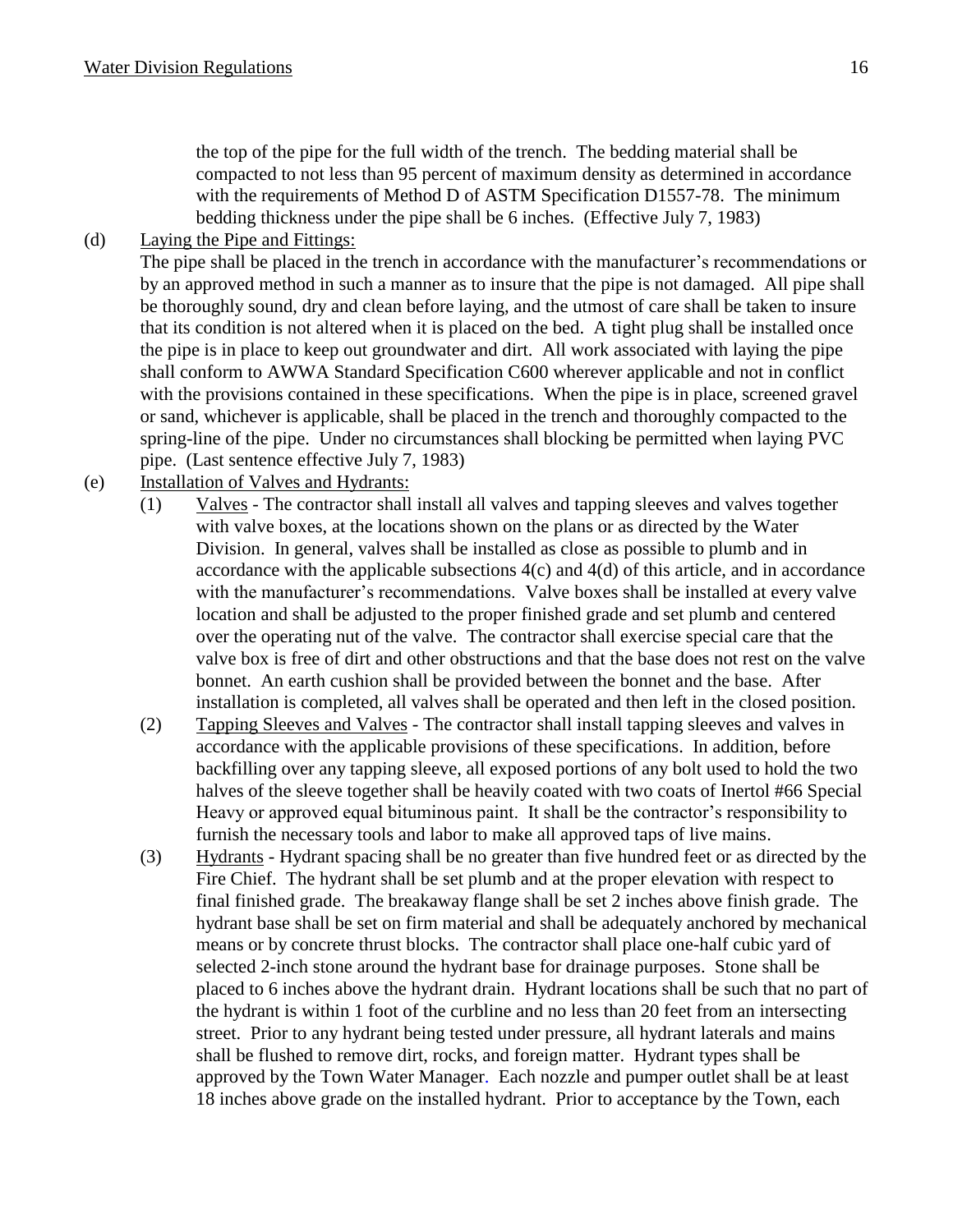the top of the pipe for the full width of the trench. The bedding material shall be compacted to not less than 95 percent of maximum density as determined in accordance with the requirements of Method D of ASTM Specification D1557-78. The minimum bedding thickness under the pipe shall be 6 inches. (Effective July 7, 1983)

(d) Laying the Pipe and Fittings:

The pipe shall be placed in the trench in accordance with the manufacturer's recommendations or by an approved method in such a manner as to insure that the pipe is not damaged. All pipe shall be thoroughly sound, dry and clean before laying, and the utmost of care shall be taken to insure that its condition is not altered when it is placed on the bed. A tight plug shall be installed once the pipe is in place to keep out groundwater and dirt. All work associated with laying the pipe shall conform to AWWA Standard Specification C600 wherever applicable and not in conflict with the provisions contained in these specifications. When the pipe is in place, screened gravel or sand, whichever is applicable, shall be placed in the trench and thoroughly compacted to the spring-line of the pipe. Under no circumstances shall blocking be permitted when laying PVC pipe. (Last sentence effective July 7, 1983)

(e) Installation of Valves and Hydrants:

(1) Valves - The contractor shall install all valves and tapping sleeves and valves together with valve boxes, at the locations shown on the plans or as directed by the Water Division. In general, valves shall be installed as close as possible to plumb and in accordance with the applicable subsections 4(c) and 4(d) of this article, and in accordance with the manufacturer's recommendations. Valve boxes shall be installed at every valve location and shall be adjusted to the proper finished grade and set plumb and centered over the operating nut of the valve. The contractor shall exercise special care that the valve box is free of dirt and other obstructions and that the base does not rest on the valve bonnet. An earth cushion shall be provided between the bonnet and the base. After installation is completed, all valves shall be operated and then left in the closed position.

(2) Tapping Sleeves and Valves - The contractor shall install tapping sleeves and valves in accordance with the applicable provisions of these specifications. In addition, before backfilling over any tapping sleeve, all exposed portions of any bolt used to hold the two halves of the sleeve together shall be heavily coated with two coats of Inertol #66 Special Heavy or approved equal bituminous paint. It shall be the contractor's responsibility to furnish the necessary tools and labor to make all approved taps of live mains.

(3) Hydrants - Hydrant spacing shall be no greater than five hundred feet or as directed by the Fire Chief. The hydrant shall be set plumb and at the proper elevation with respect to final finished grade. The breakaway flange shall be set 2 inches above finish grade. The hydrant base shall be set on firm material and shall be adequately anchored by mechanical means or by concrete thrust blocks. The contractor shall place one-half cubic yard of selected 2-inch stone around the hydrant base for drainage purposes. Stone shall be placed to 6 inches above the hydrant drain. Hydrant locations shall be such that no part of the hydrant is within 1 foot of the curbline and no less than 20 feet from an intersecting street. Prior to any hydrant being tested under pressure, all hydrant laterals and mains shall be flushed to remove dirt, rocks, and foreign matter. Hydrant types shall be approved by the Town Water Manager. Each nozzle and pumper outlet shall be at least 18 inches above grade on the installed hydrant. Prior to acceptance by the Town, each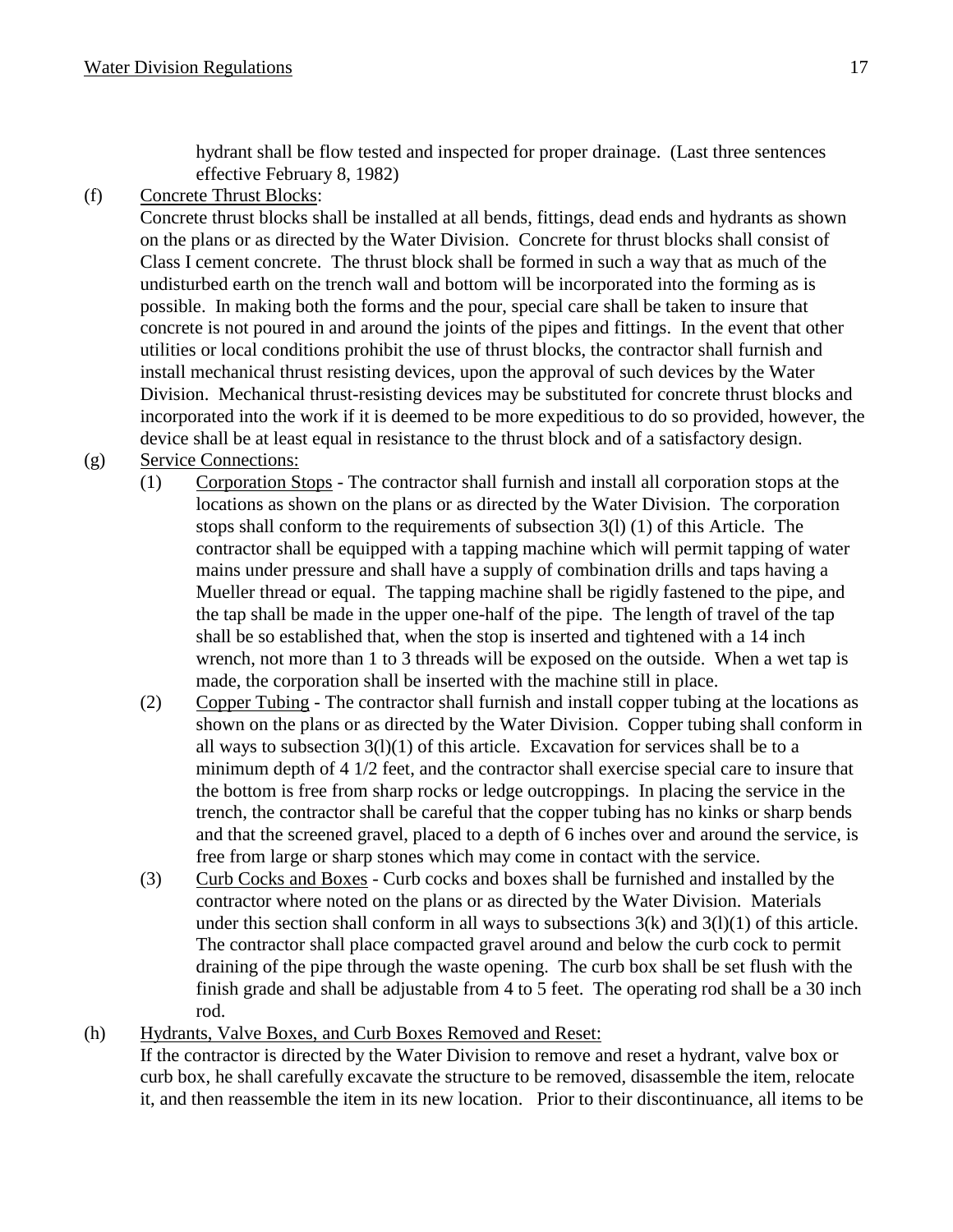hydrant shall be flow tested and inspected for proper drainage. (Last three sentences effective February 8, 1982)

(f) <u>Concrete Thrust Blocks</u>:

Concrete thrust blocks shall be installed at all bends, fittings, dead ends and hydrants as shown on the plans or as directed by the Water Division. Concrete for thrust blocks shall consist of Class I cement concrete. The thrust block shall be formed in such a way that as much of the undisturbed earth on the trench wall and bottom will be incorporated into the forming as is possible. In making both the forms and the pour, special care shall be taken to insure that concrete is not poured in and around the joints of the pipes and fittings. In the event that other utilities or local conditions prohibit the use of thrust blocks, the contractor shall furnish and install mechanical thrust resisting devices, upon the approval of such devices by the Water Division. Mechanical thrust-resisting devices may be substituted for concrete thrust blocks and incorporated into the work if it is deemed to be more expeditious to do so provided, however, the device shall be at least equal in resistance to the thrust block and of a satisfactory design.

(g) <u>Service Connections:</u>

(1) <u>Corporation Stops</u> - The contractor shall furnish and install all corporation stops at the locations as shown on the plans or as directed by the Water Division. The corporation stops shall conform to the requirements of subsection 3(l) (1) of this Article. The contractor shall be equipped with a tapping machine which will permit tapping of water mains under pressure and shall have a supply of combination drills and taps having a Mueller thread or equal. The tapping machine shall be rigidly fastened to the pipe, and the tap shall be made in the upper one-half of the pipe. The length of travel of the tap shall be so established that, when the stop is inserted and tightened with a 14 inch wrench, not more than 1 to 3 threads will be exposed on the outside. When a wet tap is made, the corporation shall be inserted with the machine still in place.

(2) <u>Copper Tubing</u> - The contractor shall furnish and install copper tubing at the locations as shown on the plans or as directed by the Water Division. Copper tubing shall conform in all ways to subsection 3(l)(1) of this article. Excavation for services shall be to a minimum depth of 4 1/2 feet, and the contractor shall exercise special care to insure that the bottom is free from sharp rocks or ledge outcroppings. In placing the service in the trench, the contractor shall be careful that the copper tubing has no kinks or sharp bends and that the screened gravel, placed to a depth of 6 inches over and around the service, is free from large or sharp stones which may come in contact with the service.

(3) <u>Curb Cocks and Boxes</u> - Curb cocks and boxes shall be furnished and installed by the contractor where noted on the plans or as directed by the Water Division. Materials under this section shall conform in all ways to subsections 3(k) and 3(l)(1) of this article. The contractor shall place compacted gravel around and below the curb cock to permit draining of the pipe through the waste opening. The curb box shall be set flush with the finish grade and shall be adjustable from 4 to 5 feet. The operating rod shall be a 30 inch rod.

(h) <u>Hydrants, Valve Boxes, and Curb Boxes Removed and Reset:</u>

If the contractor is directed by the Water Division to remove and reset a hydrant, valve box or curb box, he shall carefully excavate the structure to be removed, disassemble the item, relocate it, and then reassemble the item in its new location. Prior to their discontinuance, all items to be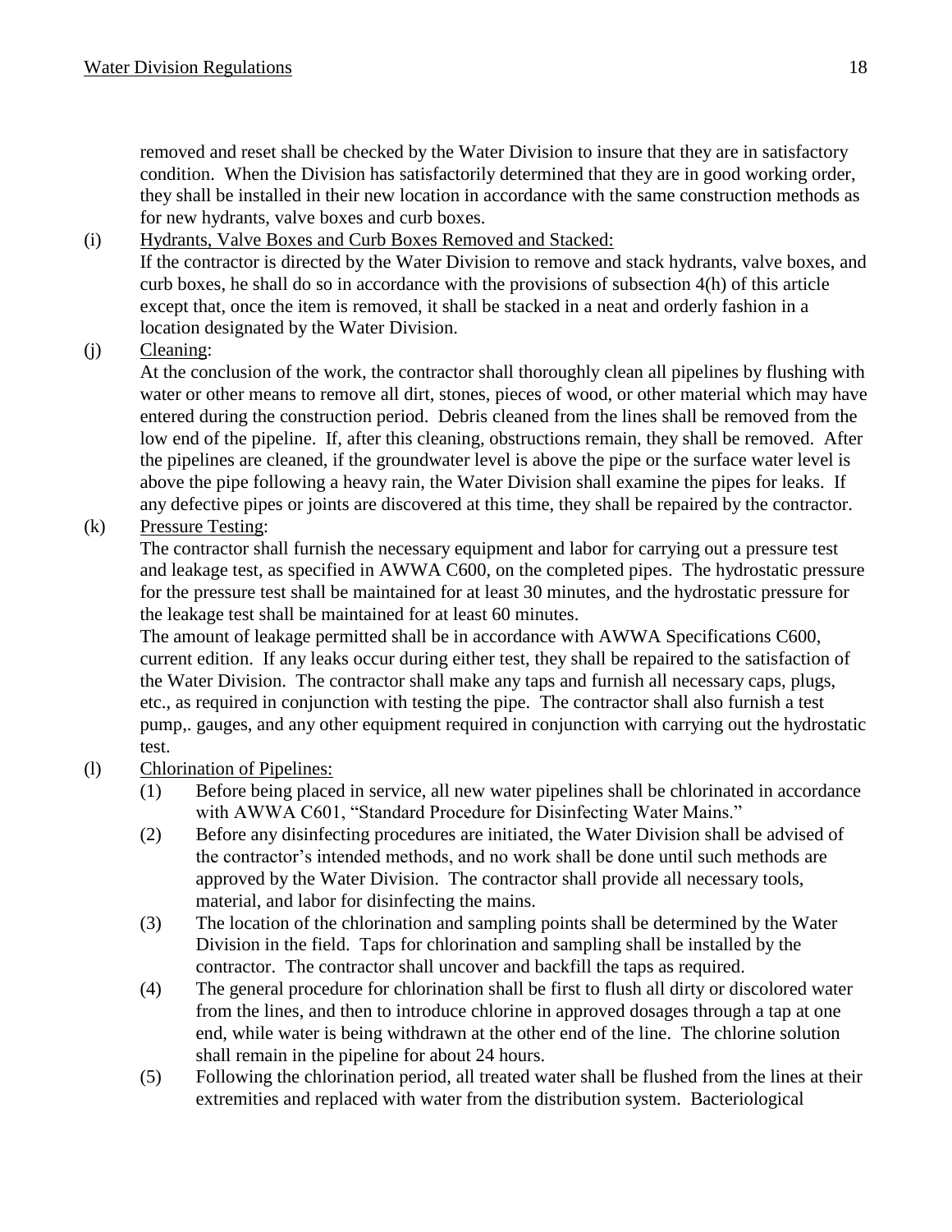removed and reset shall be checked by the Water Division to insure that they are in satisfactory condition. When the Division has satisfactorily determined that they are in good working order, they shall be installed in their new location in accordance with the same construction methods as for new hydrants, valve boxes and curb boxes.

(i) Hydrants, Valve Boxes and Curb Boxes Removed and Stacked:
If the contractor is directed by the Water Division to remove and stack hydrants, valve boxes, and curb boxes, he shall do so in accordance with the provisions of subsection 4(h) of this article except that, once the item is removed, it shall be stacked in a neat and orderly fashion in a location designated by the Water Division.

(j) Cleaning:
At the conclusion of the work, the contractor shall thoroughly clean all pipelines by flushing with water or other means to remove all dirt, stones, pieces of wood, or other material which may have entered during the construction period. Debris cleaned from the lines shall be removed from the low end of the pipeline. If, after this cleaning, obstructions remain, they shall be removed. After the pipelines are cleaned, if the groundwater level is above the pipe or the surface water level is above the pipe following a heavy rain, the Water Division shall examine the pipes for leaks. If any defective pipes or joints are discovered at this time, they shall be repaired by the contractor.

(k) Pressure Testing:
The contractor shall furnish the necessary equipment and labor for carrying out a pressure test and leakage test, as specified in AWWA C600, on the completed pipes. The hydrostatic pressure for the pressure test shall be maintained for at least 30 minutes, and the hydrostatic pressure for the leakage test shall be maintained for at least 60 minutes.
The amount of leakage permitted shall be in accordance with AWWA Specifications C600, current edition. If any leaks occur during either test, they shall be repaired to the satisfaction of the Water Division. The contractor shall make any taps and furnish all necessary caps, plugs, etc., as required in conjunction with testing the pipe. The contractor shall also furnish a test pump,. gauges, and any other equipment required in conjunction with carrying out the hydrostatic test.

(l) Chlorination of Pipelines:
(1) Before being placed in service, all new water pipelines shall be chlorinated in accordance with AWWA C601, "Standard Procedure for Disinfecting Water Mains."
(2) Before any disinfecting procedures are initiated, the Water Division shall be advised of the contractor's intended methods, and no work shall be done until such methods are approved by the Water Division. The contractor shall provide all necessary tools, material, and labor for disinfecting the mains.
(3) The location of the chlorination and sampling points shall be determined by the Water Division in the field. Taps for chlorination and sampling shall be installed by the contractor. The contractor shall uncover and backfill the taps as required.
(4) The general procedure for chlorination shall be first to flush all dirty or discolored water from the lines, and then to introduce chlorine in approved dosages through a tap at one end, while water is being withdrawn at the other end of the line. The chlorine solution shall remain in the pipeline for about 24 hours.
(5) Following the chlorination period, all treated water shall be flushed from the lines at their extremities and replaced with water from the distribution system. Bacteriological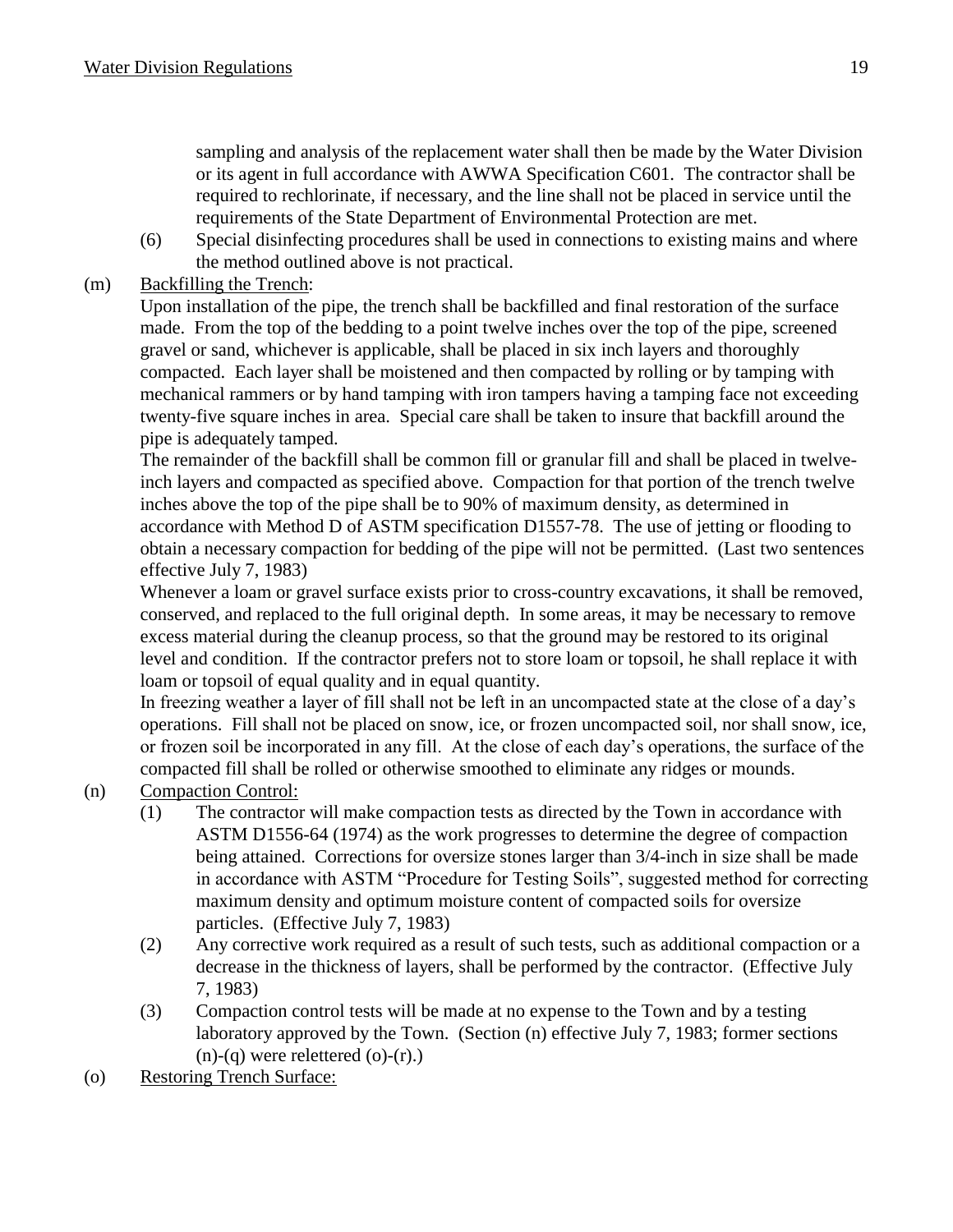sampling and analysis of the replacement water shall then be made by the Water Division or its agent in full accordance with AWWA Specification C601. The contractor shall be required to rechlorinate, if necessary, and the line shall not be placed in service until the requirements of the State Department of Environmental Protection are met.

(6) Special disinfecting procedures shall be used in connections to existing mains and where the method outlined above is not practical.

(m) Backfilling the Trench:

Upon installation of the pipe, the trench shall be backfilled and final restoration of the surface made. From the top of the bedding to a point twelve inches over the top of the pipe, screened gravel or sand, whichever is applicable, shall be placed in six inch layers and thoroughly compacted. Each layer shall be moistened and then compacted by rolling or by tamping with mechanical rammers or by hand tamping with iron tampers having a tamping face not exceeding twenty-five square inches in area. Special care shall be taken to insure that backfill around the pipe is adequately tamped.

The remainder of the backfill shall be common fill or granular fill and shall be placed in twelve-inch layers and compacted as specified above. Compaction for that portion of the trench twelve inches above the top of the pipe shall be to 90% of maximum density, as determined in accordance with Method D of ASTM specification D1557-78. The use of jetting or flooding to obtain a necessary compaction for bedding of the pipe will not be permitted. (Last two sentences effective July 7, 1983)

Whenever a loam or gravel surface exists prior to cross-country excavations, it shall be removed, conserved, and replaced to the full original depth. In some areas, it may be necessary to remove excess material during the cleanup process, so that the ground may be restored to its original level and condition. If the contractor prefers not to store loam or topsoil, he shall replace it with loam or topsoil of equal quality and in equal quantity.

In freezing weather a layer of fill shall not be left in an uncompacted state at the close of a day's operations. Fill shall not be placed on snow, ice, or frozen uncompacted soil, nor shall snow, ice, or frozen soil be incorporated in any fill. At the close of each day's operations, the surface of the compacted fill shall be rolled or otherwise smoothed to eliminate any ridges or mounds.

(n) Compaction Control:

(1) The contractor will make compaction tests as directed by the Town in accordance with ASTM D1556-64 (1974) as the work progresses to determine the degree of compaction being attained. Corrections for oversize stones larger than 3/4-inch in size shall be made in accordance with ASTM "Procedure for Testing Soils", suggested method for correcting maximum density and optimum moisture content of compacted soils for oversize particles. (Effective July 7, 1983)

(2) Any corrective work required as a result of such tests, such as additional compaction or a decrease in the thickness of layers, shall be performed by the contractor. (Effective July 7, 1983)

(3) Compaction control tests will be made at no expense to the Town and by a testing laboratory approved by the Town. (Section (n) effective July 7, 1983; former sections (n)-(q) were relettered (o)-(r).)

(o) Restoring Trench Surface: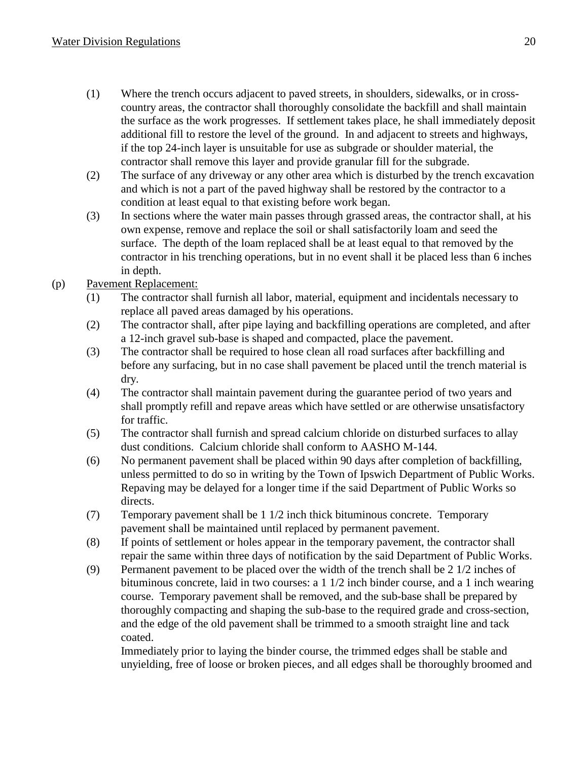(1) Where the trench occurs adjacent to paved streets, in shoulders, sidewalks, or in cross-country areas, the contractor shall thoroughly consolidate the backfill and shall maintain the surface as the work progresses. If settlement takes place, he shall immediately deposit additional fill to restore the level of the ground. In and adjacent to streets and highways, if the top 24-inch layer is unsuitable for use as subgrade or shoulder material, the contractor shall remove this layer and provide granular fill for the subgrade.

(2) The surface of any driveway or any other area which is disturbed by the trench excavation and which is not a part of the paved highway shall be restored by the contractor to a condition at least equal to that existing before work began.

(3) In sections where the water main passes through grassed areas, the contractor shall, at his own expense, remove and replace the soil or shall satisfactorily loam and seed the surface. The depth of the loam replaced shall be at least equal to that removed by the contractor in his trenching operations, but in no event shall it be placed less than 6 inches in depth.

(p) Pavement Replacement:

(1) The contractor shall furnish all labor, material, equipment and incidentals necessary to replace all paved areas damaged by his operations.

(2) The contractor shall, after pipe laying and backfilling operations are completed, and after a 12-inch gravel sub-base is shaped and compacted, place the pavement.

(3) The contractor shall be required to hose clean all road surfaces after backfilling and before any surfacing, but in no case shall pavement be placed until the trench material is dry.

(4) The contractor shall maintain pavement during the guarantee period of two years and shall promptly refill and repave areas which have settled or are otherwise unsatisfactory for traffic.

(5) The contractor shall furnish and spread calcium chloride on disturbed surfaces to allay dust conditions. Calcium chloride shall conform to AASHO M-144.

(6) No permanent pavement shall be placed within 90 days after completion of backfilling, unless permitted to do so in writing by the Town of Ipswich Department of Public Works. Repaving may be delayed for a longer time if the said Department of Public Works so directs.

(7) Temporary pavement shall be 1 1/2 inch thick bituminous concrete. Temporary pavement shall be maintained until replaced by permanent pavement.

(8) If points of settlement or holes appear in the temporary pavement, the contractor shall repair the same within three days of notification by the said Department of Public Works.

(9) Permanent pavement to be placed over the width of the trench shall be 2 1/2 inches of bituminous concrete, laid in two courses: a 1 1/2 inch binder course, and a 1 inch wearing course. Temporary pavement shall be removed, and the sub-base shall be prepared by thoroughly compacting and shaping the sub-base to the required grade and cross-section, and the edge of the old pavement shall be trimmed to a smooth straight line and tack coated.

Immediately prior to laying the binder course, the trimmed edges shall be stable and unyielding, free of loose or broken pieces, and all edges shall be thoroughly broomed and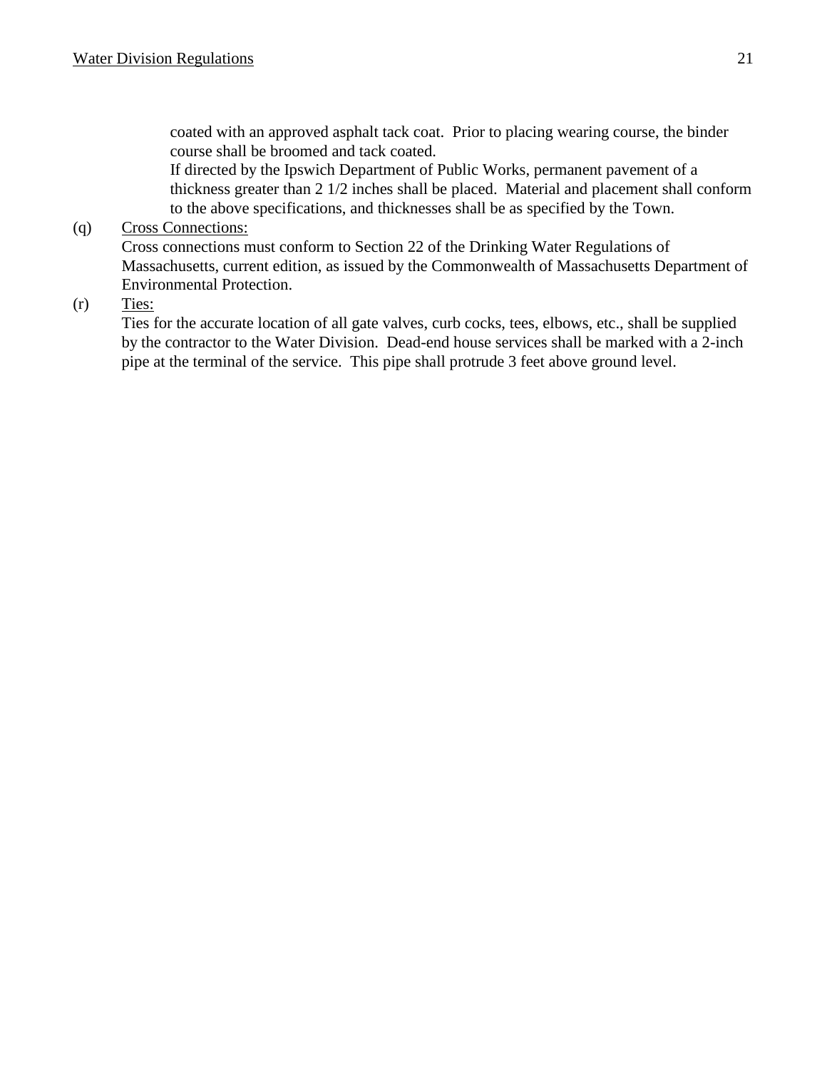coated with an approved asphalt tack coat. Prior to placing wearing course, the binder course shall be broomed and tack coated.

If directed by the Ipswich Department of Public Works, permanent pavement of a thickness greater than 2 1/2 inches shall be placed. Material and placement shall conform to the above specifications, and thicknesses shall be as specified by the Town.

(q) <u>Cross Connections:</u>

Cross connections must conform to Section 22 of the Drinking Water Regulations of Massachusetts, current edition, as issued by the Commonwealth of Massachusetts Department of Environmental Protection.

(r) <u>Ties:</u>

Ties for the accurate location of all gate valves, curb cocks, tees, elbows, etc., shall be supplied by the contractor to the Water Division. Dead-end house services shall be marked with a 2-inch pipe at the terminal of the service. This pipe shall protrude 3 feet above ground level.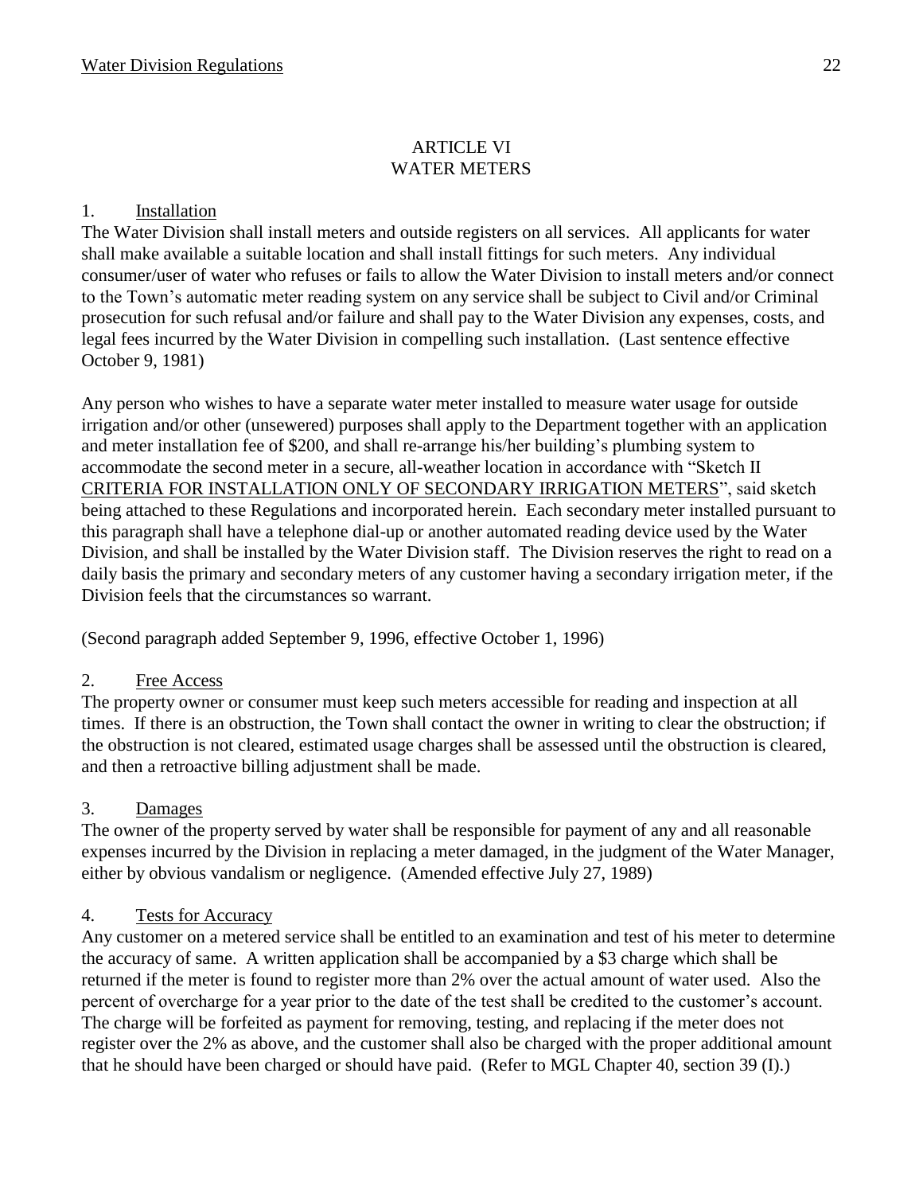# ARTICLE VI
# WATER METERS

## 1. Installation

The Water Division shall install meters and outside registers on all services. All applicants for water shall make available a suitable location and shall install fittings for such meters. Any individual consumer/user of water who refuses or fails to allow the Water Division to install meters and/or connect to the Town's automatic meter reading system on any service shall be subject to Civil and/or Criminal prosecution for such refusal and/or failure and shall pay to the Water Division any expenses, costs, and legal fees incurred by the Water Division in compelling such installation. (Last sentence effective October 9, 1981)

Any person who wishes to have a separate water meter installed to measure water usage for outside irrigation and/or other (unsewered) purposes shall apply to the Department together with an application and meter installation fee of $200, and shall re-arrange his/her building's plumbing system to accommodate the second meter in a secure, all-weather location in accordance with "Sketch II <u>CRITERIA FOR INSTALLATION ONLY OF SECONDARY IRRIGATION METERS</u>", said sketch being attached to these Regulations and incorporated herein. Each secondary meter installed pursuant to this paragraph shall have a telephone dial-up or another automated reading device used by the Water Division, and shall be installed by the Water Division staff. The Division reserves the right to read on a daily basis the primary and secondary meters of any customer having a secondary irrigation meter, if the Division feels that the circumstances so warrant.

(Second paragraph added September 9, 1996, effective October 1, 1996)

## 2. Free Access

The property owner or consumer must keep such meters accessible for reading and inspection at all times. If there is an obstruction, the Town shall contact the owner in writing to clear the obstruction; if the obstruction is not cleared, estimated usage charges shall be assessed until the obstruction is cleared, and then a retroactive billing adjustment shall be made.

## 3. Damages

The owner of the property served by water shall be responsible for payment of any and all reasonable expenses incurred by the Division in replacing a meter damaged, in the judgment of the Water Manager, either by obvious vandalism or negligence. (Amended effective July 27, 1989)

## 4. Tests for Accuracy

Any customer on a metered service shall be entitled to an examination and test of his meter to determine the accuracy of same. A written application shall be accompanied by a $3 charge which shall be returned if the meter is found to register more than 2% over the actual amount of water used. Also the percent of overcharge for a year prior to the date of the test shall be credited to the customer's account. The charge will be forfeited as payment for removing, testing, and replacing if the meter does not register over the 2% as above, and the customer shall also be charged with the proper additional amount that he should have been charged or should have paid. (Refer to MGL Chapter 40, section 39 (I).)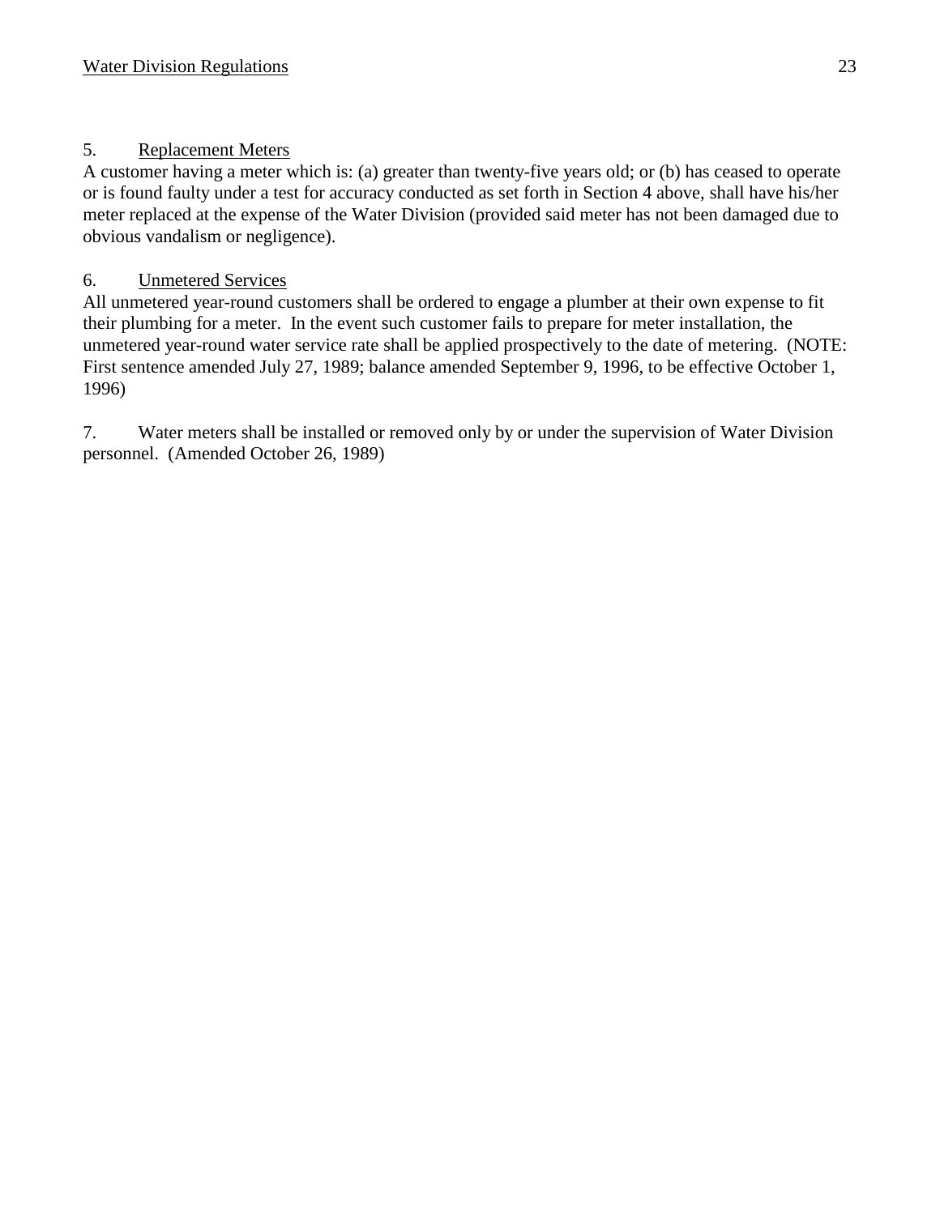5. Replacement Meters

A customer having a meter which is: (a) greater than twenty-five years old; or (b) has ceased to operate or is found faulty under a test for accuracy conducted as set forth in Section 4 above, shall have his/her meter replaced at the expense of the Water Division (provided said meter has not been damaged due to obvious vandalism or negligence).

6. Unmetered Services

All unmetered year-round customers shall be ordered to engage a plumber at their own expense to fit their plumbing for a meter. In the event such customer fails to prepare for meter installation, the unmetered year-round water service rate shall be applied prospectively to the date of metering. (NOTE: First sentence amended July 27, 1989; balance amended September 9, 1996, to be effective October 1, 1996)

7. Water meters shall be installed or removed only by or under the supervision of Water Division personnel. (Amended October 26, 1989)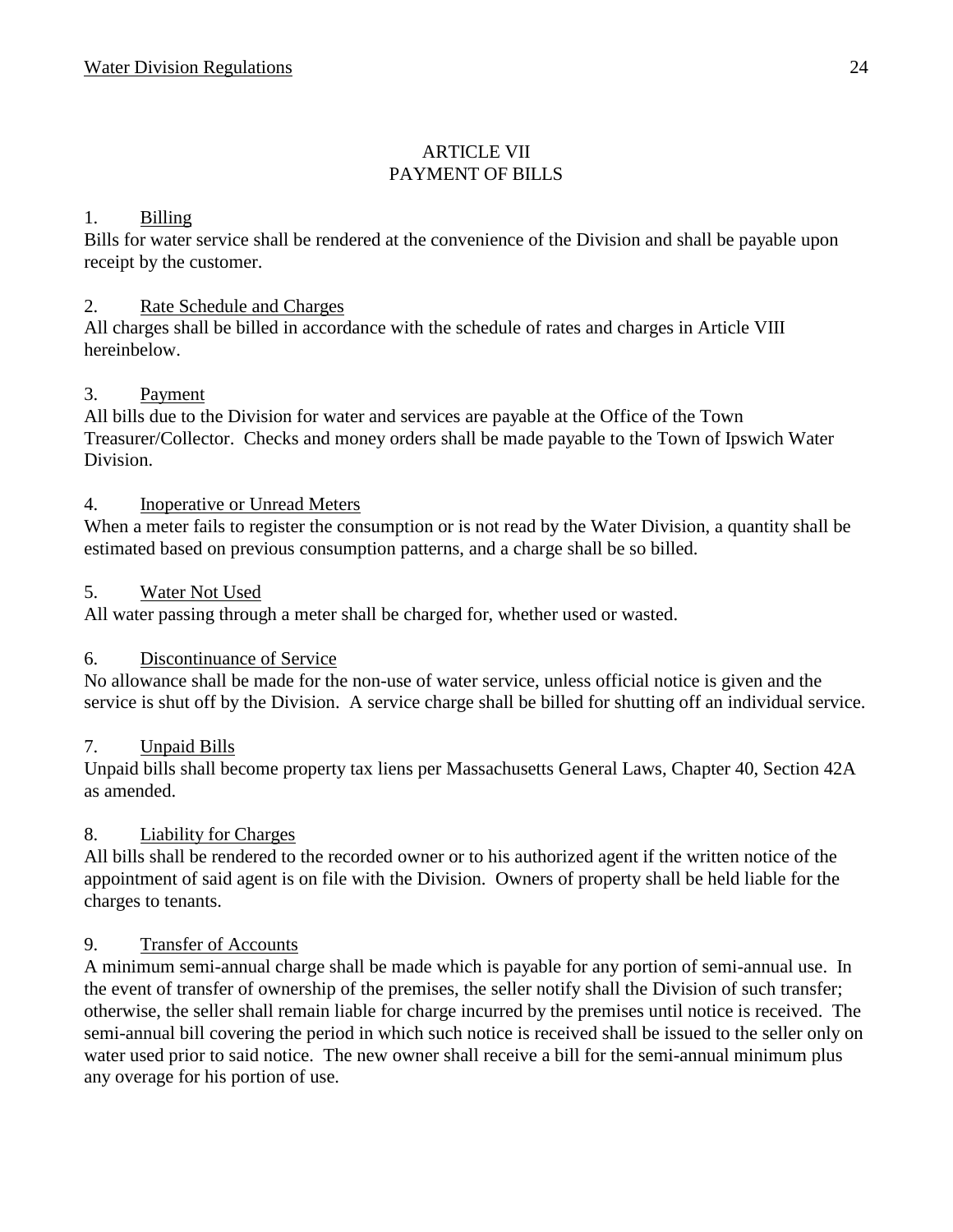# ARTICLE VII
# PAYMENT OF BILLS

1. Billing

Bills for water service shall be rendered at the convenience of the Division and shall be payable upon receipt by the customer.

2. Rate Schedule and Charges

All charges shall be billed in accordance with the schedule of rates and charges in Article VIII hereinbelow.

3. Payment

All bills due to the Division for water and services are payable at the Office of the Town Treasurer/Collector. Checks and money orders shall be made payable to the Town of Ipswich Water Division.

4. Inoperative or Unread Meters

When a meter fails to register the consumption or is not read by the Water Division, a quantity shall be estimated based on previous consumption patterns, and a charge shall be so billed.

5. Water Not Used

All water passing through a meter shall be charged for, whether used or wasted.

6. Discontinuance of Service

No allowance shall be made for the non-use of water service, unless official notice is given and the service is shut off by the Division. A service charge shall be billed for shutting off an individual service.

7. Unpaid Bills

Unpaid bills shall become property tax liens per Massachusetts General Laws, Chapter 40, Section 42A as amended.

8. Liability for Charges

All bills shall be rendered to the recorded owner or to his authorized agent if the written notice of the appointment of said agent is on file with the Division. Owners of property shall be held liable for the charges to tenants.

9. Transfer of Accounts

A minimum semi-annual charge shall be made which is payable for any portion of semi-annual use. In the event of transfer of ownership of the premises, the seller notify shall the Division of such transfer; otherwise, the seller shall remain liable for charge incurred by the premises until notice is received. The semi-annual bill covering the period in which such notice is received shall be issued to the seller only on water used prior to said notice. The new owner shall receive a bill for the semi-annual minimum plus any overage for his portion of use.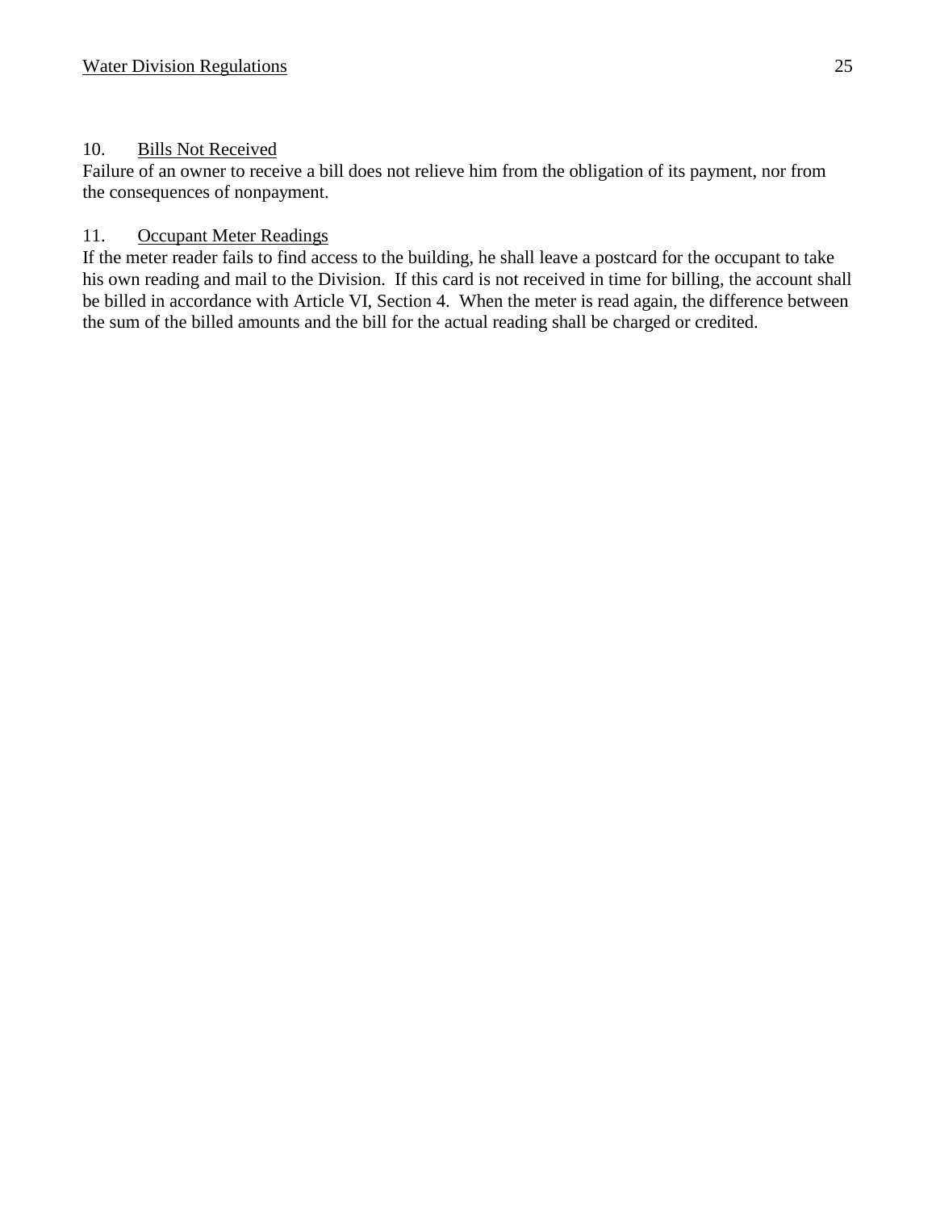10. Bills Not Received

Failure of an owner to receive a bill does not relieve him from the obligation of its payment, nor from the consequences of nonpayment.

11. Occupant Meter Readings

If the meter reader fails to find access to the building, he shall leave a postcard for the occupant to take his own reading and mail to the Division. If this card is not received in time for billing, the account shall be billed in accordance with Article VI, Section 4. When the meter is read again, the difference between the sum of the billed amounts and the bill for the actual reading shall be charged or credited.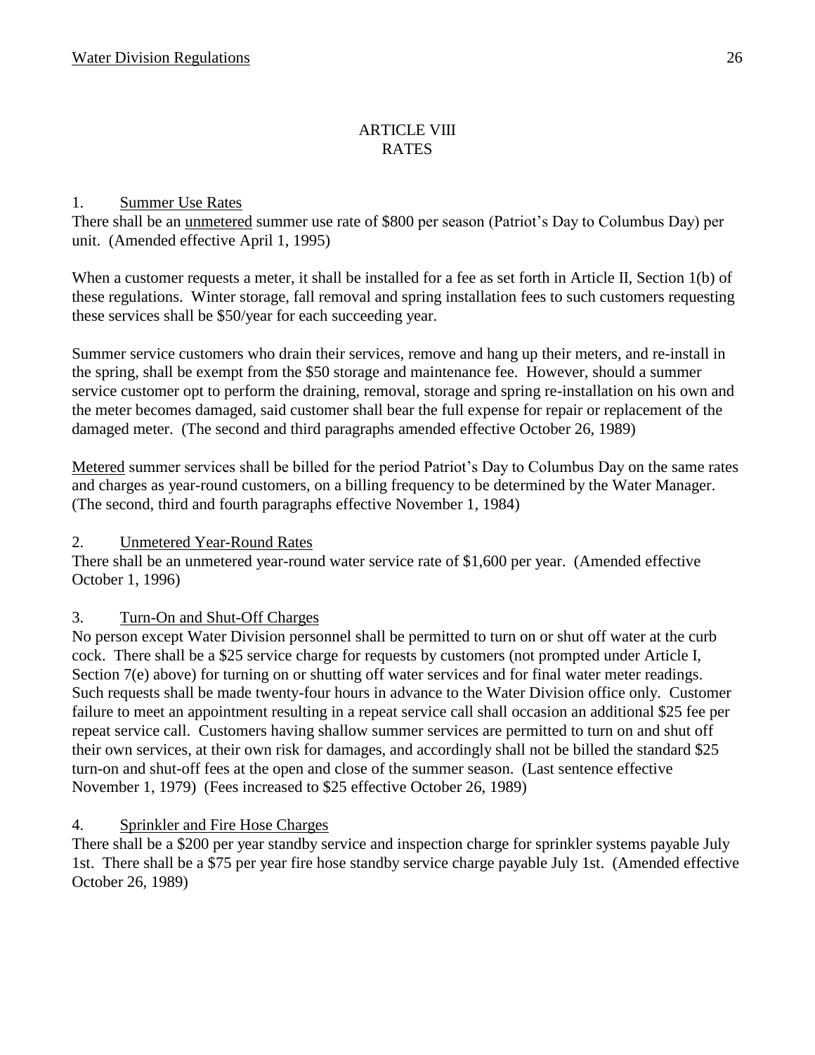# ARTICLE VIII
# RATES

1. Summer Use Rates

There shall be an unmetered summer use rate of $800 per season (Patriot's Day to Columbus Day) per unit. (Amended effective April 1, 1995)

When a customer requests a meter, it shall be installed for a fee as set forth in Article II, Section 1(b) of these regulations. Winter storage, fall removal and spring installation fees to such customers requesting these services shall be $50/year for each succeeding year.

Summer service customers who drain their services, remove and hang up their meters, and re-install in the spring, shall be exempt from the $50 storage and maintenance fee. However, should a summer service customer opt to perform the draining, removal, storage and spring re-installation on his own and the meter becomes damaged, said customer shall bear the full expense for repair or replacement of the damaged meter. (The second and third paragraphs amended effective October 26, 1989)

Metered summer services shall be billed for the period Patriot's Day to Columbus Day on the same rates and charges as year-round customers, on a billing frequency to be determined by the Water Manager. (The second, third and fourth paragraphs effective November 1, 1984)

2. Unmetered Year-Round Rates

There shall be an unmetered year-round water service rate of $1,600 per year. (Amended effective October 1, 1996)

3. Turn-On and Shut-Off Charges

No person except Water Division personnel shall be permitted to turn on or shut off water at the curb cock. There shall be a $25 service charge for requests by customers (not prompted under Article I, Section 7(e) above) for turning on or shutting off water services and for final water meter readings. Such requests shall be made twenty-four hours in advance to the Water Division office only. Customer failure to meet an appointment resulting in a repeat service call shall occasion an additional $25 fee per repeat service call. Customers having shallow summer services are permitted to turn on and shut off their own services, at their own risk for damages, and accordingly shall not be billed the standard $25 turn-on and shut-off fees at the open and close of the summer season. (Last sentence effective November 1, 1979) (Fees increased to $25 effective October 26, 1989)

4. Sprinkler and Fire Hose Charges

There shall be a $200 per year standby service and inspection charge for sprinkler systems payable July 1st. There shall be a $75 per year fire hose standby service charge payable July 1st. (Amended effective October 26, 1989)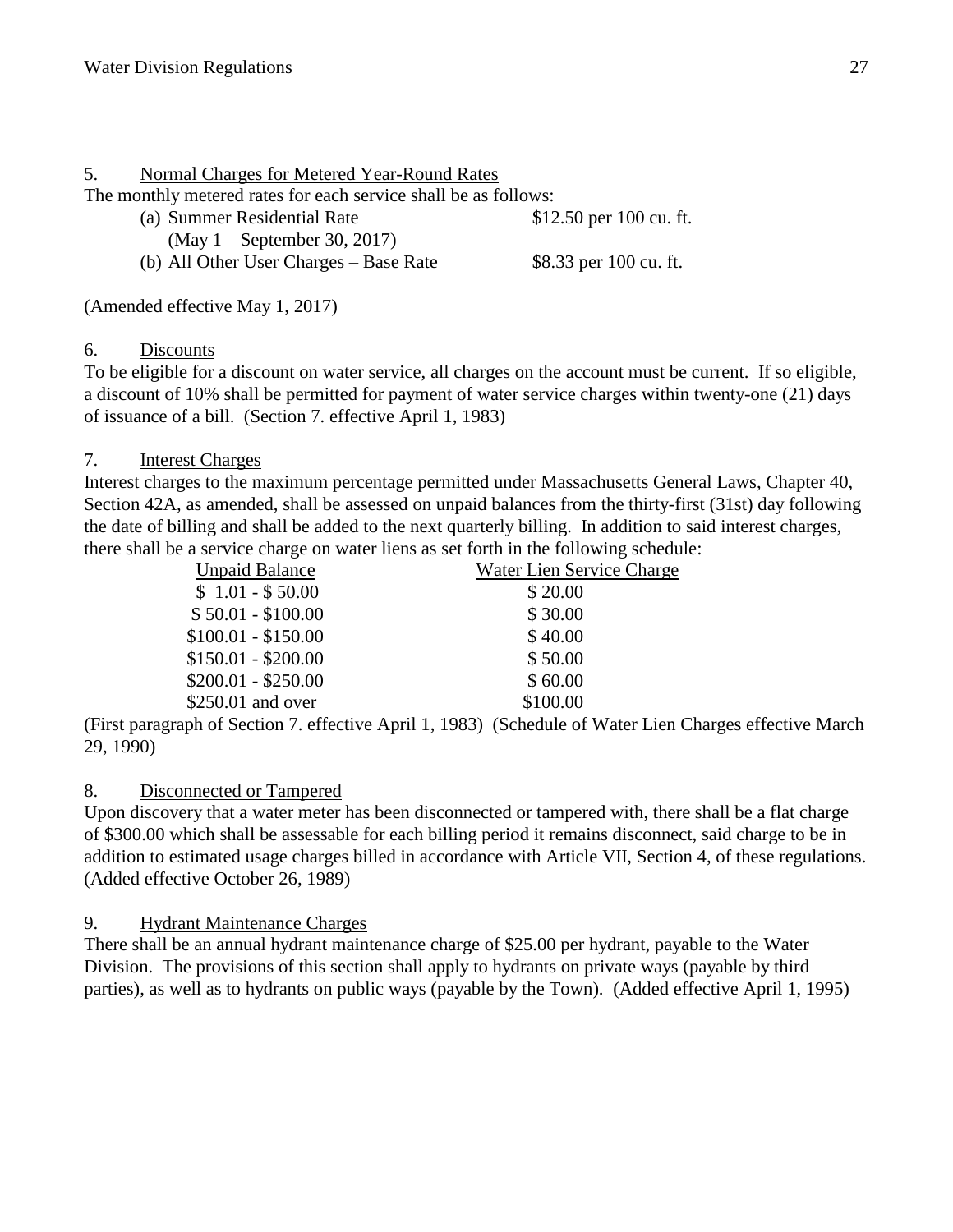5. Normal Charges for Metered Year-Round Rates

The monthly metered rates for each service shall be as follows:

| | |
|---|---|
| (a) Summer Residential Rate (May 1 – September 30, 2017) | \$12.50 per 100 cu. ft. |
| (b) All Other User Charges – Base Rate | \$8.33 per 100 cu. ft. |

(Amended effective May 1, 2017)

6. Discounts

To be eligible for a discount on water service, all charges on the account must be current. If so eligible, a discount of 10% shall be permitted for payment of water service charges within twenty-one (21) days of issuance of a bill. (Section 7. effective April 1, 1983)

7. Interest Charges

Interest charges to the maximum percentage permitted under Massachusetts General Laws, Chapter 40, Section 42A, as amended, shall be assessed on unpaid balances from the thirty-first (31st) day following the date of billing and shall be added to the next quarterly billing. In addition to said interest charges, there shall be a service charge on water liens as set forth in the following schedule:

| Unpaid Balance | Water Lien Service Charge |
|---|---|
| \$ 1.01 - \$ 50.00 | \$ 20.00 |
| \$ 50.01 - \$100.00 | \$ 30.00 |
| \$100.01 - \$150.00 | \$ 40.00 |
| \$150.01 - \$200.00 | \$ 50.00 |
| \$200.01 - \$250.00 | \$ 60.00 |
| \$250.01 and over | \$100.00 |

(First paragraph of Section 7. effective April 1, 1983) (Schedule of Water Lien Charges effective March 29, 1990)

8. Disconnected or Tampered

Upon discovery that a water meter has been disconnected or tampered with, there shall be a flat charge of \$300.00 which shall be assessable for each billing period it remains disconnect, said charge to be in addition to estimated usage charges billed in accordance with Article VII, Section 4, of these regulations. (Added effective October 26, 1989)

9. Hydrant Maintenance Charges

There shall be an annual hydrant maintenance charge of \$25.00 per hydrant, payable to the Water Division. The provisions of this section shall apply to hydrants on private ways (payable by third parties), as well as to hydrants on public ways (payable by the Town). (Added effective April 1, 1995)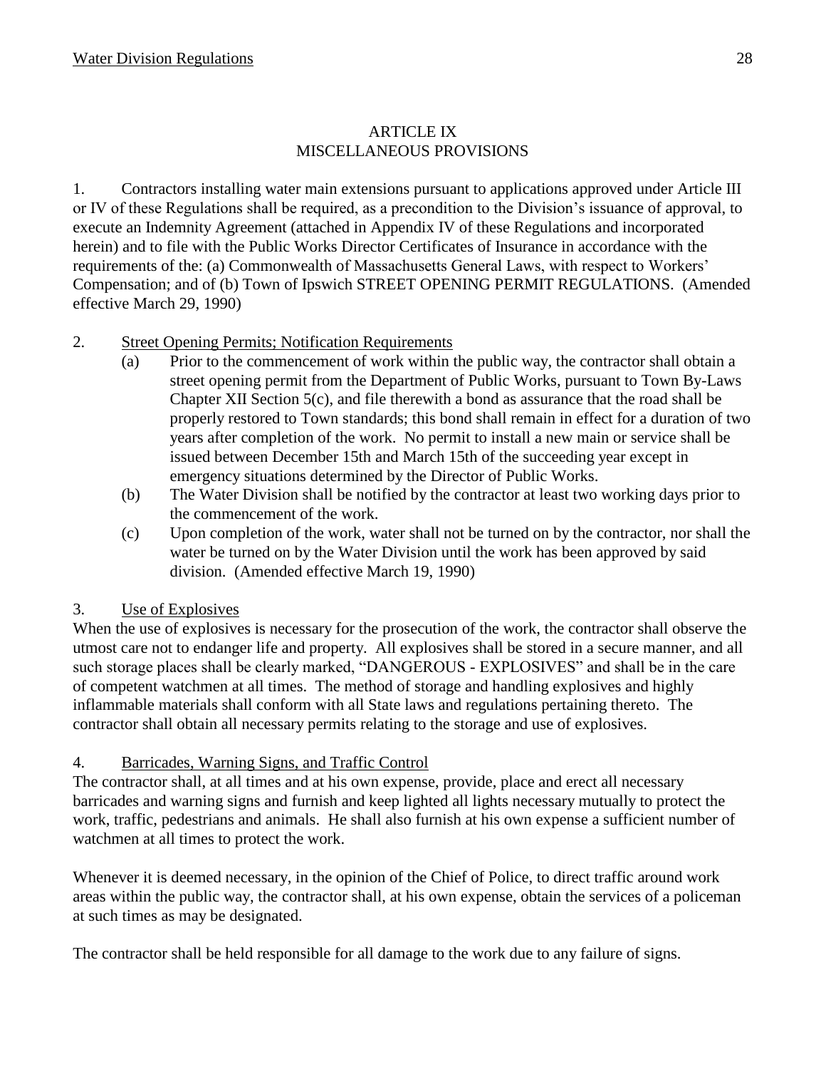# ARTICLE IX
# MISCELLANEOUS PROVISIONS

1. Contractors installing water main extensions pursuant to applications approved under Article III or IV of these Regulations shall be required, as a precondition to the Division's issuance of approval, to execute an Indemnity Agreement (attached in Appendix IV of these Regulations and incorporated herein) and to file with the Public Works Director Certificates of Insurance in accordance with the requirements of the: (a) Commonwealth of Massachusetts General Laws, with respect to Workers' Compensation; and of (b) Town of Ipswich STREET OPENING PERMIT REGULATIONS. (Amended effective March 29, 1990)

2. Street Opening Permits; Notification Requirements
   - (a) Prior to the commencement of work within the public way, the contractor shall obtain a street opening permit from the Department of Public Works, pursuant to Town By-Laws Chapter XII Section 5(c), and file therewith a bond as assurance that the road shall be properly restored to Town standards; this bond shall remain in effect for a duration of two years after completion of the work. No permit to install a new main or service shall be issued between December 15th and March 15th of the succeeding year except in emergency situations determined by the Director of Public Works.
   - (b) The Water Division shall be notified by the contractor at least two working days prior to the commencement of the work.
   - (c) Upon completion of the work, water shall not be turned on by the contractor, nor shall the water be turned on by the Water Division until the work has been approved by said division. (Amended effective March 19, 1990)

3. Use of Explosives

When the use of explosives is necessary for the prosecution of the work, the contractor shall observe the utmost care not to endanger life and property. All explosives shall be stored in a secure manner, and all such storage places shall be clearly marked, "DANGEROUS - EXPLOSIVES" and shall be in the care of competent watchmen at all times. The method of storage and handling explosives and highly inflammable materials shall conform with all State laws and regulations pertaining thereto. The contractor shall obtain all necessary permits relating to the storage and use of explosives.

4. Barricades, Warning Signs, and Traffic Control

The contractor shall, at all times and at his own expense, provide, place and erect all necessary barricades and warning signs and furnish and keep lighted all lights necessary mutually to protect the work, traffic, pedestrians and animals. He shall also furnish at his own expense a sufficient number of watchmen at all times to protect the work.

Whenever it is deemed necessary, in the opinion of the Chief of Police, to direct traffic around work areas within the public way, the contractor shall, at his own expense, obtain the services of a policeman at such times as may be designated.

The contractor shall be held responsible for all damage to the work due to any failure of signs.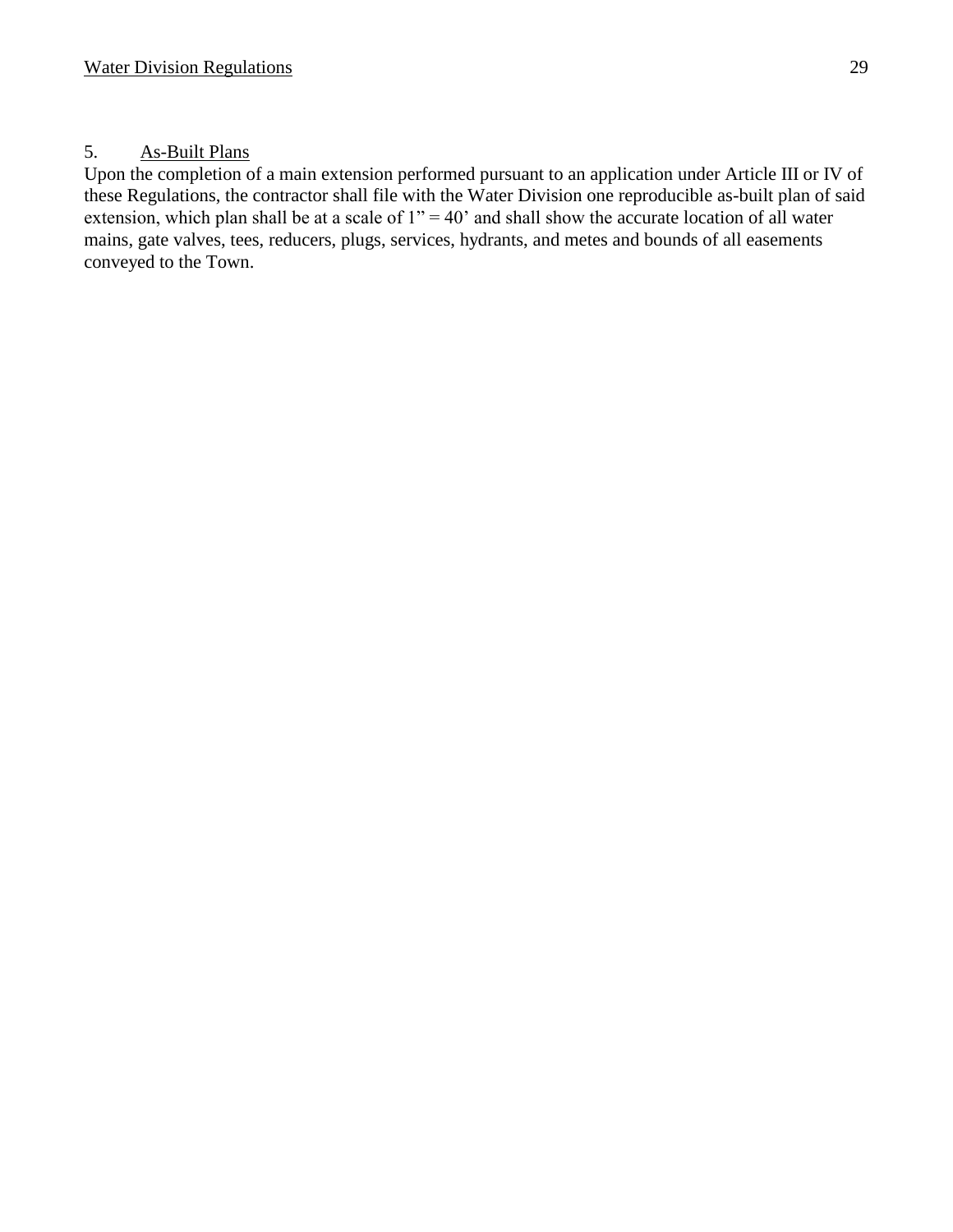5. As-Built Plans

Upon the completion of a main extension performed pursuant to an application under Article III or IV of these Regulations, the contractor shall file with the Water Division one reproducible as-built plan of said extension, which plan shall be at a scale of 1" = 40' and shall show the accurate location of all water mains, gate valves, tees, reducers, plugs, services, hydrants, and metes and bounds of all easements conveyed to the Town.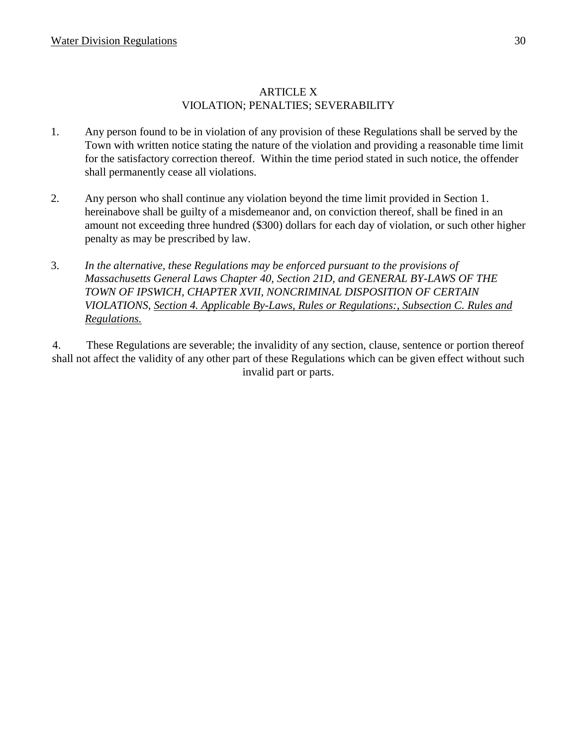# ARTICLE X
## VIOLATION; PENALTIES; SEVERABILITY

1. Any person found to be in violation of any provision of these Regulations shall be served by the Town with written notice stating the nature of the violation and providing a reasonable time limit for the satisfactory correction thereof. Within the time period stated in such notice, the offender shall permanently cease all violations.

2. Any person who shall continue any violation beyond the time limit provided in Section 1. hereinabove shall be guilty of a misdemeanor and, on conviction thereof, shall be fined in an amount not exceeding three hundred ($300) dollars for each day of violation, or such other higher penalty as may be prescribed by law.

3. *In the alternative, these Regulations may be enforced pursuant to the provisions of Massachusetts General Laws Chapter 40, Section 21D, and GENERAL BY-LAWS OF THE TOWN OF IPSWICH, CHAPTER XVII, NONCRIMINAL DISPOSITION OF CERTAIN VIOLATIONS, <u>Section 4. Applicable By-Laws, Rules or Regulations:, Subsection C. Rules and Regulations.</u>*

4. These Regulations are severable; the invalidity of any section, clause, sentence or portion thereof shall not affect the validity of any other part of these Regulations which can be given effect without such invalid part or parts.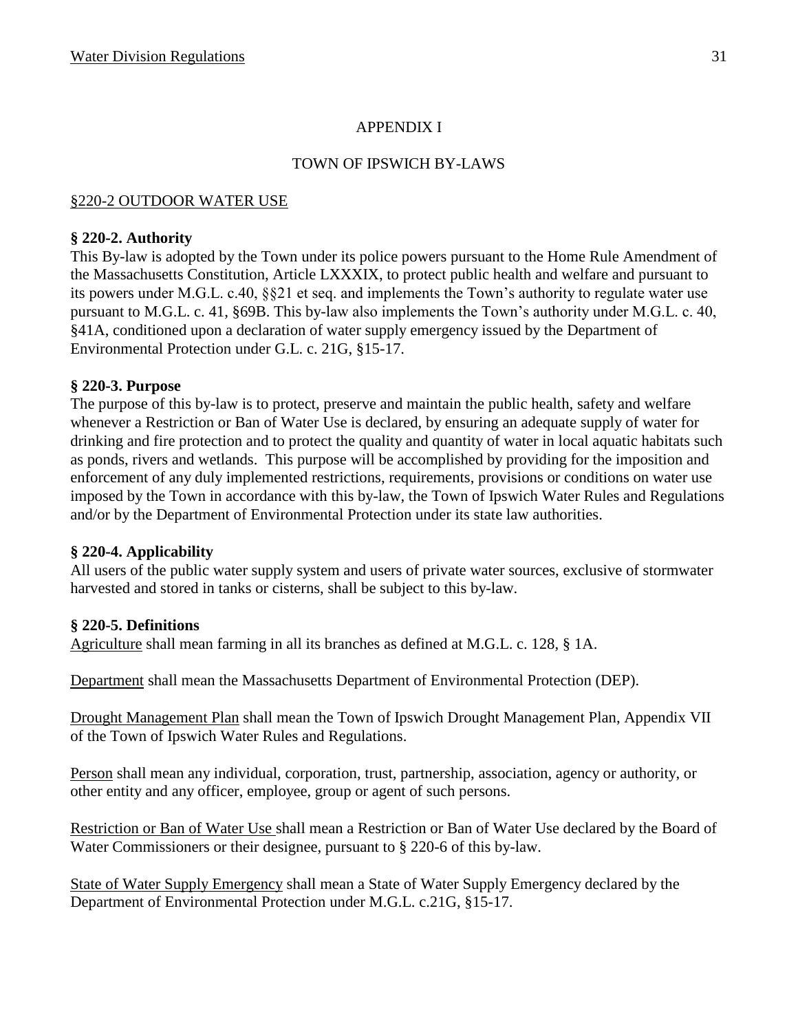# APPENDIX I

## TOWN OF IPSWICH BY-LAWS

§220-2 OUTDOOR WATER USE

### § 220-2. Authority

This By-law is adopted by the Town under its police powers pursuant to the Home Rule Amendment of the Massachusetts Constitution, Article LXXXIX, to protect public health and welfare and pursuant to its powers under M.G.L. c.40, §§21 et seq. and implements the Town's authority to regulate water use pursuant to M.G.L. c. 41, §69B. This by-law also implements the Town's authority under M.G.L. c. 40, §41A, conditioned upon a declaration of water supply emergency issued by the Department of Environmental Protection under G.L. c. 21G, §15-17.

### § 220-3. Purpose

The purpose of this by-law is to protect, preserve and maintain the public health, safety and welfare whenever a Restriction or Ban of Water Use is declared, by ensuring an adequate supply of water for drinking and fire protection and to protect the quality and quantity of water in local aquatic habitats such as ponds, rivers and wetlands. This purpose will be accomplished by providing for the imposition and enforcement of any duly implemented restrictions, requirements, provisions or conditions on water use imposed by the Town in accordance with this by-law, the Town of Ipswich Water Rules and Regulations and/or by the Department of Environmental Protection under its state law authorities.

### § 220-4. Applicability

All users of the public water supply system and users of private water sources, exclusive of stormwater harvested and stored in tanks or cisterns, shall be subject to this by-law.

### § 220-5. Definitions

Agriculture shall mean farming in all its branches as defined at M.G.L. c. 128, § 1A.

Department shall mean the Massachusetts Department of Environmental Protection (DEP).

Drought Management Plan shall mean the Town of Ipswich Drought Management Plan, Appendix VII of the Town of Ipswich Water Rules and Regulations.

Person shall mean any individual, corporation, trust, partnership, association, agency or authority, or other entity and any officer, employee, group or agent of such persons.

Restriction or Ban of Water Use shall mean a Restriction or Ban of Water Use declared by the Board of Water Commissioners or their designee, pursuant to § 220-6 of this by-law.

State of Water Supply Emergency shall mean a State of Water Supply Emergency declared by the Department of Environmental Protection under M.G.L. c.21G, §15-17.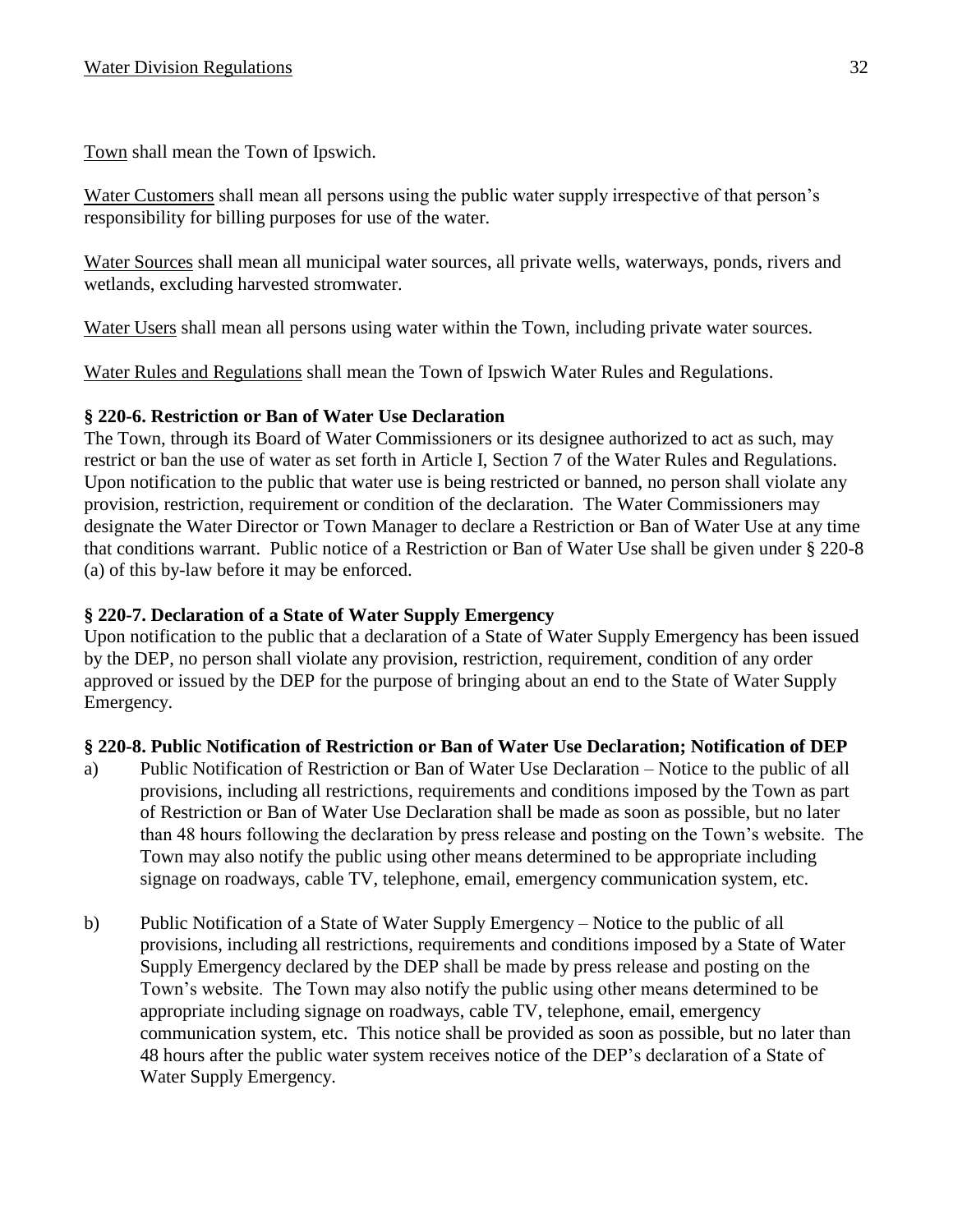Town shall mean the Town of Ipswich.

Water Customers shall mean all persons using the public water supply irrespective of that person's responsibility for billing purposes for use of the water.

Water Sources shall mean all municipal water sources, all private wells, waterways, ponds, rivers and wetlands, excluding harvested stromwater.

Water Users shall mean all persons using water within the Town, including private water sources.

Water Rules and Regulations shall mean the Town of Ipswich Water Rules and Regulations.

**§ 220-6. Restriction or Ban of Water Use Declaration**

The Town, through its Board of Water Commissioners or its designee authorized to act as such, may restrict or ban the use of water as set forth in Article I, Section 7 of the Water Rules and Regulations. Upon notification to the public that water use is being restricted or banned, no person shall violate any provision, restriction, requirement or condition of the declaration. The Water Commissioners may designate the Water Director or Town Manager to declare a Restriction or Ban of Water Use at any time that conditions warrant. Public notice of a Restriction or Ban of Water Use shall be given under § 220-8 (a) of this by-law before it may be enforced.

**§ 220-7. Declaration of a State of Water Supply Emergency**

Upon notification to the public that a declaration of a State of Water Supply Emergency has been issued by the DEP, no person shall violate any provision, restriction, requirement, condition of any order approved or issued by the DEP for the purpose of bringing about an end to the State of Water Supply Emergency.

**§ 220-8. Public Notification of Restriction or Ban of Water Use Declaration; Notification of DEP**

a) Public Notification of Restriction or Ban of Water Use Declaration – Notice to the public of all provisions, including all restrictions, requirements and conditions imposed by the Town as part of Restriction or Ban of Water Use Declaration shall be made as soon as possible, but no later than 48 hours following the declaration by press release and posting on the Town's website. The Town may also notify the public using other means determined to be appropriate including signage on roadways, cable TV, telephone, email, emergency communication system, etc.

b) Public Notification of a State of Water Supply Emergency – Notice to the public of all provisions, including all restrictions, requirements and conditions imposed by a State of Water Supply Emergency declared by the DEP shall be made by press release and posting on the Town's website. The Town may also notify the public using other means determined to be appropriate including signage on roadways, cable TV, telephone, email, emergency communication system, etc. This notice shall be provided as soon as possible, but no later than 48 hours after the public water system receives notice of the DEP's declaration of a State of Water Supply Emergency.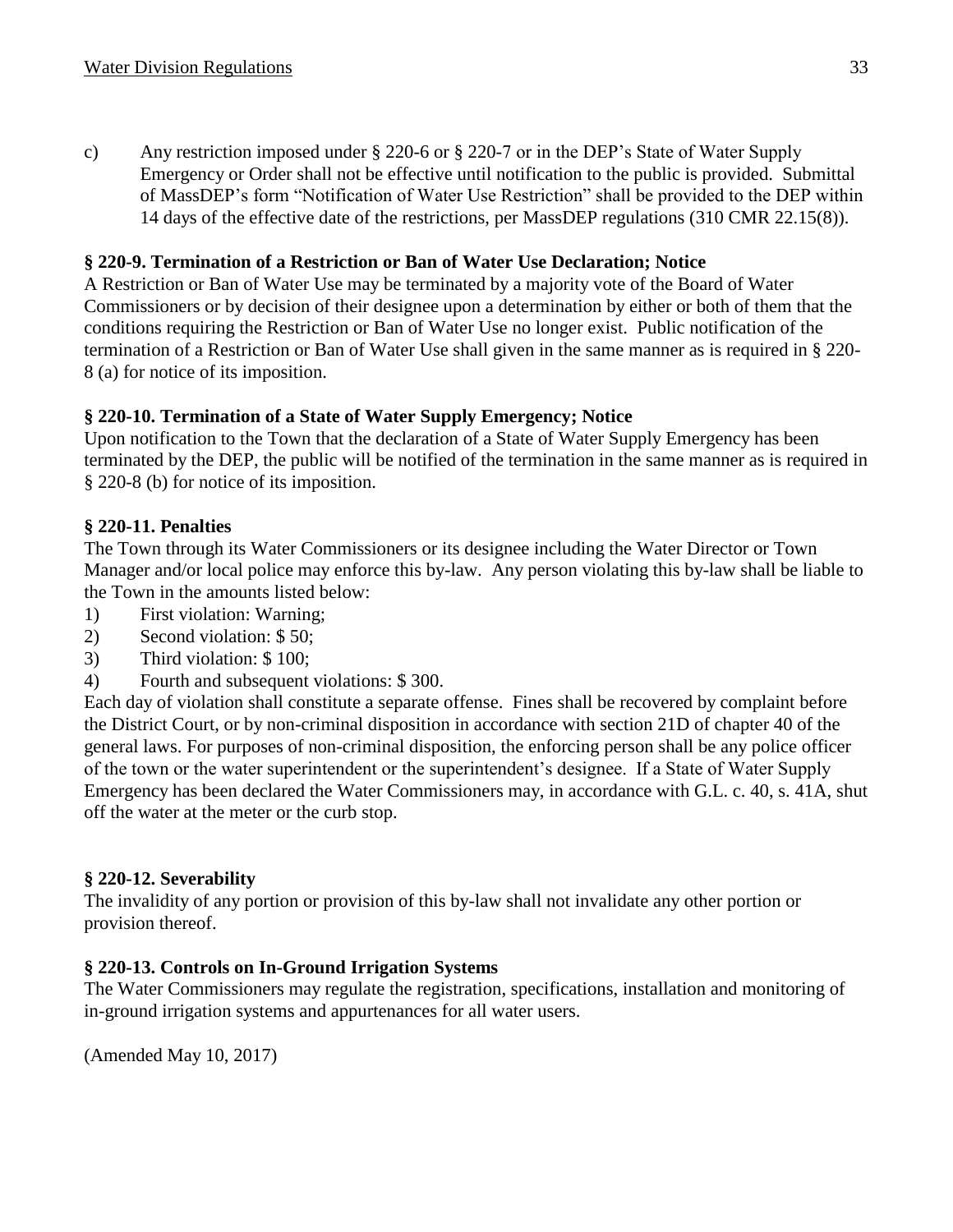c) Any restriction imposed under § 220-6 or § 220-7 or in the DEP's State of Water Supply Emergency or Order shall not be effective until notification to the public is provided. Submittal of MassDEP's form "Notification of Water Use Restriction" shall be provided to the DEP within 14 days of the effective date of the restrictions, per MassDEP regulations (310 CMR 22.15(8)).

### § 220-9. Termination of a Restriction or Ban of Water Use Declaration; Notice

A Restriction or Ban of Water Use may be terminated by a majority vote of the Board of Water Commissioners or by decision of their designee upon a determination by either or both of them that the conditions requiring the Restriction or Ban of Water Use no longer exist. Public notification of the termination of a Restriction or Ban of Water Use shall given in the same manner as is required in § 220-8 (a) for notice of its imposition.

### § 220-10. Termination of a State of Water Supply Emergency; Notice

Upon notification to the Town that the declaration of a State of Water Supply Emergency has been terminated by the DEP, the public will be notified of the termination in the same manner as is required in § 220-8 (b) for notice of its imposition.

### § 220-11. Penalties

The Town through its Water Commissioners or its designee including the Water Director or Town Manager and/or local police may enforce this by-law. Any person violating this by-law shall be liable to the Town in the amounts listed below:

1) First violation: Warning;
2) Second violation: $ 50;
3) Third violation: $ 100;
4) Fourth and subsequent violations: $ 300.

Each day of violation shall constitute a separate offense. Fines shall be recovered by complaint before the District Court, or by non-criminal disposition in accordance with section 21D of chapter 40 of the general laws. For purposes of non-criminal disposition, the enforcing person shall be any police officer of the town or the water superintendent or the superintendent's designee. If a State of Water Supply Emergency has been declared the Water Commissioners may, in accordance with G.L. c. 40, s. 41A, shut off the water at the meter or the curb stop.

### § 220-12. Severability

The invalidity of any portion or provision of this by-law shall not invalidate any other portion or provision thereof.

### § 220-13. Controls on In-Ground Irrigation Systems

The Water Commissioners may regulate the registration, specifications, installation and monitoring of in-ground irrigation systems and appurtenances for all water users.

(Amended May 10, 2017)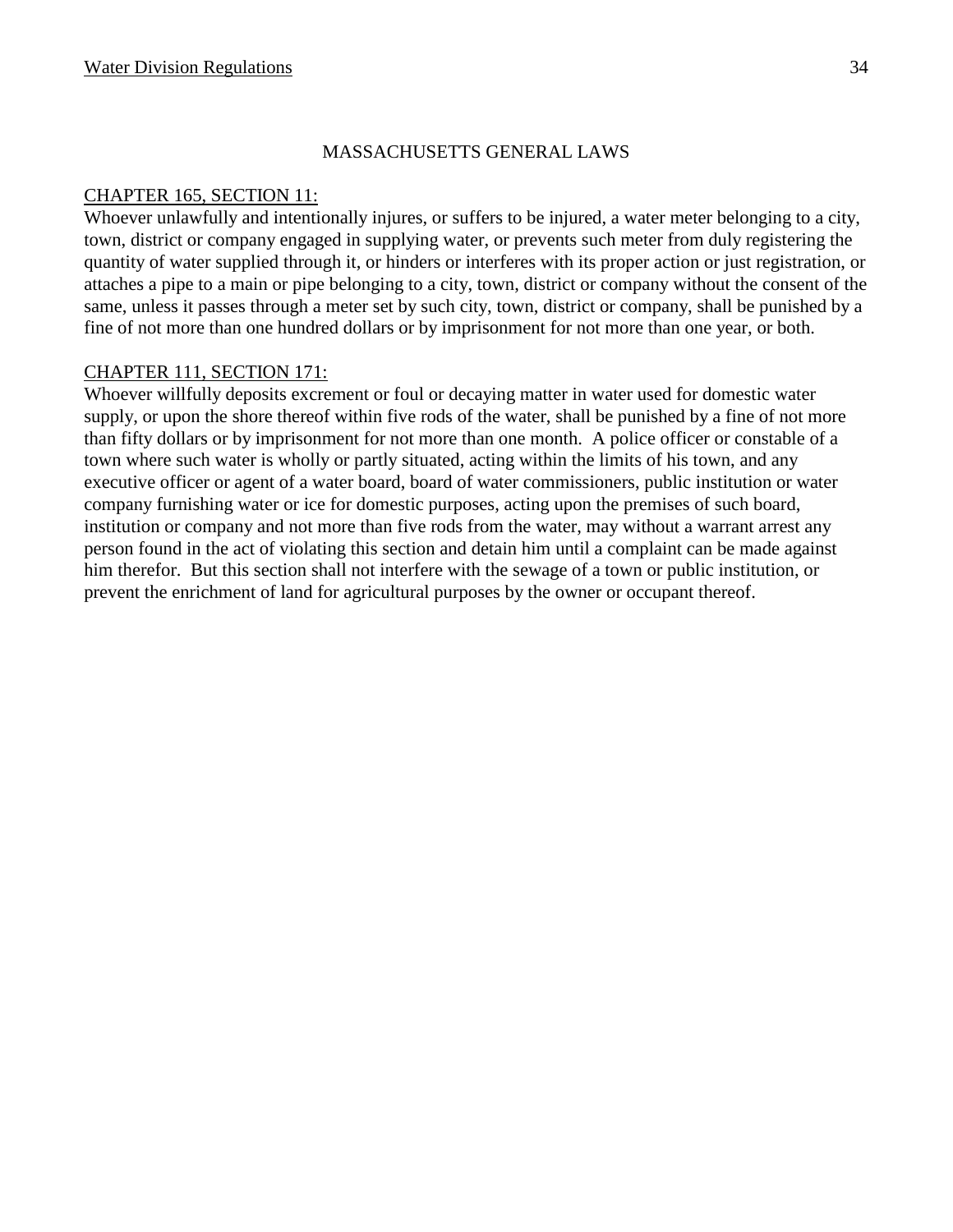## MASSACHUSETTS GENERAL LAWS

### CHAPTER 165, SECTION 11:

Whoever unlawfully and intentionally injures, or suffers to be injured, a water meter belonging to a city, town, district or company engaged in supplying water, or prevents such meter from duly registering the quantity of water supplied through it, or hinders or interferes with its proper action or just registration, or attaches a pipe to a main or pipe belonging to a city, town, district or company without the consent of the same, unless it passes through a meter set by such city, town, district or company, shall be punished by a fine of not more than one hundred dollars or by imprisonment for not more than one year, or both.

### CHAPTER 111, SECTION 171:

Whoever willfully deposits excrement or foul or decaying matter in water used for domestic water supply, or upon the shore thereof within five rods of the water, shall be punished by a fine of not more than fifty dollars or by imprisonment for not more than one month. A police officer or constable of a town where such water is wholly or partly situated, acting within the limits of his town, and any executive officer or agent of a water board, board of water commissioners, public institution or water company furnishing water or ice for domestic purposes, acting upon the premises of such board, institution or company and not more than five rods from the water, may without a warrant arrest any person found in the act of violating this section and detain him until a complaint can be made against him therefor. But this section shall not interfere with the sewage of a town or public institution, or prevent the enrichment of land for agricultural purposes by the owner or occupant thereof.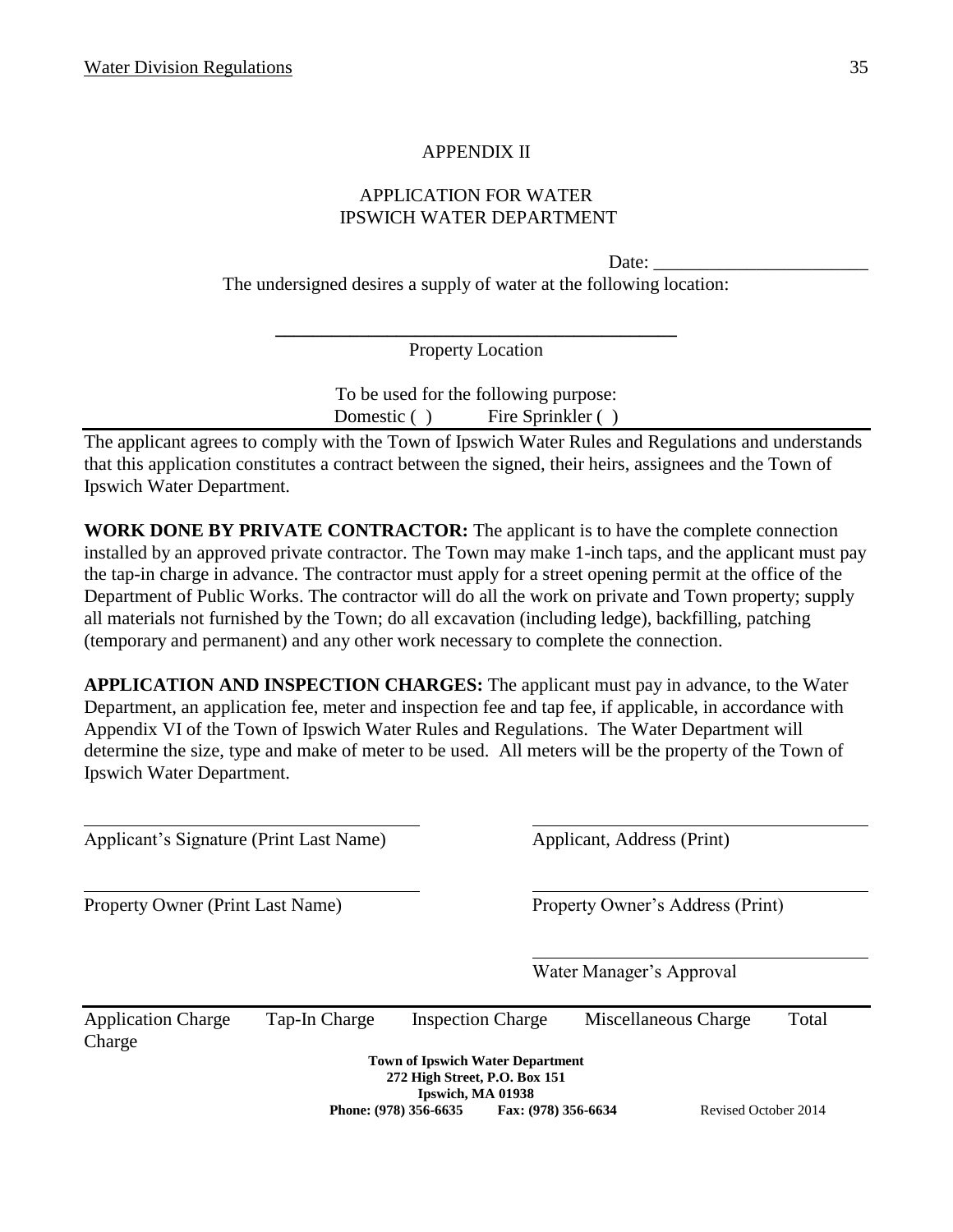# APPENDIX II

## APPLICATION FOR WATER
## IPSWICH WATER DEPARTMENT

Date: _______________________

The undersigned desires a supply of water at the following location:

_____________________________________________

Property Location

To be used for the following purpose:
Domestic ( )  Fire Sprinkler ( )

The applicant agrees to comply with the Town of Ipswich Water Rules and Regulations and understands that this application constitutes a contract between the signed, their heirs, assignees and the Town of Ipswich Water Department.

**WORK DONE BY PRIVATE CONTRACTOR:** The applicant is to have the complete connection installed by an approved private contractor. The Town may make 1-inch taps, and the applicant must pay the tap-in charge in advance. The contractor must apply for a street opening permit at the office of the Department of Public Works. The contractor will do all the work on private and Town property; supply all materials not furnished by the Town; do all excavation (including ledge), backfilling, patching (temporary and permanent) and any other work necessary to complete the connection.

**APPLICATION AND INSPECTION CHARGES:** The applicant must pay in advance, to the Water Department, an application fee, meter and inspection fee and tap fee, if applicable, in accordance with Appendix VI of the Town of Ipswich Water Rules and Regulations. The Water Department will determine the size, type and make of meter to be used. All meters will be the property of the Town of Ipswich Water Department.

_____________________________________ _____________________________________
Applicant's Signature (Print Last Name) Applicant, Address (Print)

_____________________________________ _____________________________________
Property Owner (Print Last Name) Property Owner's Address (Print)

_____________________________________
Water Manager's Approval

| Application Charge | Tap-In Charge | Inspection Charge | Miscellaneous Charge | Total Charge |
|---|---|---|---|---|

**Town of Ipswich Water Department**
**272 High Street, P.O. Box 151**
**Ipswich, MA 01938**
**Phone: (978) 356-6635  Fax: (978) 356-6634**  Revised October 2014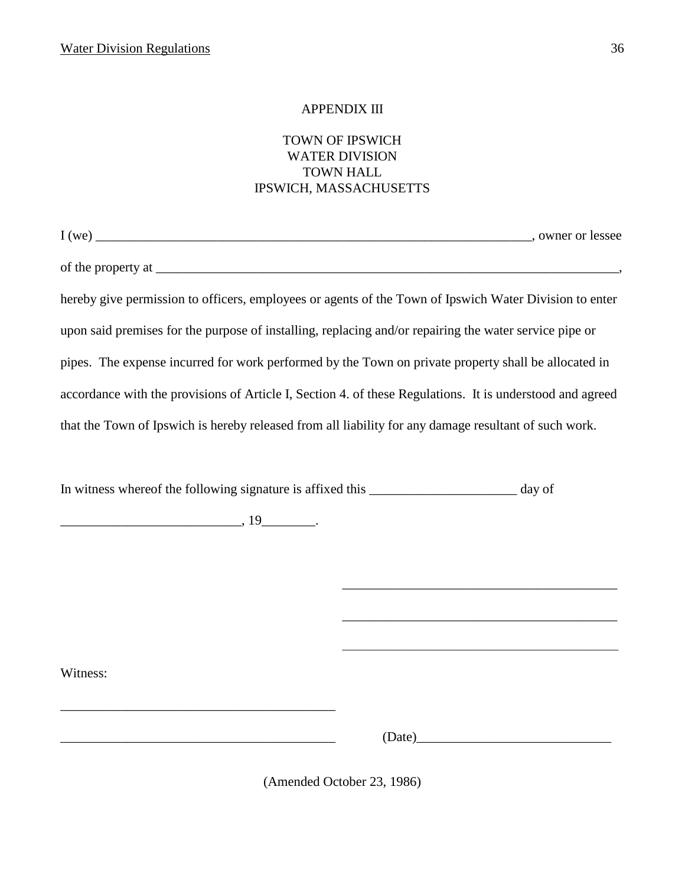APPENDIX III

TOWN OF IPSWICH
WATER DIVISION
TOWN HALL
IPSWICH, MASSACHUSETTS

I (we) ______________________________________________________________________, owner or lessee

of the property at __________________________________________________________________________,

hereby give permission to officers, employees or agents of the Town of Ipswich Water Division to enter upon said premises for the purpose of installing, replacing and/or repairing the water service pipe or pipes. The expense incurred for work performed by the Town on private property shall be allocated in accordance with the provisions of Article I, Section 4. of these Regulations. It is understood and agreed that the Town of Ipswich is hereby released from all liability for any damage resultant of such work.

In witness whereof the following signature is affixed this ______________________ day of

___________________________, 19________.

__________________________________________

__________________________________________

__________________________________________

Witness:

__________________________________________

__________________________________________ (Date)_____________________________

(Amended October 23, 1986)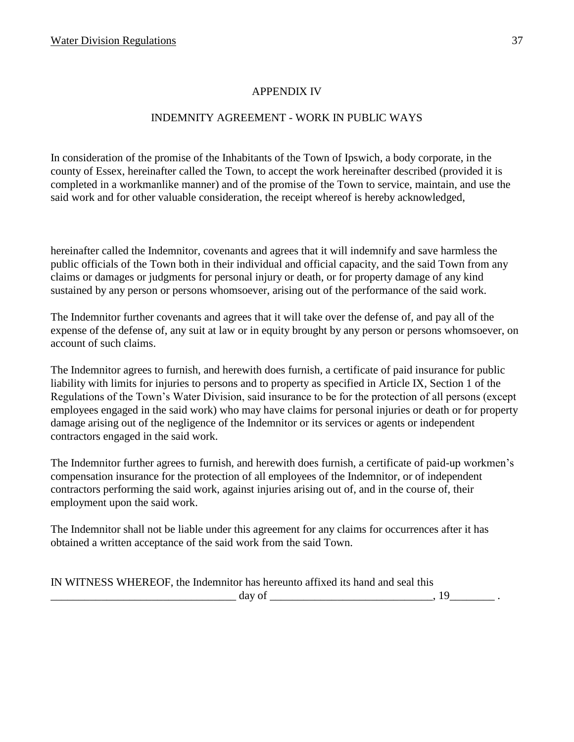# APPENDIX IV

## INDEMNITY AGREEMENT - WORK IN PUBLIC WAYS

In consideration of the promise of the Inhabitants of the Town of Ipswich, a body corporate, in the county of Essex, hereinafter called the Town, to accept the work hereinafter described (provided it is completed in a workmanlike manner) and of the promise of the Town to service, maintain, and use the said work and for other valuable consideration, the receipt whereof is hereby acknowledged,

hereinafter called the Indemnitor, covenants and agrees that it will indemnify and save harmless the public officials of the Town both in their individual and official capacity, and the said Town from any claims or damages or judgments for personal injury or death, or for property damage of any kind sustained by any person or persons whomsoever, arising out of the performance of the said work.

The Indemnitor further covenants and agrees that it will take over the defense of, and pay all of the expense of the defense of, any suit at law or in equity brought by any person or persons whomsoever, on account of such claims.

The Indemnitor agrees to furnish, and herewith does furnish, a certificate of paid insurance for public liability with limits for injuries to persons and to property as specified in Article IX, Section 1 of the Regulations of the Town's Water Division, said insurance to be for the protection of all persons (except employees engaged in the said work) who may have claims for personal injuries or death or for property damage arising out of the negligence of the Indemnitor or its services or agents or independent contractors engaged in the said work.

The Indemnitor further agrees to furnish, and herewith does furnish, a certificate of paid-up workmen's compensation insurance for the protection of all employees of the Indemnitor, or of independent contractors performing the said work, against injuries arising out of, and in the course of, their employment upon the said work.

The Indemnitor shall not be liable under this agreement for any claims for occurrences after it has obtained a written acceptance of the said work from the said Town.

IN WITNESS WHEREOF, the Indemnitor has hereunto affixed its hand and seal this _________________________________ day of _____________________________, 19________ .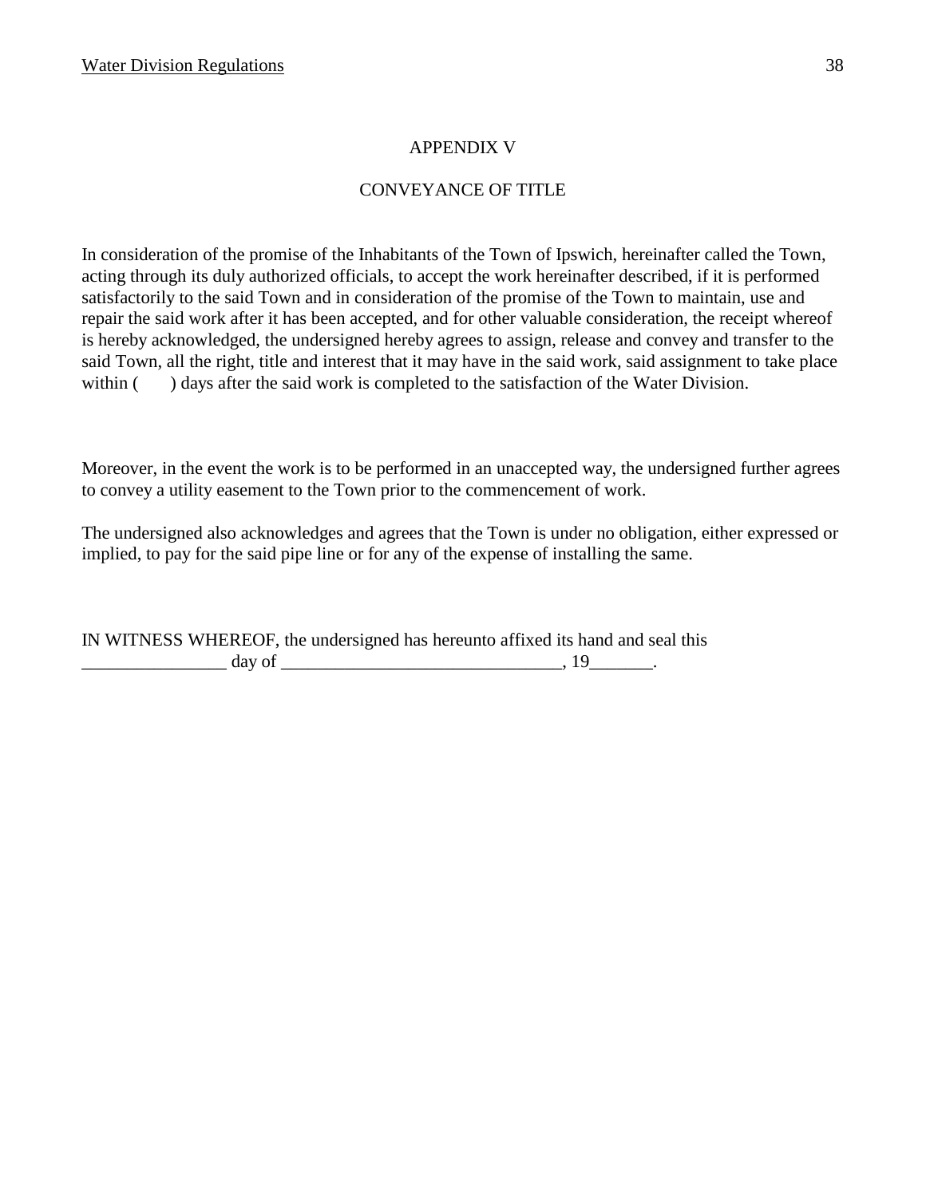# APPENDIX V

## CONVEYANCE OF TITLE

In consideration of the promise of the Inhabitants of the Town of Ipswich, hereinafter called the Town, acting through its duly authorized officials, to accept the work hereinafter described, if it is performed satisfactorily to the said Town and in consideration of the promise of the Town to maintain, use and repair the said work after it has been accepted, and for other valuable consideration, the receipt whereof is hereby acknowledged, the undersigned hereby agrees to assign, release and convey and transfer to the said Town, all the right, title and interest that it may have in the said work, said assignment to take place within (     ) days after the said work is completed to the satisfaction of the Water Division.

Moreover, in the event the work is to be performed in an unaccepted way, the undersigned further agrees to convey a utility easement to the Town prior to the commencement of work.

The undersigned also acknowledges and agrees that the Town is under no obligation, either expressed or implied, to pay for the said pipe line or for any of the expense of installing the same.

IN WITNESS WHEREOF, the undersigned has hereunto affixed its hand and seal this ________________ day of _______________________________, 19_______.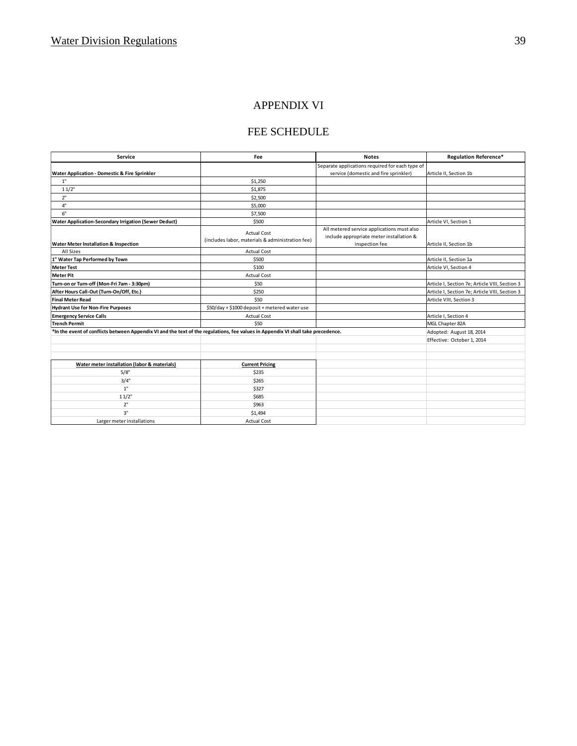# APPENDIX VI

## FEE SCHEDULE

| Service | Fee | Notes | Regulation Reference* |
|---|---|---|---|
| **Water Application - Domestic & Fire Sprinkler** | | Separate applications required for each type of service (domestic and fire sprinkler) | Article II, Section 1b |
| 1" | $1,250 | | |
| 1 1/2" | $1,875 | | |
| 2" | $2,500 | | |
| 4" | $5,000 | | |
| 6" | $7,500 | | |
| **Water Application-Secondary Irrigation (Sewer Deduct)** | $500 | | Article VI, Section 1 |
| **Water Meter Installation & Inspection** | Actual Cost (includes labor, materials & administration fee) | All metered service applications must also include appropriate meter installation & inspection fee | Article II, Section 1b |
| All Sizes | Actual Cost | | |
| **1" Water Tap Performed by Town** | $500 | | Article II, Section 1a |
| **Meter Test** | $100 | | Article VI, Section 4 |
| **Meter Pit** | Actual Cost | | |
| **Turn-on or Turn-off (Mon-Fri 7am - 3:30pm)** | $50 | | Article I, Section 7e; Article VIII, Section 3 |
| **After Hours Call-Out (Turn-On/Off, Etc.)** | $250 | | Article I, Section 7e; Article VIII, Section 3 |
| **Final Meter Read** | $50 | | Article VIII, Section 3 |
| **Hydrant Use for Non-Fire Purposes** | $50/day + $1000 deposit + metered water use | | |
| **Emergency Service Calls** | Actual Cost | | Article I, Section 4 |
| **Trench Permit** | $50 | | MGL Chapter 82A |

**\*In the event of conflicts between Appendix VI and the text of the regulations, fee values in Appendix VI shall take precedence.**

Adopted: August 18, 2014

Effective: October 1, 2014

| Water meter installation (labor & materials) | Current Pricing |
|---|---|
| 5/8" | $235 |
| 3/4" | $265 |
| 1" | $327 |
| 1 1/2" | $685 |
| 2" | $963 |
| 3" | $1,494 |
| Larger meter installations | Actual Cost |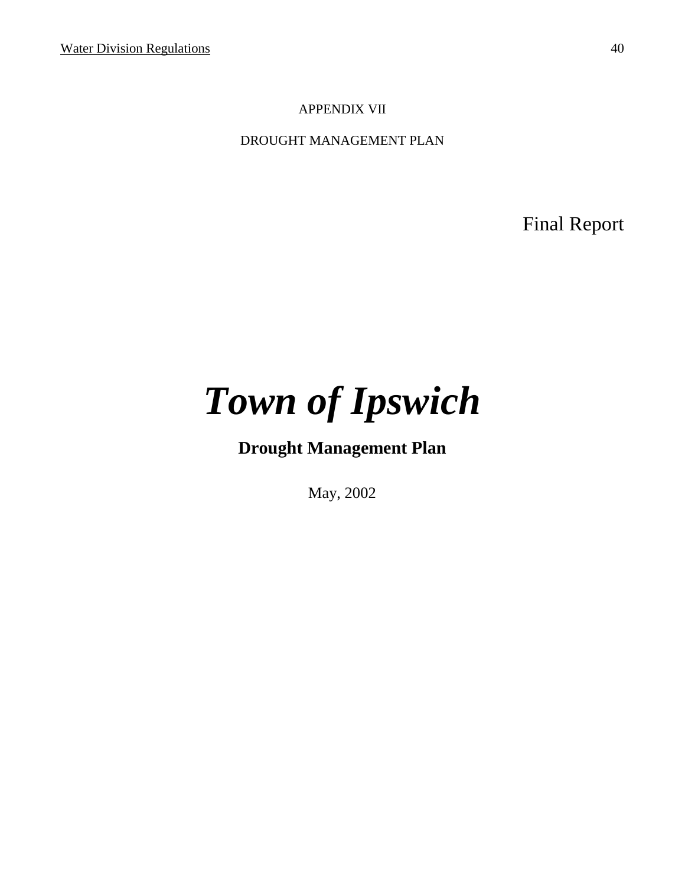APPENDIX VII

DROUGHT MANAGEMENT PLAN

Final Report

# *Town of Ipswich*

## **Drought Management Plan**

May, 2002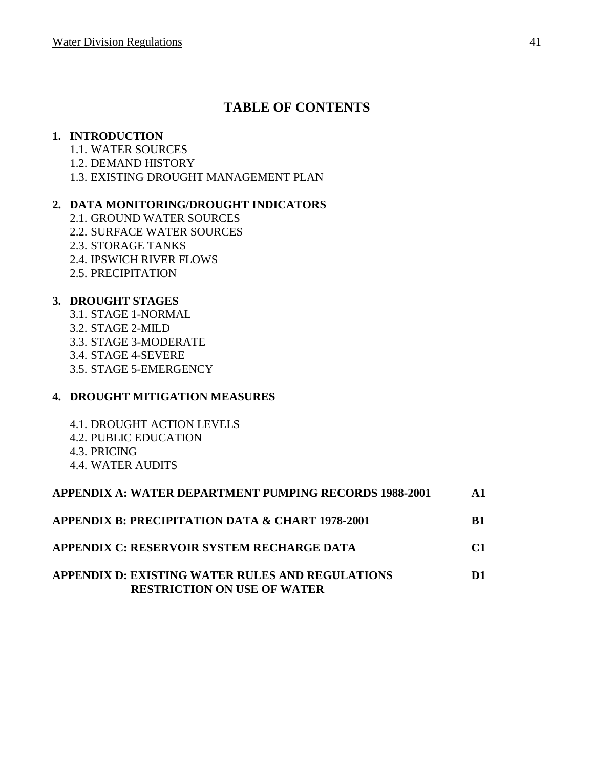# TABLE OF CONTENTS

**1. INTRODUCTION**

- 1.1. WATER SOURCES
- 1.2. DEMAND HISTORY
- 1.3. EXISTING DROUGHT MANAGEMENT PLAN

**2. DATA MONITORING/DROUGHT INDICATORS**

- 2.1. GROUND WATER SOURCES
- 2.2. SURFACE WATER SOURCES
- 2.3. STORAGE TANKS
- 2.4. IPSWICH RIVER FLOWS
- 2.5. PRECIPITATION

**3. DROUGHT STAGES**

- 3.1. STAGE 1-NORMAL
- 3.2. STAGE 2-MILD
- 3.3. STAGE 3-MODERATE
- 3.4. STAGE 4-SEVERE
- 3.5. STAGE 5-EMERGENCY

**4. DROUGHT MITIGATION MEASURES**

- 4.1. DROUGHT ACTION LEVELS
- 4.2. PUBLIC EDUCATION
- 4.3. PRICING
- 4.4. WATER AUDITS

| | |
|---|---|
| **APPENDIX A: WATER DEPARTMENT PUMPING RECORDS 1988-2001** | **A1** |
| **APPENDIX B: PRECIPITATION DATA & CHART 1978-2001** | **B1** |
| **APPENDIX C: RESERVOIR SYSTEM RECHARGE DATA** | **C1** |
| **APPENDIX D: EXISTING WATER RULES AND REGULATIONS RESTRICTION ON USE OF WATER** | **D1** |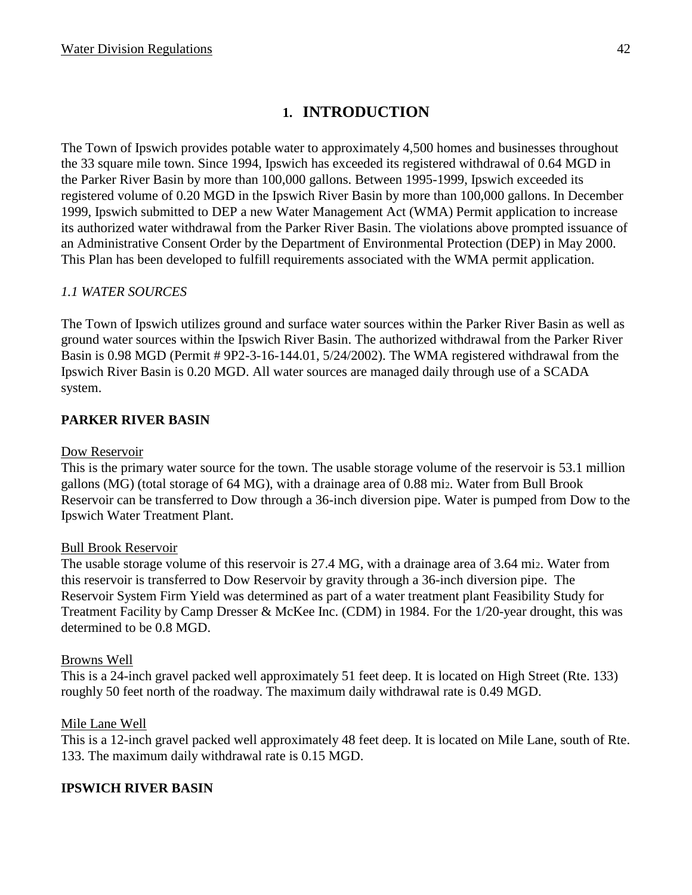# 1. INTRODUCTION

The Town of Ipswich provides potable water to approximately 4,500 homes and businesses throughout the 33 square mile town. Since 1994, Ipswich has exceeded its registered withdrawal of 0.64 MGD in the Parker River Basin by more than 100,000 gallons. Between 1995-1999, Ipswich exceeded its registered volume of 0.20 MGD in the Ipswich River Basin by more than 100,000 gallons. In December 1999, Ipswich submitted to DEP a new Water Management Act (WMA) Permit application to increase its authorized water withdrawal from the Parker River Basin. The violations above prompted issuance of an Administrative Consent Order by the Department of Environmental Protection (DEP) in May 2000. This Plan has been developed to fulfill requirements associated with the WMA permit application.

*1.1 WATER SOURCES*

The Town of Ipswich utilizes ground and surface water sources within the Parker River Basin as well as ground water sources within the Ipswich River Basin. The authorized withdrawal from the Parker River Basin is 0.98 MGD (Permit # 9P2-3-16-144.01, 5/24/2002). The WMA registered withdrawal from the Ipswich River Basin is 0.20 MGD. All water sources are managed daily through use of a SCADA system.

**PARKER RIVER BASIN**

Dow Reservoir

This is the primary water source for the town. The usable storage volume of the reservoir is 53.1 million gallons (MG) (total storage of 64 MG), with a drainage area of 0.88 $mi^2$. Water from Bull Brook Reservoir can be transferred to Dow through a 36-inch diversion pipe. Water is pumped from Dow to the Ipswich Water Treatment Plant.

Bull Brook Reservoir

The usable storage volume of this reservoir is 27.4 MG, with a drainage area of 3.64 $mi^2$. Water from this reservoir is transferred to Dow Reservoir by gravity through a 36-inch diversion pipe. The Reservoir System Firm Yield was determined as part of a water treatment plant Feasibility Study for Treatment Facility by Camp Dresser & McKee Inc. (CDM) in 1984. For the 1/20-year drought, this was determined to be 0.8 MGD.

Browns Well

This is a 24-inch gravel packed well approximately 51 feet deep. It is located on High Street (Rte. 133) roughly 50 feet north of the roadway. The maximum daily withdrawal rate is 0.49 MGD.

Mile Lane Well

This is a 12-inch gravel packed well approximately 48 feet deep. It is located on Mile Lane, south of Rte. 133. The maximum daily withdrawal rate is 0.15 MGD.

**IPSWICH RIVER BASIN**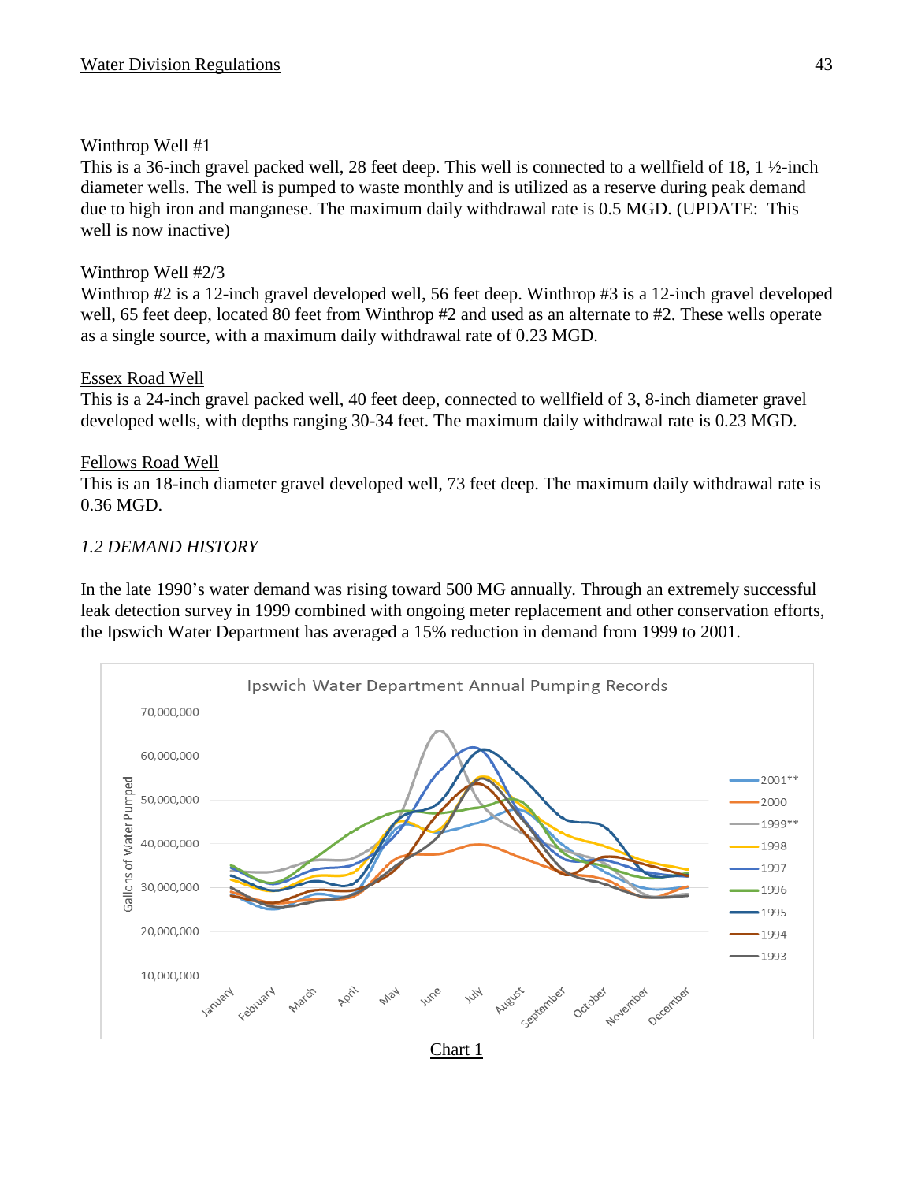Winthrop Well #1

This is a 36-inch gravel packed well, 28 feet deep. This well is connected to a wellfield of 18, 1 ½-inch diameter wells. The well is pumped to waste monthly and is utilized as a reserve during peak demand due to high iron and manganese. The maximum daily withdrawal rate is 0.5 MGD. (UPDATE: This well is now inactive)

Winthrop Well #2/3

Winthrop #2 is a 12-inch gravel developed well, 56 feet deep. Winthrop #3 is a 12-inch gravel developed well, 65 feet deep, located 80 feet from Winthrop #2 and used as an alternate to #2. These wells operate as a single source, with a maximum daily withdrawal rate of 0.23 MGD.

Essex Road Well

This is a 24-inch gravel packed well, 40 feet deep, connected to wellfield of 3, 8-inch diameter gravel developed wells, with depths ranging 30-34 feet. The maximum daily withdrawal rate is 0.23 MGD.

Fellows Road Well

This is an 18-inch diameter gravel developed well, 73 feet deep. The maximum daily withdrawal rate is 0.36 MGD.

*1.2 DEMAND HISTORY*

In the late 1990's water demand was rising toward 500 MG annually. Through an extremely successful leak detection survey in 1999 combined with ongoing meter replacement and other conservation efforts, the Ipswich Water Department has averaged a 15% reduction in demand from 1999 to 2001.

Ipswich Water Department Annual Pumping Records

Chart 1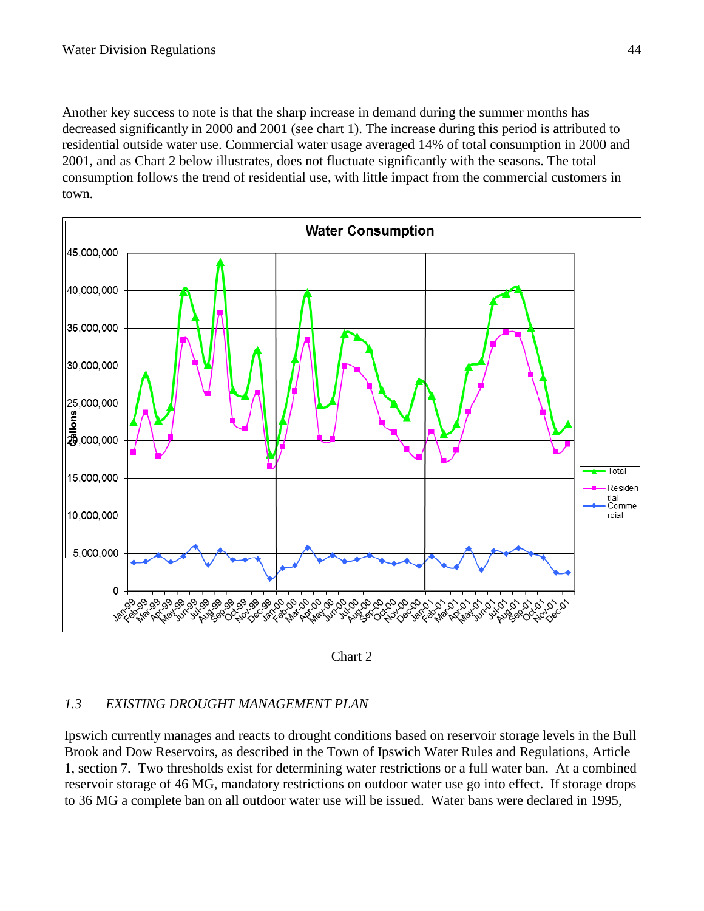Another key success to note is that the sharp increase in demand during the summer months has decreased significantly in 2000 and 2001 (see chart 1). The increase during this period is attributed to residential outside water use. Commercial water usage averaged 14% of total consumption in 2000 and 2001, and as Chart 2 below illustrates, does not fluctuate significantly with the seasons. The total consumption follows the trend of residential use, with little impact from the commercial customers in town.

Chart 2

### 1.3 *EXISTING DROUGHT MANAGEMENT PLAN*

Ipswich currently manages and reacts to drought conditions based on reservoir storage levels in the Bull Brook and Dow Reservoirs, as described in the Town of Ipswich Water Rules and Regulations, Article 1, section 7. Two thresholds exist for determining water restrictions or a full water ban. At a combined reservoir storage of 46 MG, mandatory restrictions on outdoor water use go into effect. If storage drops to 36 MG a complete ban on all outdoor water use will be issued. Water bans were declared in 1995,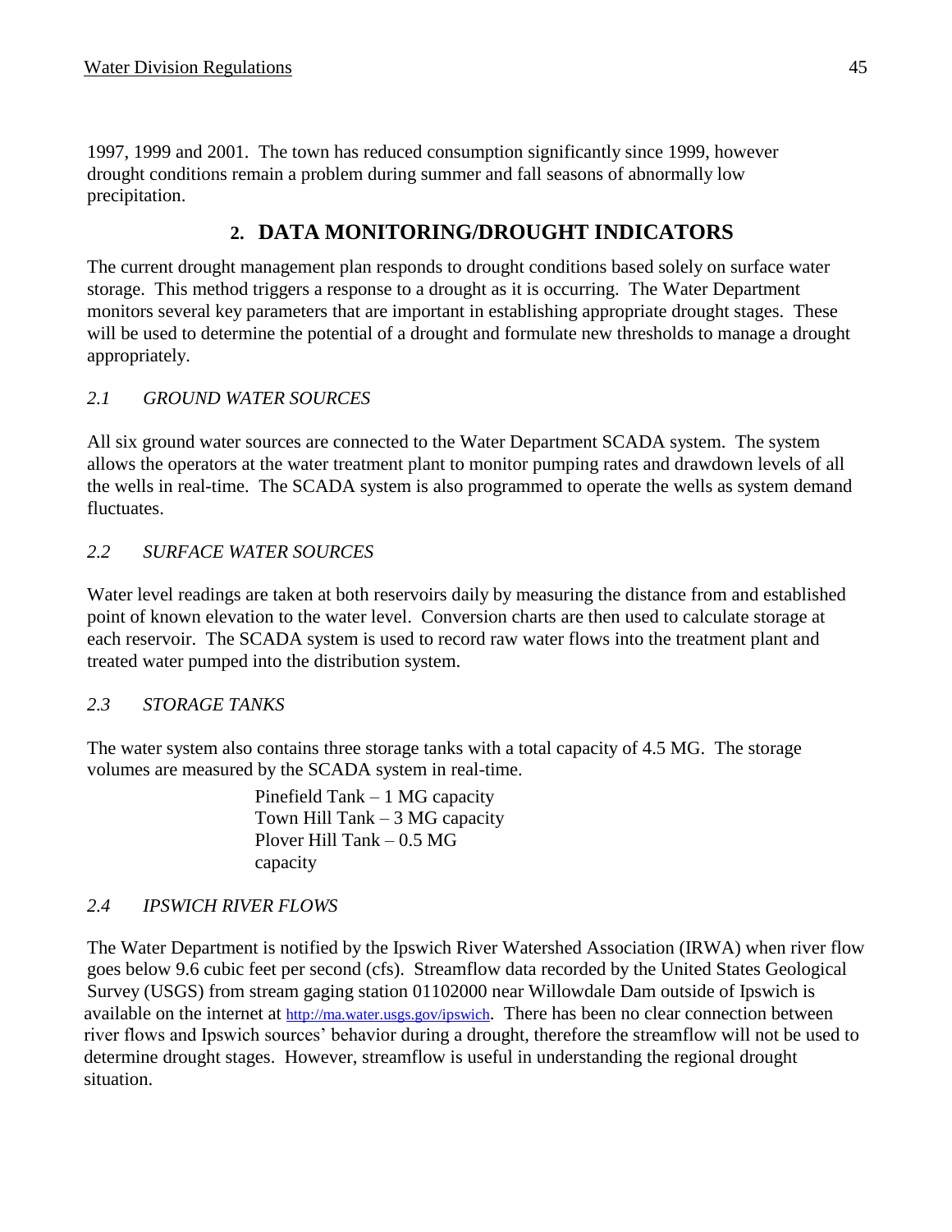1997, 1999 and 2001. The town has reduced consumption significantly since 1999, however drought conditions remain a problem during summer and fall seasons of abnormally low precipitation.

## 2. DATA MONITORING/DROUGHT INDICATORS

The current drought management plan responds to drought conditions based solely on surface water storage. This method triggers a response to a drought as it is occurring. The Water Department monitors several key parameters that are important in establishing appropriate drought stages. These will be used to determine the potential of a drought and formulate new thresholds to manage a drought appropriately.

### *2.1 GROUND WATER SOURCES*

All six ground water sources are connected to the Water Department SCADA system. The system allows the operators at the water treatment plant to monitor pumping rates and drawdown levels of all the wells in real-time. The SCADA system is also programmed to operate the wells as system demand fluctuates.

### *2.2 SURFACE WATER SOURCES*

Water level readings are taken at both reservoirs daily by measuring the distance from and established point of known elevation to the water level. Conversion charts are then used to calculate storage at each reservoir. The SCADA system is used to record raw water flows into the treatment plant and treated water pumped into the distribution system.

### *2.3 STORAGE TANKS*

The water system also contains three storage tanks with a total capacity of 4.5 MG. The storage volumes are measured by the SCADA system in real-time.

Pinefield Tank – 1 MG capacity
Town Hill Tank – 3 MG capacity
Plover Hill Tank – 0.5 MG capacity

### *2.4 IPSWICH RIVER FLOWS*

The Water Department is notified by the Ipswich River Watershed Association (IRWA) when river flow goes below 9.6 cubic feet per second (cfs). Streamflow data recorded by the United States Geological Survey (USGS) from stream gaging station 01102000 near Willowdale Dam outside of Ipswich is available on the internet at http://ma.water.usgs.gov/ipswich. There has been no clear connection between river flows and Ipswich sources' behavior during a drought, therefore the streamflow will not be used to determine drought stages. However, streamflow is useful in understanding the regional drought situation.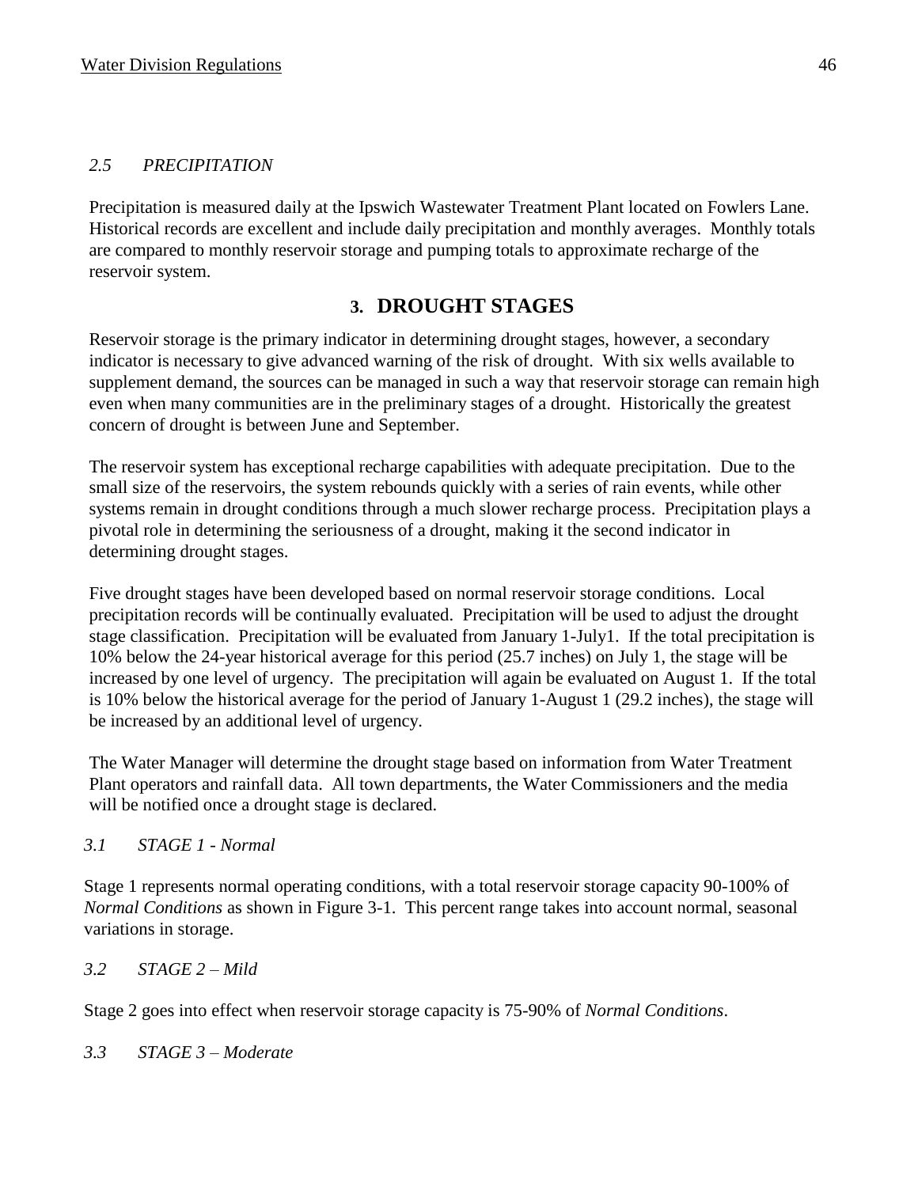### *2.5 PRECIPITATION*

Precipitation is measured daily at the Ipswich Wastewater Treatment Plant located on Fowlers Lane. Historical records are excellent and include daily precipitation and monthly averages. Monthly totals are compared to monthly reservoir storage and pumping totals to approximate recharge of the reservoir system.

## 3. DROUGHT STAGES

Reservoir storage is the primary indicator in determining drought stages, however, a secondary indicator is necessary to give advanced warning of the risk of drought. With six wells available to supplement demand, the sources can be managed in such a way that reservoir storage can remain high even when many communities are in the preliminary stages of a drought. Historically the greatest concern of drought is between June and September.

The reservoir system has exceptional recharge capabilities with adequate precipitation. Due to the small size of the reservoirs, the system rebounds quickly with a series of rain events, while other systems remain in drought conditions through a much slower recharge process. Precipitation plays a pivotal role in determining the seriousness of a drought, making it the second indicator in determining drought stages.

Five drought stages have been developed based on normal reservoir storage conditions. Local precipitation records will be continually evaluated. Precipitation will be used to adjust the drought stage classification. Precipitation will be evaluated from January 1-July1. If the total precipitation is 10% below the 24-year historical average for this period (25.7 inches) on July 1, the stage will be increased by one level of urgency. The precipitation will again be evaluated on August 1. If the total is 10% below the historical average for the period of January 1-August 1 (29.2 inches), the stage will be increased by an additional level of urgency.

The Water Manager will determine the drought stage based on information from Water Treatment Plant operators and rainfall data. All town departments, the Water Commissioners and the media will be notified once a drought stage is declared.

### *3.1 STAGE 1 - Normal*

Stage 1 represents normal operating conditions, with a total reservoir storage capacity 90-100% of *Normal Conditions* as shown in Figure 3-1. This percent range takes into account normal, seasonal variations in storage.

### *3.2 STAGE 2 – Mild*

Stage 2 goes into effect when reservoir storage capacity is 75-90% of *Normal Conditions*.

### *3.3 STAGE 3 – Moderate*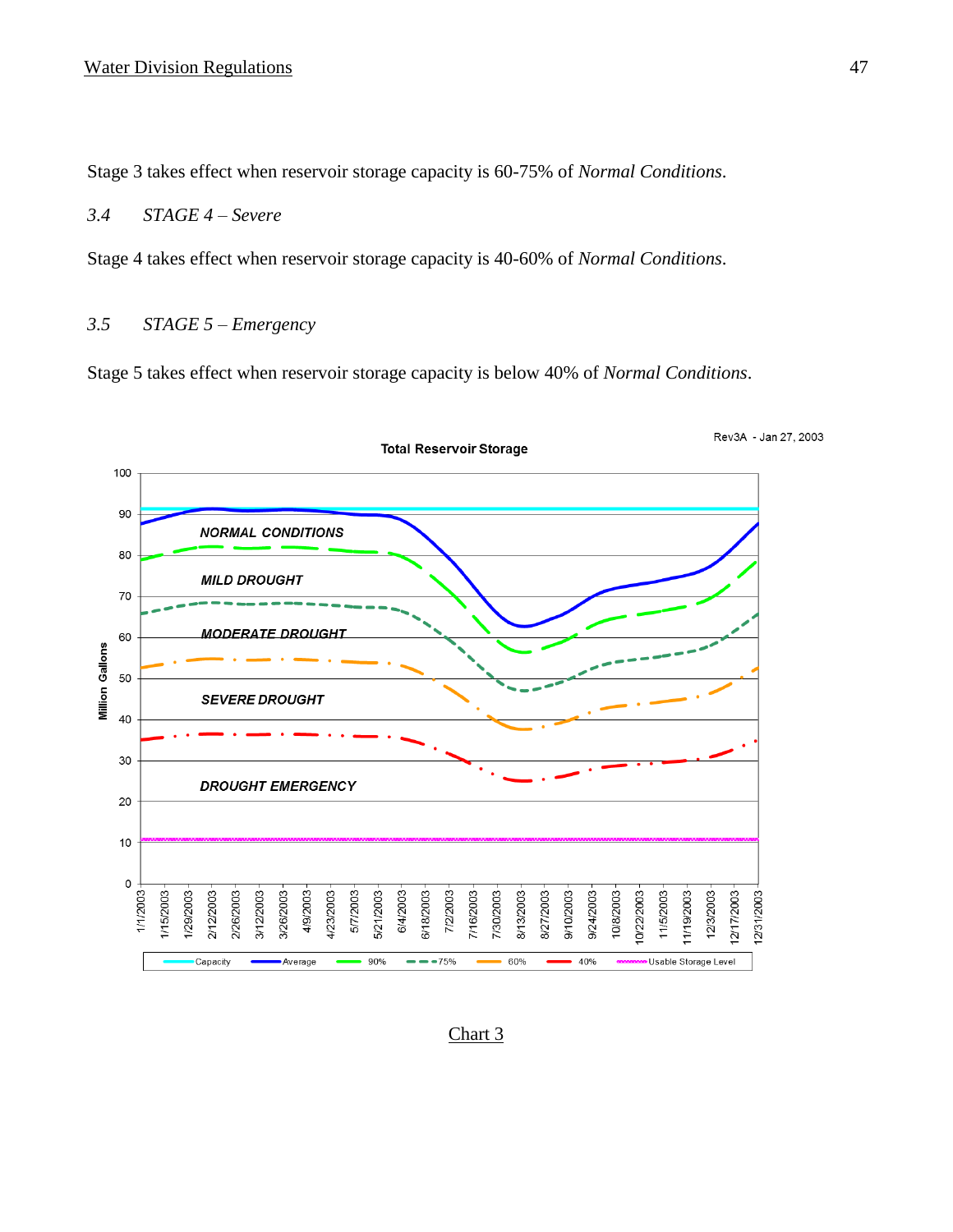Stage 3 takes effect when reservoir storage capacity is 60-75% of *Normal Conditions*.

### *3.4 STAGE 4 – Severe*

Stage 4 takes effect when reservoir storage capacity is 40-60% of *Normal Conditions*.

### *3.5 STAGE 5 – Emergency*

Stage 5 takes effect when reservoir storage capacity is below 40% of *Normal Conditions*.

Rev3A - Jan 27, 2003

**Total Reservoir Storage**

Million Gallons

NORMAL CONDITIONS

MILD DROUGHT

MODERATE DROUGHT

SEVERE DROUGHT

DROUGHT EMERGENCY

Legend: Capacity, Average, 90%, 75%, 60%, 40%, Usable Storage Level

Chart 3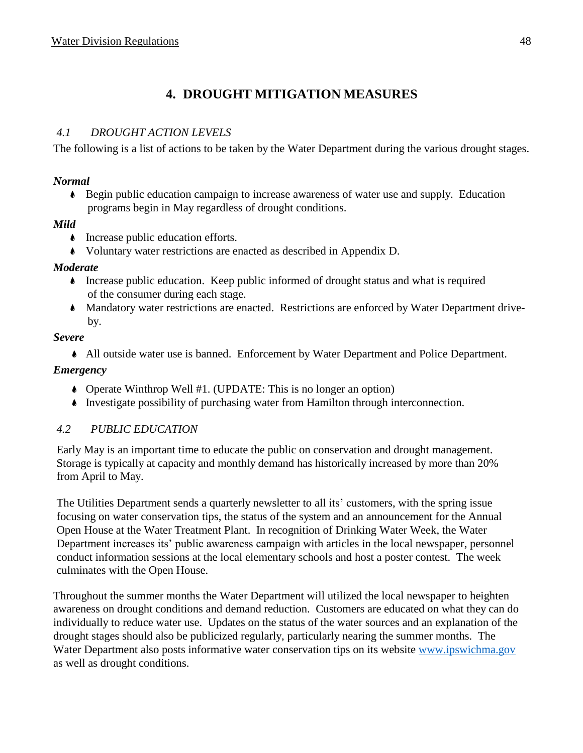# 4. DROUGHT MITIGATION MEASURES

## *4.1 DROUGHT ACTION LEVELS*

The following is a list of actions to be taken by the Water Department during the various drought stages.

***Normal***

- Begin public education campaign to increase awareness of water use and supply. Education programs begin in May regardless of drought conditions.

***Mild***

- Increase public education efforts.
- Voluntary water restrictions are enacted as described in Appendix D.

***Moderate***

- Increase public education. Keep public informed of drought status and what is required of the consumer during each stage.
- Mandatory water restrictions are enacted. Restrictions are enforced by Water Department drive-by.

***Severe***

- All outside water use is banned. Enforcement by Water Department and Police Department.

***Emergency***

- Operate Winthrop Well #1. (UPDATE: This is no longer an option)
- Investigate possibility of purchasing water from Hamilton through interconnection.

## *4.2 PUBLIC EDUCATION*

Early May is an important time to educate the public on conservation and drought management. Storage is typically at capacity and monthly demand has historically increased by more than 20% from April to May.

The Utilities Department sends a quarterly newsletter to all its' customers, with the spring issue focusing on water conservation tips, the status of the system and an announcement for the Annual Open House at the Water Treatment Plant. In recognition of Drinking Water Week, the Water Department increases its' public awareness campaign with articles in the local newspaper, personnel conduct information sessions at the local elementary schools and host a poster contest. The week culminates with the Open House.

Throughout the summer months the Water Department will utilized the local newspaper to heighten awareness on drought conditions and demand reduction. Customers are educated on what they can do individually to reduce water use. Updates on the status of the water sources and an explanation of the drought stages should also be publicized regularly, particularly nearing the summer months. The Water Department also posts informative water conservation tips on its website [www.ipswichma.gov](http://www.ipswichma.gov) as well as drought conditions.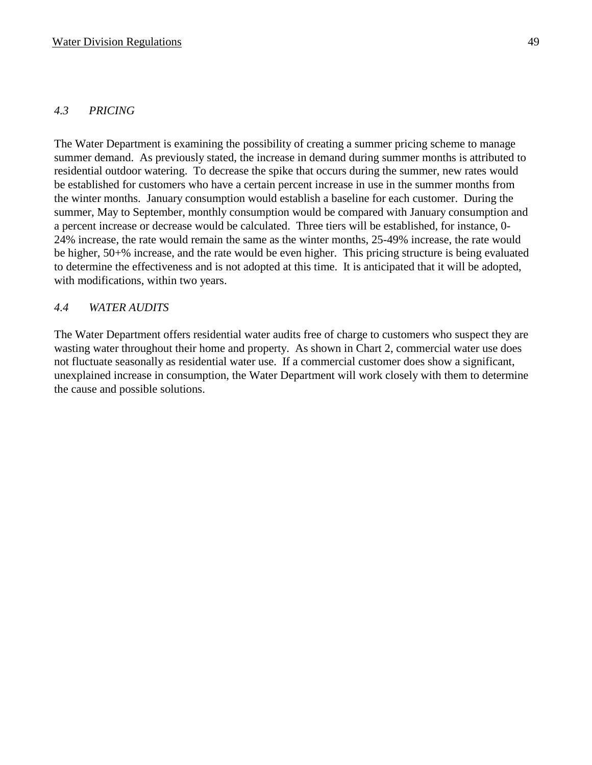### *4.3 PRICING*

The Water Department is examining the possibility of creating a summer pricing scheme to manage summer demand. As previously stated, the increase in demand during summer months is attributed to residential outdoor watering. To decrease the spike that occurs during the summer, new rates would be established for customers who have a certain percent increase in use in the summer months from the winter months. January consumption would establish a baseline for each customer. During the summer, May to September, monthly consumption would be compared with January consumption and a percent increase or decrease would be calculated. Three tiers will be established, for instance, 0-24% increase, the rate would remain the same as the winter months, 25-49% increase, the rate would be higher, 50+% increase, and the rate would be even higher. This pricing structure is being evaluated to determine the effectiveness and is not adopted at this time. It is anticipated that it will be adopted, with modifications, within two years.

### *4.4 WATER AUDITS*

The Water Department offers residential water audits free of charge to customers who suspect they are wasting water throughout their home and property. As shown in Chart 2, commercial water use does not fluctuate seasonally as residential water use. If a commercial customer does show a significant, unexplained increase in consumption, the Water Department will work closely with them to determine the cause and possible solutions.